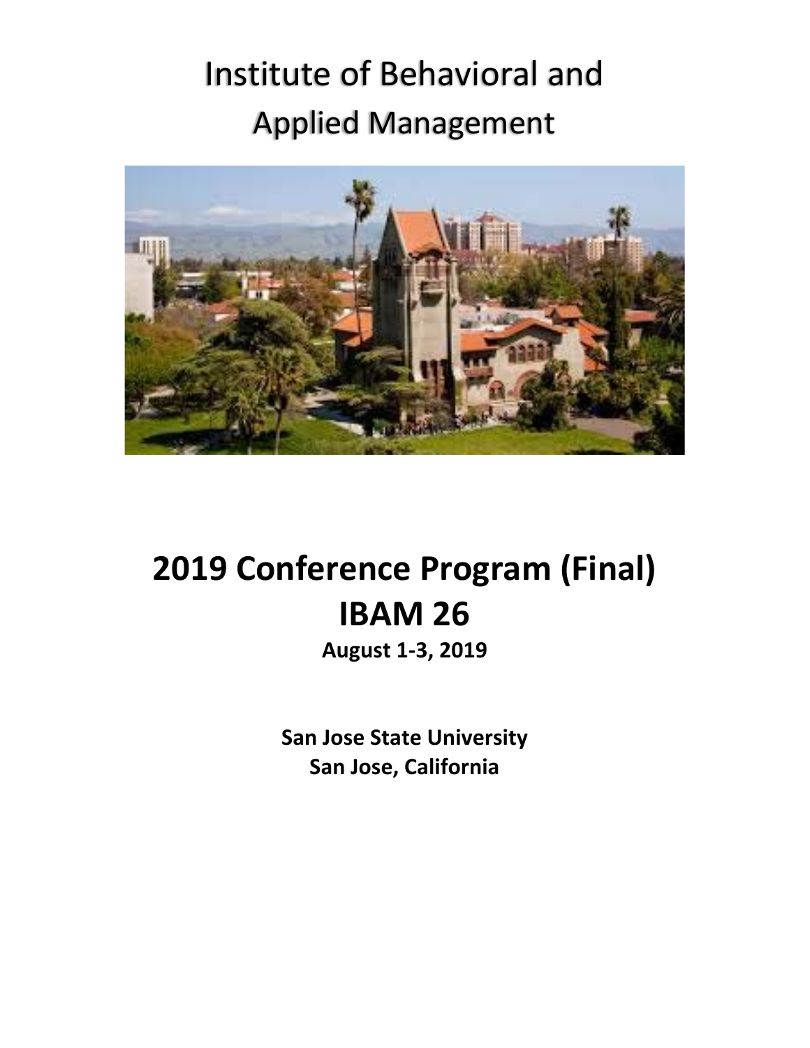# Institute of Behavioral and Applied Management

# 2019 Conference Program (Final)

# IBAM 26

**August 1-3, 2019**

**San Jose State University**
**San Jose, California**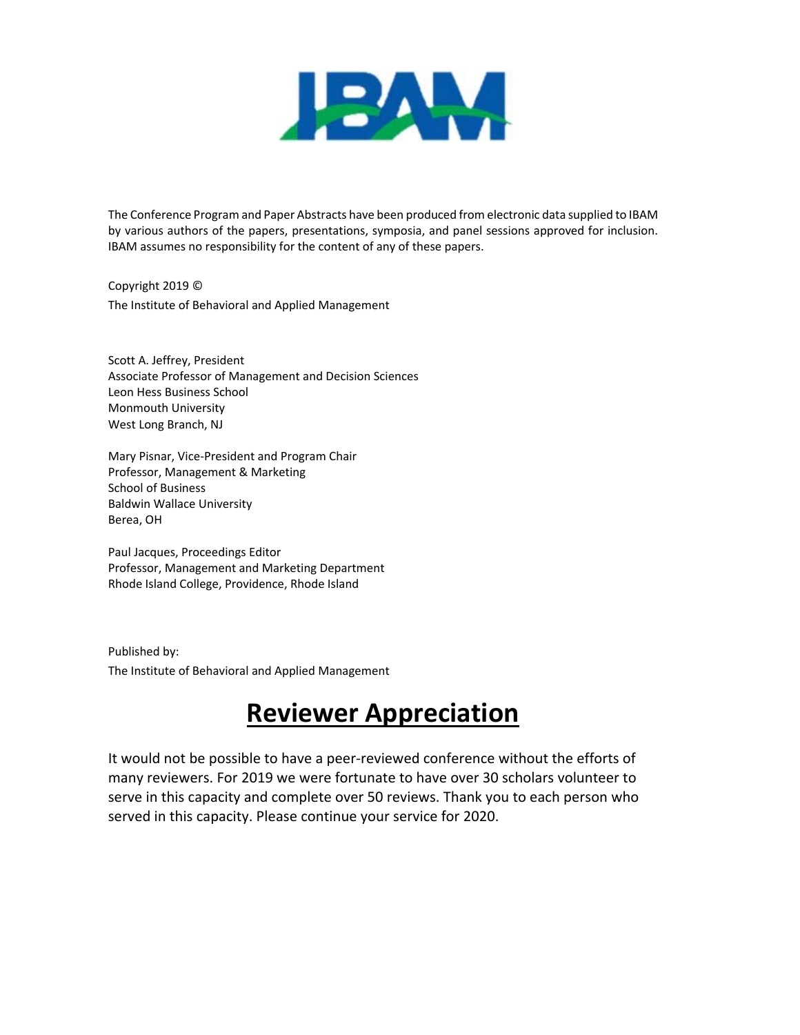The Conference Program and Paper Abstracts have been produced from electronic data supplied to IBAM by various authors of the papers, presentations, symposia, and panel sessions approved for inclusion. IBAM assumes no responsibility for the content of any of these papers.

Copyright 2019 ©
The Institute of Behavioral and Applied Management

Scott A. Jeffrey, President
Associate Professor of Management and Decision Sciences
Leon Hess Business School
Monmouth University
West Long Branch, NJ

Mary Pisnar, Vice-President and Program Chair
Professor, Management & Marketing
School of Business
Baldwin Wallace University
Berea, OH

Paul Jacques, Proceedings Editor
Professor, Management and Marketing Department
Rhode Island College, Providence, Rhode Island

Published by:
The Institute of Behavioral and Applied Management

# Reviewer Appreciation

It would not be possible to have a peer-reviewed conference without the efforts of many reviewers. For 2019 we were fortunate to have over 30 scholars volunteer to serve in this capacity and complete over 50 reviews. Thank you to each person who served in this capacity. Please continue your service for 2020.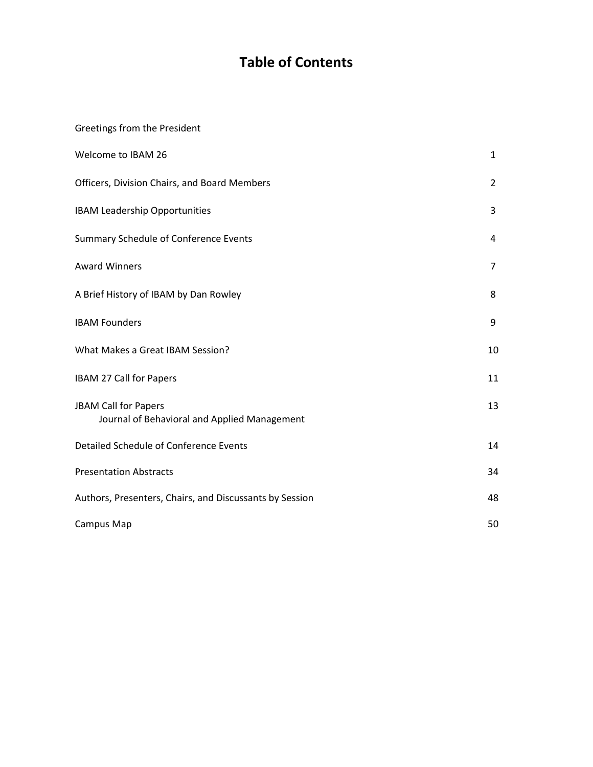# Table of Contents

| | |
|---|---|
| Greetings from the President | |
| Welcome to IBAM 26 | 1 |
| Officers, Division Chairs, and Board Members | 2 |
| IBAM Leadership Opportunities | 3 |
| Summary Schedule of Conference Events | 4 |
| Award Winners | 7 |
| A Brief History of IBAM by Dan Rowley | 8 |
| IBAM Founders | 9 |
| What Makes a Great IBAM Session? | 10 |
| IBAM 27 Call for Papers | 11 |
| JBAM Call for Papers<br>Journal of Behavioral and Applied Management | 13 |
| Detailed Schedule of Conference Events | 14 |
| Presentation Abstracts | 34 |
| Authors, Presenters, Chairs, and Discussants by Session | 48 |
| Campus Map | 50 |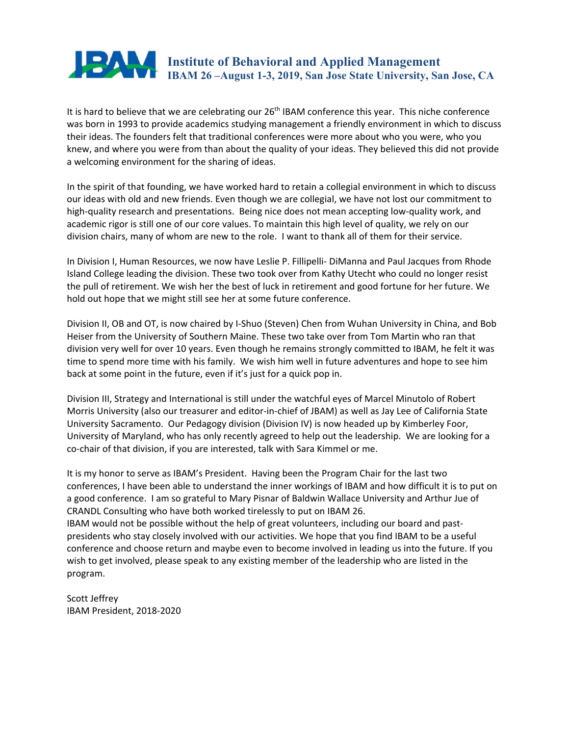# Institute of Behavioral and Applied Management

## IBAM 26 –August 1-3, 2019, San Jose State University, San Jose, CA

It is hard to believe that we are celebrating our 26th IBAM conference this year. This niche conference was born in 1993 to provide academics studying management a friendly environment in which to discuss their ideas. The founders felt that traditional conferences were more about who you were, who you knew, and where you were from than about the quality of your ideas. They believed this did not provide a welcoming environment for the sharing of ideas.

In the spirit of that founding, we have worked hard to retain a collegial environment in which to discuss our ideas with old and new friends. Even though we are collegial, we have not lost our commitment to high-quality research and presentations. Being nice does not mean accepting low-quality work, and academic rigor is still one of our core values. To maintain this high level of quality, we rely on our division chairs, many of whom are new to the role. I want to thank all of them for their service.

In Division I, Human Resources, we now have Leslie P. Fillipelli- DiManna and Paul Jacques from Rhode Island College leading the division. These two took over from Kathy Utecht who could no longer resist the pull of retirement. We wish her the best of luck in retirement and good fortune for her future. We hold out hope that we might still see her at some future conference.

Division II, OB and OT, is now chaired by I-Shuo (Steven) Chen from Wuhan University in China, and Bob Heiser from the University of Southern Maine. These two take over from Tom Martin who ran that division very well for over 10 years. Even though he remains strongly committed to IBAM, he felt it was time to spend more time with his family. We wish him well in future adventures and hope to see him back at some point in the future, even if it's just for a quick pop in.

Division III, Strategy and International is still under the watchful eyes of Marcel Minutolo of Robert Morris University (also our treasurer and editor-in-chief of JBAM) as well as Jay Lee of California State University Sacramento. Our Pedagogy division (Division IV) is now headed up by Kimberley Foor, University of Maryland, who has only recently agreed to help out the leadership. We are looking for a co-chair of that division, if you are interested, talk with Sara Kimmel or me.

It is my honor to serve as IBAM's President. Having been the Program Chair for the last two conferences, I have been able to understand the inner workings of IBAM and how difficult it is to put on a good conference. I am so grateful to Mary Pisnar of Baldwin Wallace University and Arthur Jue of CRANDL Consulting who have both worked tirelessly to put on IBAM 26.

IBAM would not be possible without the help of great volunteers, including our board and past-presidents who stay closely involved with our activities. We hope that you find IBAM to be a useful conference and choose return and maybe even to become involved in leading us into the future. If you wish to get involved, please speak to any existing member of the leadership who are listed in the program.

Scott Jeffrey
IBAM President, 2018-2020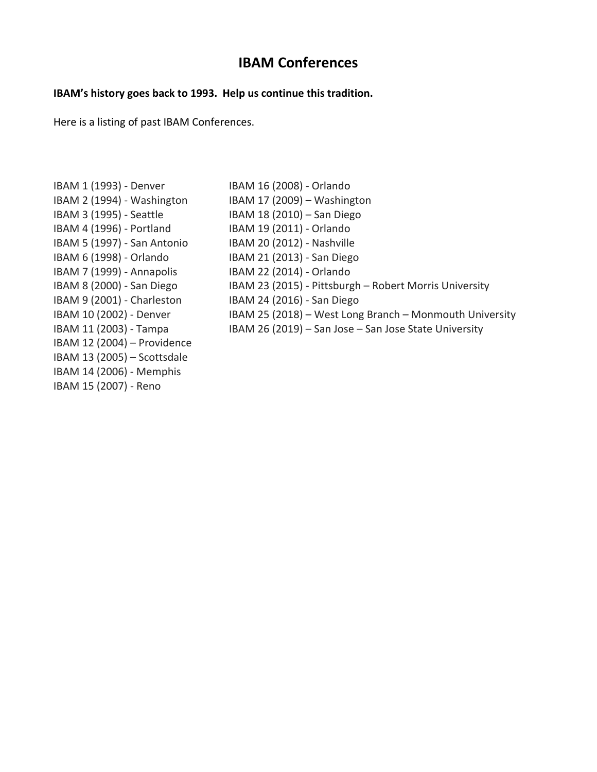# IBAM Conferences

**IBAM's history goes back to 1993. Help us continue this tradition.**

Here is a listing of past IBAM Conferences.

IBAM 1 (1993) - Denver
IBAM 2 (1994) - Washington
IBAM 3 (1995) - Seattle
IBAM 4 (1996) - Portland
IBAM 5 (1997) - San Antonio
IBAM 6 (1998) - Orlando
IBAM 7 (1999) - Annapolis
IBAM 8 (2000) - San Diego
IBAM 9 (2001) - Charleston
IBAM 10 (2002) - Denver
IBAM 11 (2003) - Tampa
IBAM 12 (2004) – Providence
IBAM 13 (2005) – Scottsdale
IBAM 14 (2006) - Memphis
IBAM 15 (2007) - Reno
IBAM 16 (2008) - Orlando
IBAM 17 (2009) – Washington
IBAM 18 (2010) – San Diego
IBAM 19 (2011) - Orlando
IBAM 20 (2012) - Nashville
IBAM 21 (2013) - San Diego
IBAM 22 (2014) - Orlando
IBAM 23 (2015) - Pittsburgh – Robert Morris University
IBAM 24 (2016) - San Diego
IBAM 25 (2018) – West Long Branch – Monmouth University
IBAM 26 (2019) – San Jose – San Jose State University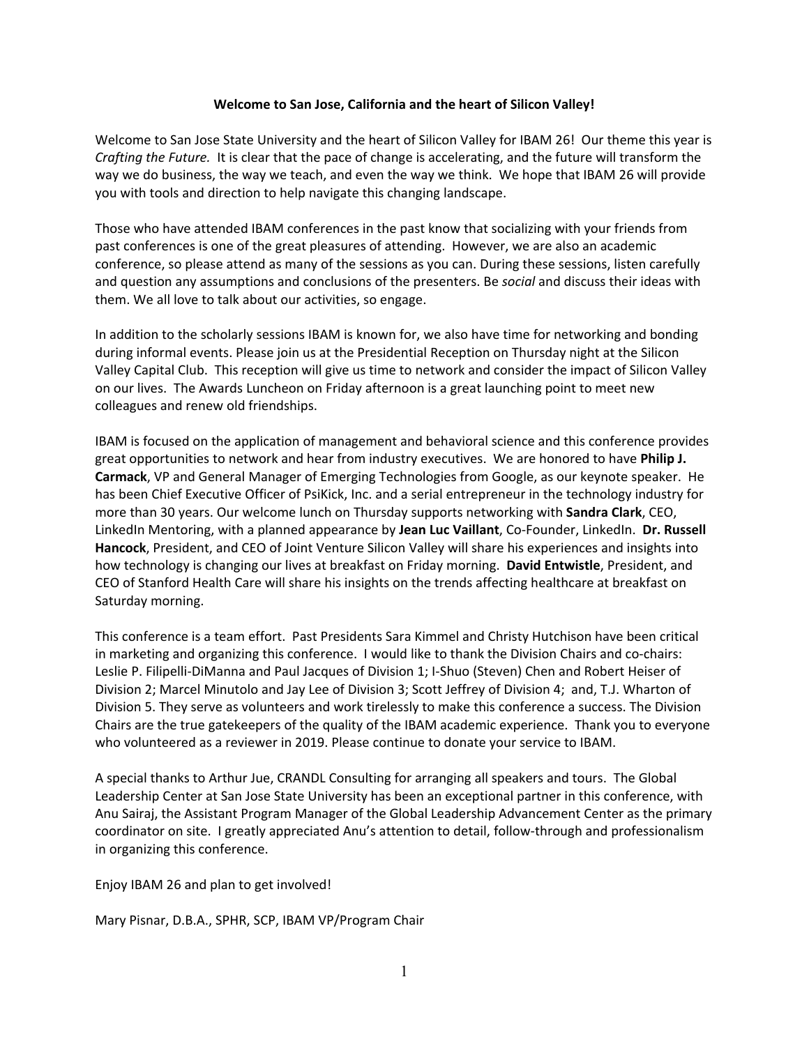**Welcome to San Jose, California and the heart of Silicon Valley!**

Welcome to San Jose State University and the heart of Silicon Valley for IBAM 26! Our theme this year is *Crafting the Future.* It is clear that the pace of change is accelerating, and the future will transform the way we do business, the way we teach, and even the way we think. We hope that IBAM 26 will provide you with tools and direction to help navigate this changing landscape.

Those who have attended IBAM conferences in the past know that socializing with your friends from past conferences is one of the great pleasures of attending. However, we are also an academic conference, so please attend as many of the sessions as you can. During these sessions, listen carefully and question any assumptions and conclusions of the presenters. Be *social* and discuss their ideas with them. We all love to talk about our activities, so engage.

In addition to the scholarly sessions IBAM is known for, we also have time for networking and bonding during informal events. Please join us at the Presidential Reception on Thursday night at the Silicon Valley Capital Club. This reception will give us time to network and consider the impact of Silicon Valley on our lives. The Awards Luncheon on Friday afternoon is a great launching point to meet new colleagues and renew old friendships.

IBAM is focused on the application of management and behavioral science and this conference provides great opportunities to network and hear from industry executives. We are honored to have **Philip J. Carmack**, VP and General Manager of Emerging Technologies from Google, as our keynote speaker. He has been Chief Executive Officer of PsiKick, Inc. and a serial entrepreneur in the technology industry for more than 30 years. Our welcome lunch on Thursday supports networking with **Sandra Clark**, CEO, LinkedIn Mentoring, with a planned appearance by **Jean Luc Vaillant**, Co-Founder, LinkedIn. **Dr. Russell Hancock**, President, and CEO of Joint Venture Silicon Valley will share his experiences and insights into how technology is changing our lives at breakfast on Friday morning. **David Entwistle**, President, and CEO of Stanford Health Care will share his insights on the trends affecting healthcare at breakfast on Saturday morning.

This conference is a team effort. Past Presidents Sara Kimmel and Christy Hutchison have been critical in marketing and organizing this conference. I would like to thank the Division Chairs and co-chairs: Leslie P. Filipelli-DiManna and Paul Jacques of Division 1; I-Shuo (Steven) Chen and Robert Heiser of Division 2; Marcel Minutolo and Jay Lee of Division 3; Scott Jeffrey of Division 4; and, T.J. Wharton of Division 5. They serve as volunteers and work tirelessly to make this conference a success. The Division Chairs are the true gatekeepers of the quality of the IBAM academic experience. Thank you to everyone who volunteered as a reviewer in 2019. Please continue to donate your service to IBAM.

A special thanks to Arthur Jue, CRANDL Consulting for arranging all speakers and tours. The Global Leadership Center at San Jose State University has been an exceptional partner in this conference, with Anu Sairaj, the Assistant Program Manager of the Global Leadership Advancement Center as the primary coordinator on site. I greatly appreciated Anu's attention to detail, follow-through and professionalism in organizing this conference.

Enjoy IBAM 26 and plan to get involved!

Mary Pisnar, D.B.A., SPHR, SCP, IBAM VP/Program Chair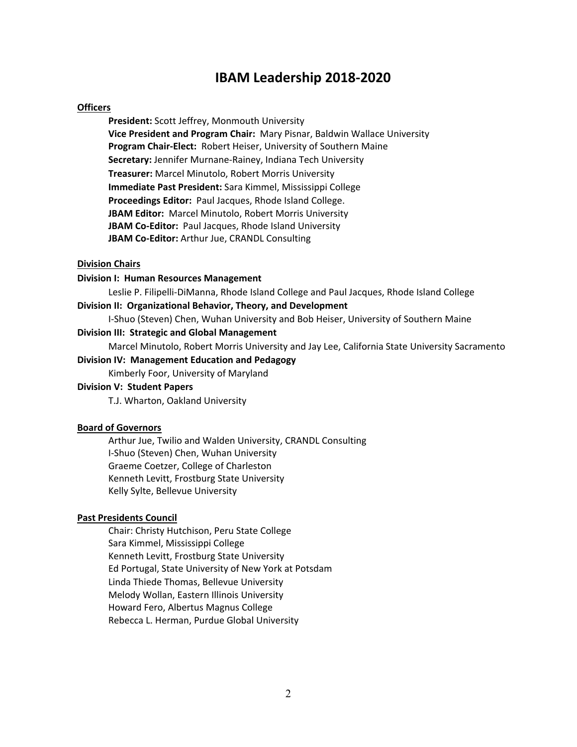# IBAM Leadership 2018-2020

**Officers**

**President:** Scott Jeffrey, Monmouth University
**Vice President and Program Chair:** Mary Pisnar, Baldwin Wallace University
**Program Chair-Elect:** Robert Heiser, University of Southern Maine
**Secretary:** Jennifer Murnane-Rainey, Indiana Tech University
**Treasurer:** Marcel Minutolo, Robert Morris University
**Immediate Past President:** Sara Kimmel, Mississippi College
**Proceedings Editor:** Paul Jacques, Rhode Island College.
**JBAM Editor:** Marcel Minutolo, Robert Morris University
**JBAM Co-Editor:** Paul Jacques, Rhode Island University
**JBAM Co-Editor:** Arthur Jue, CRANDL Consulting

**Division Chairs**

**Division I: Human Resources Management**
Leslie P. Filipelli-DiManna, Rhode Island College and Paul Jacques, Rhode Island College

**Division II: Organizational Behavior, Theory, and Development**
I-Shuo (Steven) Chen, Wuhan University and Bob Heiser, University of Southern Maine

**Division III: Strategic and Global Management**
Marcel Minutolo, Robert Morris University and Jay Lee, California State University Sacramento

**Division IV: Management Education and Pedagogy**
Kimberly Foor, University of Maryland

**Division V: Student Papers**
T.J. Wharton, Oakland University

**Board of Governors**

Arthur Jue, Twilio and Walden University, CRANDL Consulting
I-Shuo (Steven) Chen, Wuhan University
Graeme Coetzer, College of Charleston
Kenneth Levitt, Frostburg State University
Kelly Sylte, Bellevue University

**Past Presidents Council**

Chair: Christy Hutchison, Peru State College
Sara Kimmel, Mississippi College
Kenneth Levitt, Frostburg State University
Ed Portugal, State University of New York at Potsdam
Linda Thiede Thomas, Bellevue University
Melody Wollan, Eastern Illinois University
Howard Fero, Albertus Magnus College
Rebecca L. Herman, Purdue Global University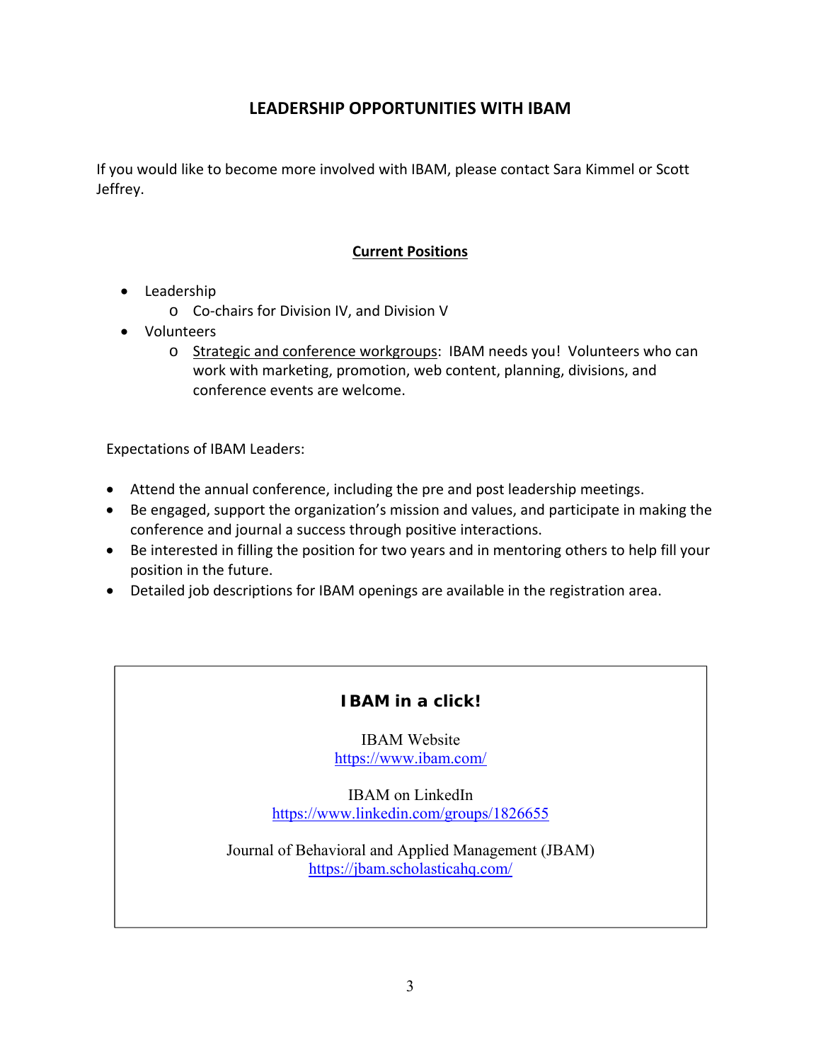## LEADERSHIP OPPORTUNITIES WITH IBAM

If you would like to become more involved with IBAM, please contact Sara Kimmel or Scott Jeffrey.

### Current Positions

- Leadership
  - Co-chairs for Division IV, and Division V
- Volunteers
  - Strategic and conference workgroups: IBAM needs you! Volunteers who can work with marketing, promotion, web content, planning, divisions, and conference events are welcome.

Expectations of IBAM Leaders:

- Attend the annual conference, including the pre and post leadership meetings.
- Be engaged, support the organization's mission and values, and participate in making the conference and journal a success through positive interactions.
- Be interested in filling the position for two years and in mentoring others to help fill your position in the future.
- Detailed job descriptions for IBAM openings are available in the registration area.

**IBAM in a click!**

IBAM Website
https://www.ibam.com/

IBAM on LinkedIn
https://www.linkedin.com/groups/1826655

Journal of Behavioral and Applied Management (JBAM)
https://jbam.scholasticahq.com/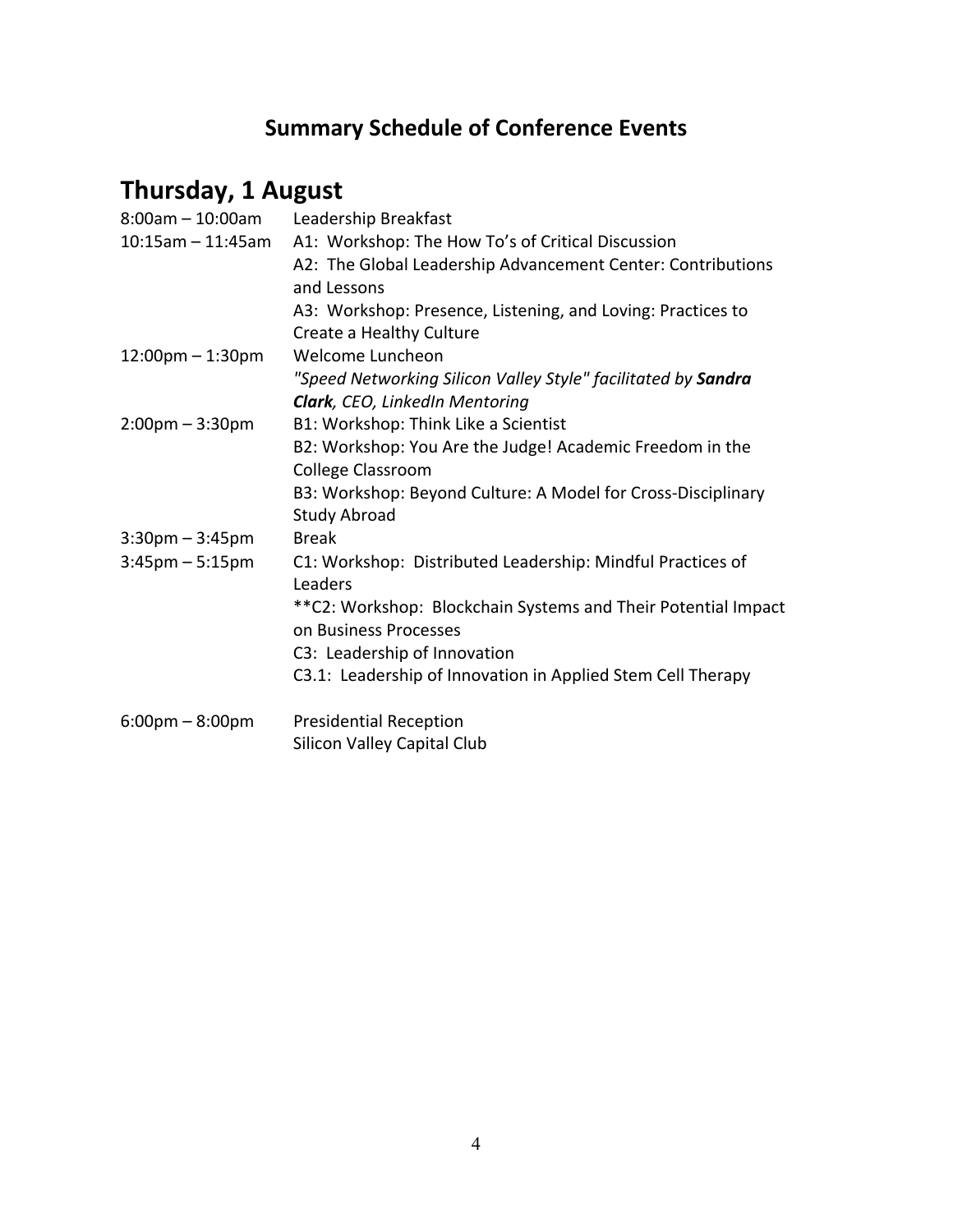## Summary Schedule of Conference Events

# Thursday, 1 August

| | |
|---|---|
| 8:00am – 10:00am | Leadership Breakfast |
| 10:15am – 11:45am | A1: Workshop: The How To's of Critical Discussion<br>A2: The Global Leadership Advancement Center: Contributions and Lessons<br>A3: Workshop: Presence, Listening, and Loving: Practices to Create a Healthy Culture |
| 12:00pm – 1:30pm | Welcome Luncheon<br>*"Speed Networking Silicon Valley Style" facilitated by* ***Sandra Clark****, CEO, LinkedIn Mentoring* |
| 2:00pm – 3:30pm | B1: Workshop: Think Like a Scientist<br>B2: Workshop: You Are the Judge! Academic Freedom in the College Classroom<br>B3: Workshop: Beyond Culture: A Model for Cross-Disciplinary Study Abroad |
| 3:30pm – 3:45pm | Break |
| 3:45pm – 5:15pm | C1: Workshop: Distributed Leadership: Mindful Practices of Leaders<br>**C2: Workshop: Blockchain Systems and Their Potential Impact on Business Processes<br>C3: Leadership of Innovation<br>C3.1: Leadership of Innovation in Applied Stem Cell Therapy |
| 6:00pm – 8:00pm | Presidential Reception<br>Silicon Valley Capital Club |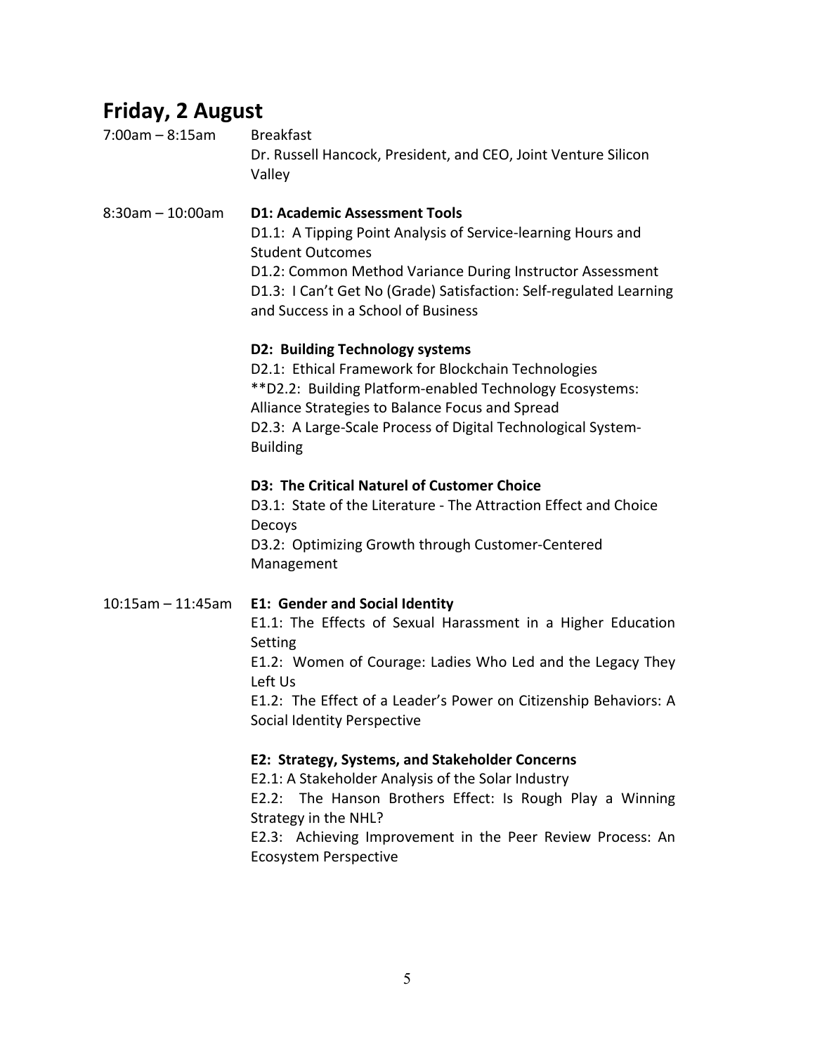## Friday, 2 August

7:00am – 8:15am Breakfast
Dr. Russell Hancock, President, and CEO, Joint Venture Silicon Valley

8:30am – 10:00am **D1: Academic Assessment Tools**
D1.1: A Tipping Point Analysis of Service-learning Hours and Student Outcomes
D1.2: Common Method Variance During Instructor Assessment
D1.3: I Can't Get No (Grade) Satisfaction: Self-regulated Learning and Success in a School of Business

**D2: Building Technology systems**
D2.1: Ethical Framework for Blockchain Technologies
**D2.2: Building Platform-enabled Technology Ecosystems: Alliance Strategies to Balance Focus and Spread
D2.3: A Large-Scale Process of Digital Technological System-Building

**D3: The Critical Naturel of Customer Choice**
D3.1: State of the Literature - The Attraction Effect and Choice Decoys
D3.2: Optimizing Growth through Customer-Centered Management

10:15am – 11:45am **E1: Gender and Social Identity**
E1.1: The Effects of Sexual Harassment in a Higher Education Setting
E1.2: Women of Courage: Ladies Who Led and the Legacy They Left Us
E1.2: The Effect of a Leader's Power on Citizenship Behaviors: A Social Identity Perspective

**E2: Strategy, Systems, and Stakeholder Concerns**
E2.1: A Stakeholder Analysis of the Solar Industry
E2.2: The Hanson Brothers Effect: Is Rough Play a Winning Strategy in the NHL?
E2.3: Achieving Improvement in the Peer Review Process: An Ecosystem Perspective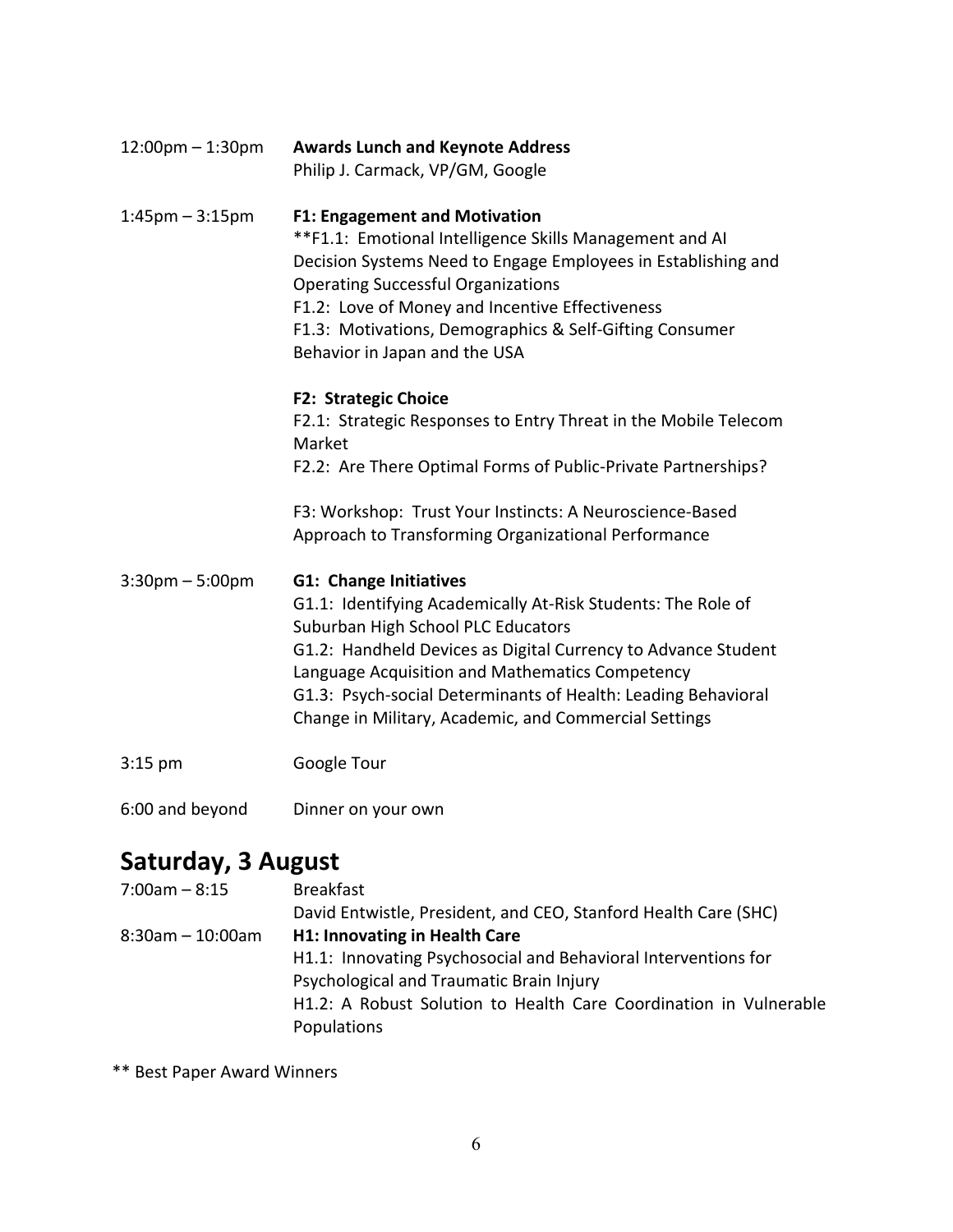12:00pm – 1:30pm **Awards Lunch and Keynote Address**
Philip J. Carmack, VP/GM, Google

1:45pm – 3:15pm **F1: Engagement and Motivation**
**F1.1: Emotional Intelligence Skills Management and AI Decision Systems Need to Engage Employees in Establishing and Operating Successful Organizations
F1.2: Love of Money and Incentive Effectiveness
F1.3: Motivations, Demographics & Self-Gifting Consumer Behavior in Japan and the USA

**F2: Strategic Choice**
F2.1: Strategic Responses to Entry Threat in the Mobile Telecom Market
F2.2: Are There Optimal Forms of Public-Private Partnerships?

F3: Workshop: Trust Your Instincts: A Neuroscience-Based Approach to Transforming Organizational Performance

3:30pm – 5:00pm **G1: Change Initiatives**
G1.1: Identifying Academically At-Risk Students: The Role of Suburban High School PLC Educators
G1.2: Handheld Devices as Digital Currency to Advance Student Language Acquisition and Mathematics Competency
G1.3: Psych-social Determinants of Health: Leading Behavioral Change in Military, Academic, and Commercial Settings

3:15 pm Google Tour

6:00 and beyond Dinner on your own

## Saturday, 3 August

7:00am – 8:15 Breakfast
David Entwistle, President, and CEO, Stanford Health Care (SHC)

8:30am – 10:00am **H1: Innovating in Health Care**
H1.1: Innovating Psychosocial and Behavioral Interventions for Psychological and Traumatic Brain Injury
H1.2: A Robust Solution to Health Care Coordination in Vulnerable Populations

** Best Paper Award Winners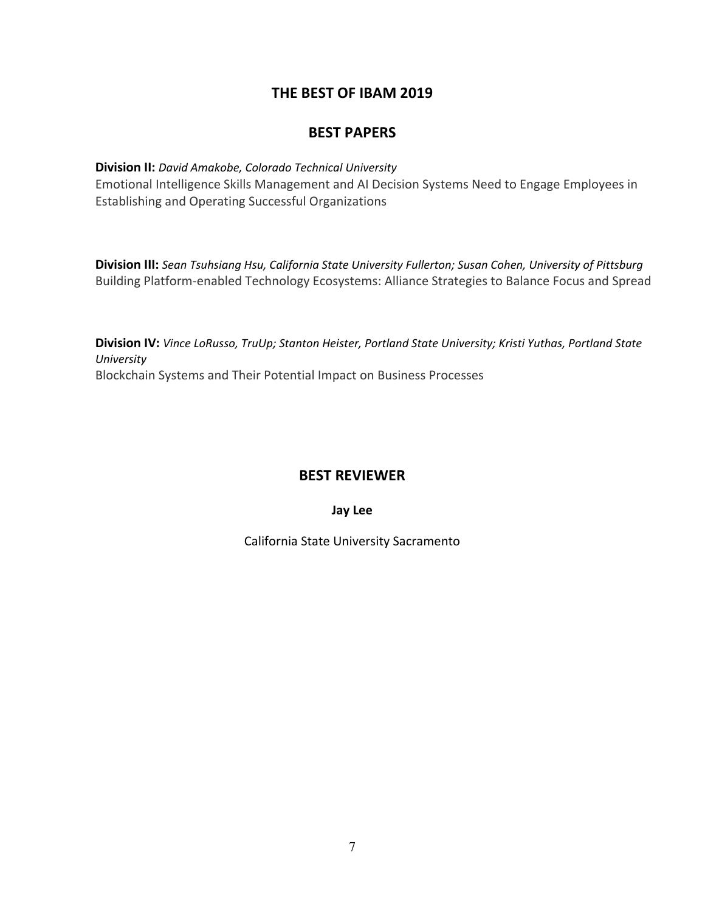# THE BEST OF IBAM 2019

## BEST PAPERS

**Division II:** *David Amakobe, Colorado Technical University*
Emotional Intelligence Skills Management and AI Decision Systems Need to Engage Employees in Establishing and Operating Successful Organizations

**Division III:** *Sean Tsuhsiang Hsu, California State University Fullerton; Susan Cohen, University of Pittsburg*
Building Platform-enabled Technology Ecosystems: Alliance Strategies to Balance Focus and Spread

**Division IV:** *Vince LoRusso, TruUp; Stanton Heister, Portland State University; Kristi Yuthas, Portland State University*
Blockchain Systems and Their Potential Impact on Business Processes

## BEST REVIEWER

**Jay Lee**

California State University Sacramento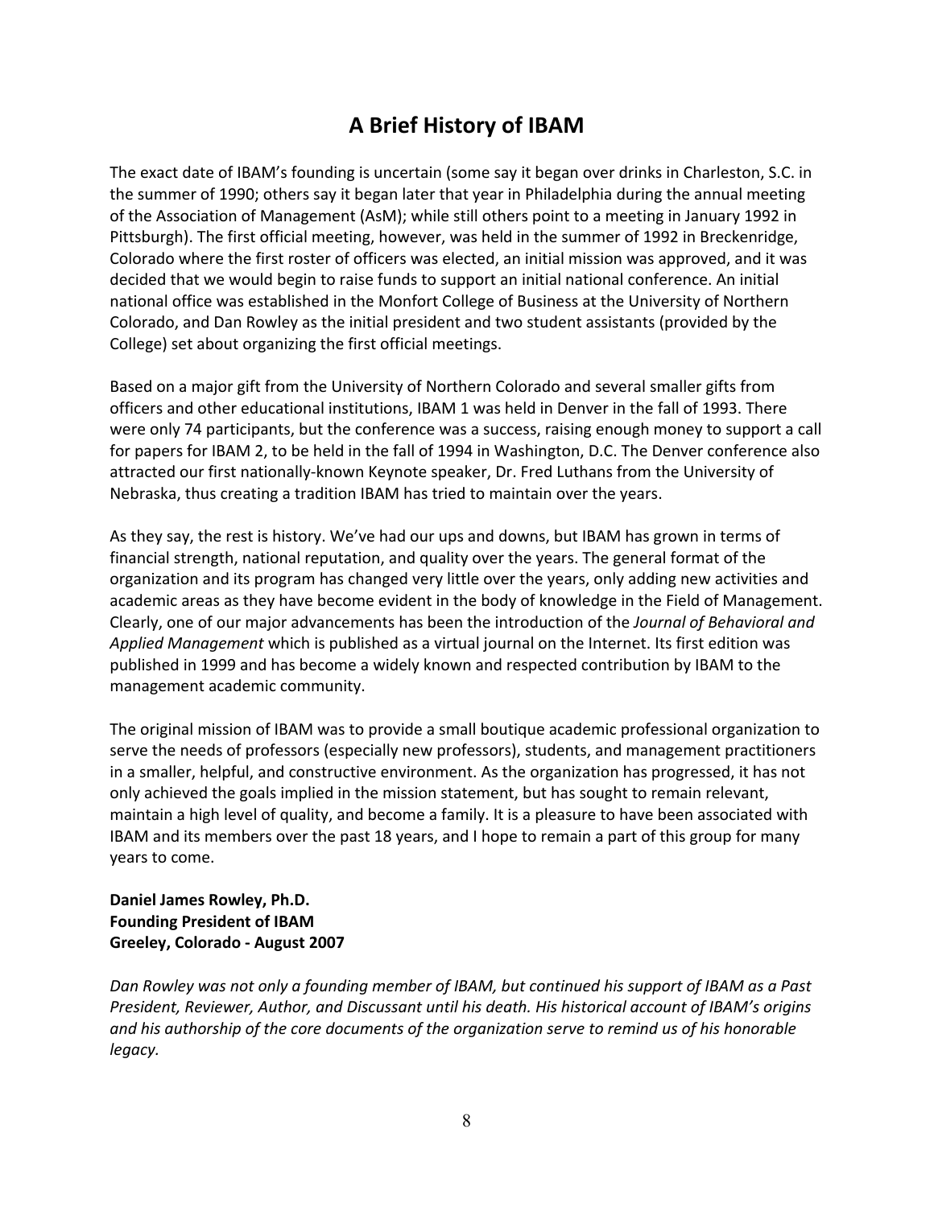# A Brief History of IBAM

The exact date of IBAM's founding is uncertain (some say it began over drinks in Charleston, S.C. in the summer of 1990; others say it began later that year in Philadelphia during the annual meeting of the Association of Management (AsM); while still others point to a meeting in January 1992 in Pittsburgh). The first official meeting, however, was held in the summer of 1992 in Breckenridge, Colorado where the first roster of officers was elected, an initial mission was approved, and it was decided that we would begin to raise funds to support an initial national conference. An initial national office was established in the Monfort College of Business at the University of Northern Colorado, and Dan Rowley as the initial president and two student assistants (provided by the College) set about organizing the first official meetings.

Based on a major gift from the University of Northern Colorado and several smaller gifts from officers and other educational institutions, IBAM 1 was held in Denver in the fall of 1993. There were only 74 participants, but the conference was a success, raising enough money to support a call for papers for IBAM 2, to be held in the fall of 1994 in Washington, D.C. The Denver conference also attracted our first nationally-known Keynote speaker, Dr. Fred Luthans from the University of Nebraska, thus creating a tradition IBAM has tried to maintain over the years.

As they say, the rest is history. We've had our ups and downs, but IBAM has grown in terms of financial strength, national reputation, and quality over the years. The general format of the organization and its program has changed very little over the years, only adding new activities and academic areas as they have become evident in the body of knowledge in the Field of Management. Clearly, one of our major advancements has been the introduction of the *Journal of Behavioral and Applied Management* which is published as a virtual journal on the Internet. Its first edition was published in 1999 and has become a widely known and respected contribution by IBAM to the management academic community.

The original mission of IBAM was to provide a small boutique academic professional organization to serve the needs of professors (especially new professors), students, and management practitioners in a smaller, helpful, and constructive environment. As the organization has progressed, it has not only achieved the goals implied in the mission statement, but has sought to remain relevant, maintain a high level of quality, and become a family. It is a pleasure to have been associated with IBAM and its members over the past 18 years, and I hope to remain a part of this group for many years to come.

**Daniel James Rowley, Ph.D.**
**Founding President of IBAM**
**Greeley, Colorado - August 2007**

*Dan Rowley was not only a founding member of IBAM, but continued his support of IBAM as a Past President, Reviewer, Author, and Discussant until his death. His historical account of IBAM's origins and his authorship of the core documents of the organization serve to remind us of his honorable legacy.*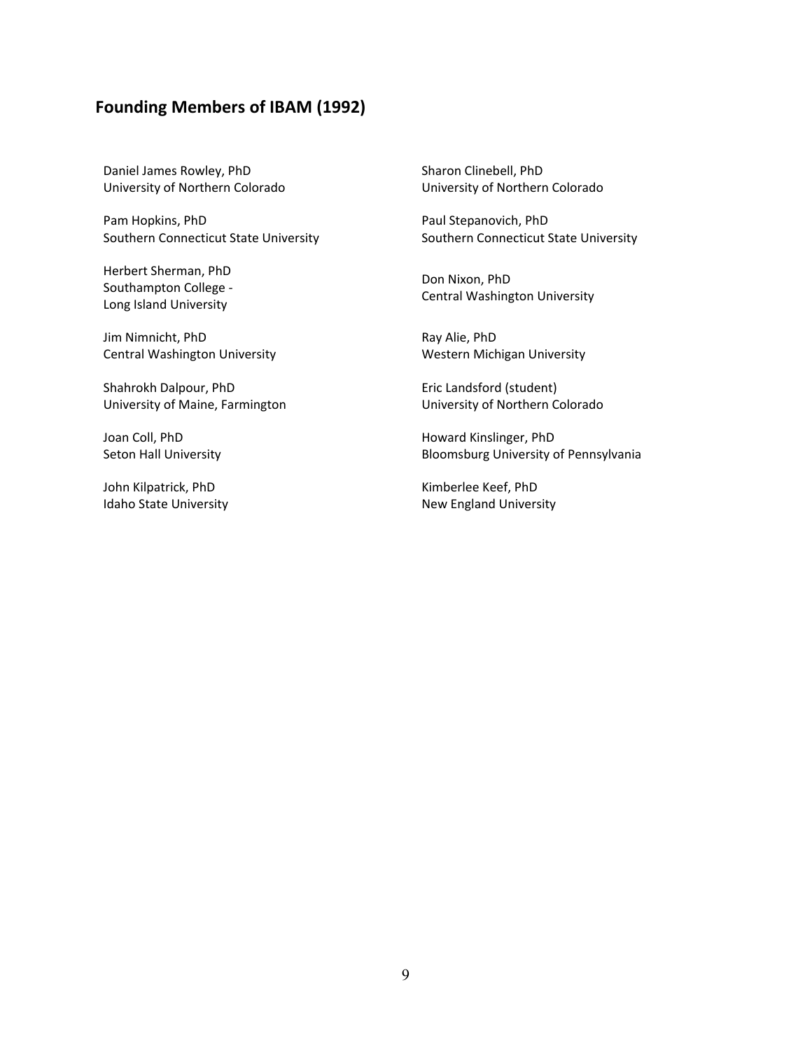## Founding Members of IBAM (1992)

Daniel James Rowley, PhD
University of Northern Colorado

Pam Hopkins, PhD
Southern Connecticut State University

Herbert Sherman, PhD
Southampton College -
Long Island University

Jim Nimnicht, PhD
Central Washington University

Shahrokh Dalpour, PhD
University of Maine, Farmington

Joan Coll, PhD
Seton Hall University

John Kilpatrick, PhD
Idaho State University

Sharon Clinebell, PhD
University of Northern Colorado

Paul Stepanovich, PhD
Southern Connecticut State University

Don Nixon, PhD
Central Washington University

Ray Alie, PhD
Western Michigan University

Eric Landsford (student)
University of Northern Colorado

Howard Kinslinger, PhD
Bloomsburg University of Pennsylvania

Kimberlee Keef, PhD
New England University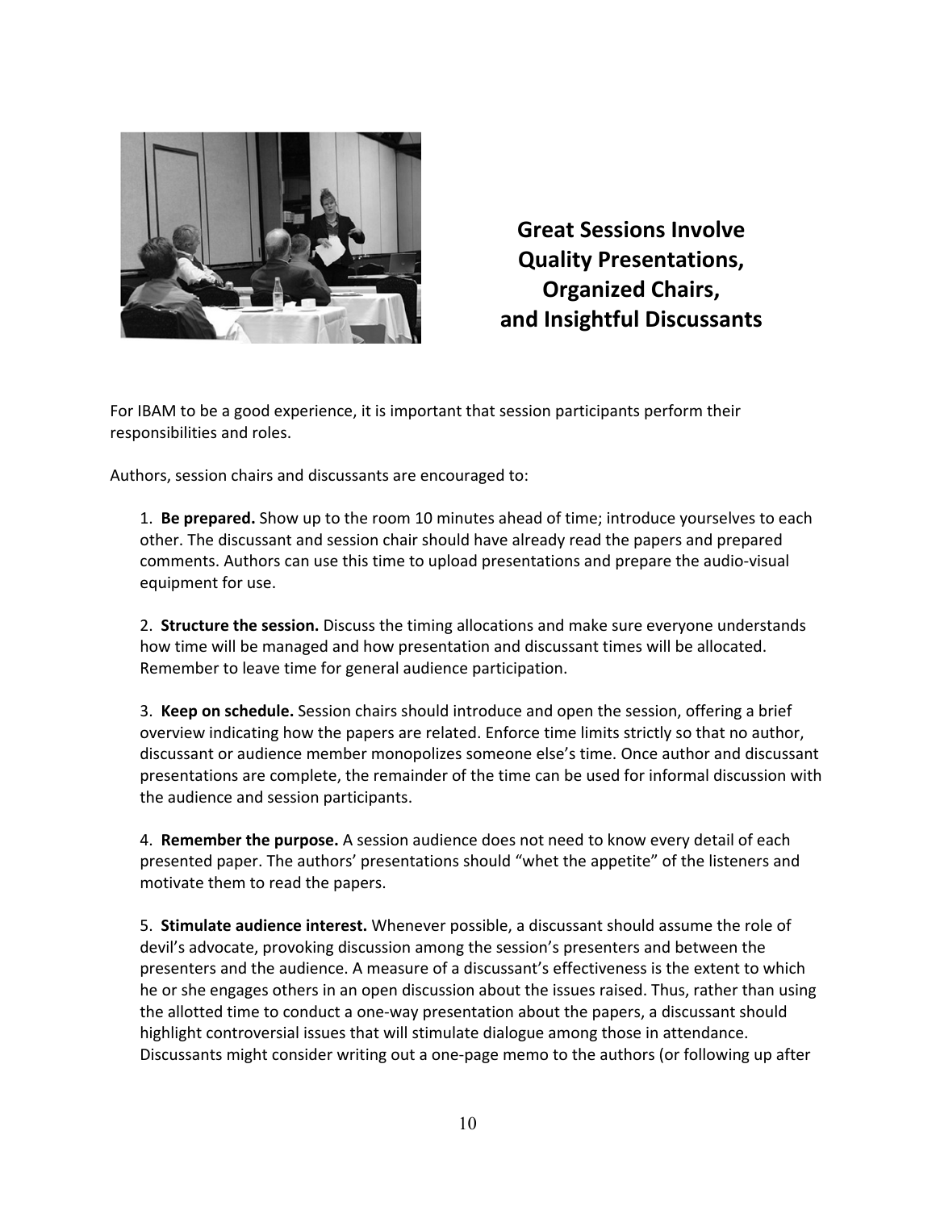## Great Sessions Involve Quality Presentations, Organized Chairs, and Insightful Discussants

For IBAM to be a good experience, it is important that session participants perform their responsibilities and roles.

Authors, session chairs and discussants are encouraged to:

1. **Be prepared.** Show up to the room 10 minutes ahead of time; introduce yourselves to each other. The discussant and session chair should have already read the papers and prepared comments. Authors can use this time to upload presentations and prepare the audio-visual equipment for use.

2. **Structure the session.** Discuss the timing allocations and make sure everyone understands how time will be managed and how presentation and discussant times will be allocated. Remember to leave time for general audience participation.

3. **Keep on schedule.** Session chairs should introduce and open the session, offering a brief overview indicating how the papers are related. Enforce time limits strictly so that no author, discussant or audience member monopolizes someone else's time. Once author and discussant presentations are complete, the remainder of the time can be used for informal discussion with the audience and session participants.

4. **Remember the purpose.** A session audience does not need to know every detail of each presented paper. The authors' presentations should "whet the appetite" of the listeners and motivate them to read the papers.

5. **Stimulate audience interest.** Whenever possible, a discussant should assume the role of devil's advocate, provoking discussion among the session's presenters and between the presenters and the audience. A measure of a discussant's effectiveness is the extent to which he or she engages others in an open discussion about the issues raised. Thus, rather than using the allotted time to conduct a one-way presentation about the papers, a discussant should highlight controversial issues that will stimulate dialogue among those in attendance. Discussants might consider writing out a one-page memo to the authors (or following up after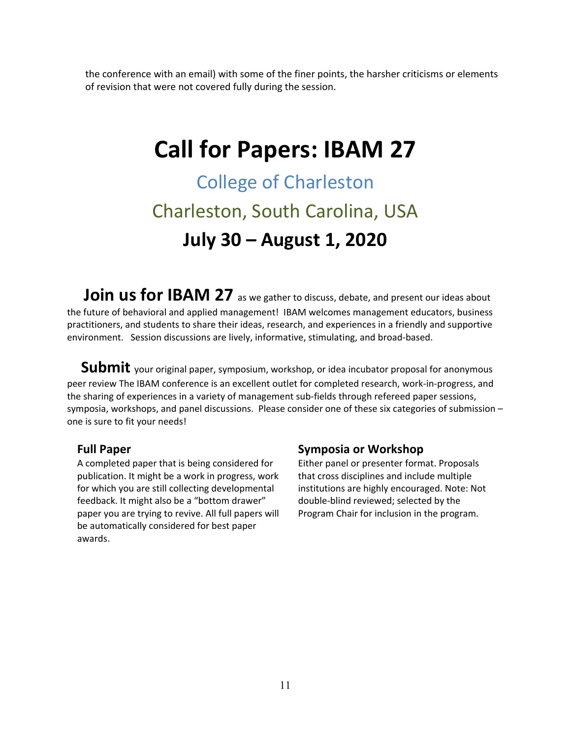the conference with an email) with some of the finer points, the harsher criticisms or elements of revision that were not covered fully during the session.

# Call for Papers: IBAM 27

## College of Charleston

## Charleston, South Carolina, USA

## July 30 – August 1, 2020

**Join us for IBAM 27** as we gather to discuss, debate, and present our ideas about the future of behavioral and applied management! IBAM welcomes management educators, business practitioners, and students to share their ideas, research, and experiences in a friendly and supportive environment. Session discussions are lively, informative, stimulating, and broad-based.

**Submit** your original paper, symposium, workshop, or idea incubator proposal for anonymous peer review The IBAM conference is an excellent outlet for completed research, work-in-progress, and the sharing of experiences in a variety of management sub-fields through refereed paper sessions, symposia, workshops, and panel discussions. Please consider one of these six categories of submission – one is sure to fit your needs!

### Full Paper

A completed paper that is being considered for publication. It might be a work in progress, work for which you are still collecting developmental feedback. It might also be a "bottom drawer" paper you are trying to revive. All full papers will be automatically considered for best paper awards.

### Symposia or Workshop

Either panel or presenter format. Proposals that cross disciplines and include multiple institutions are highly encouraged. Note: Not double-blind reviewed; selected by the Program Chair for inclusion in the program.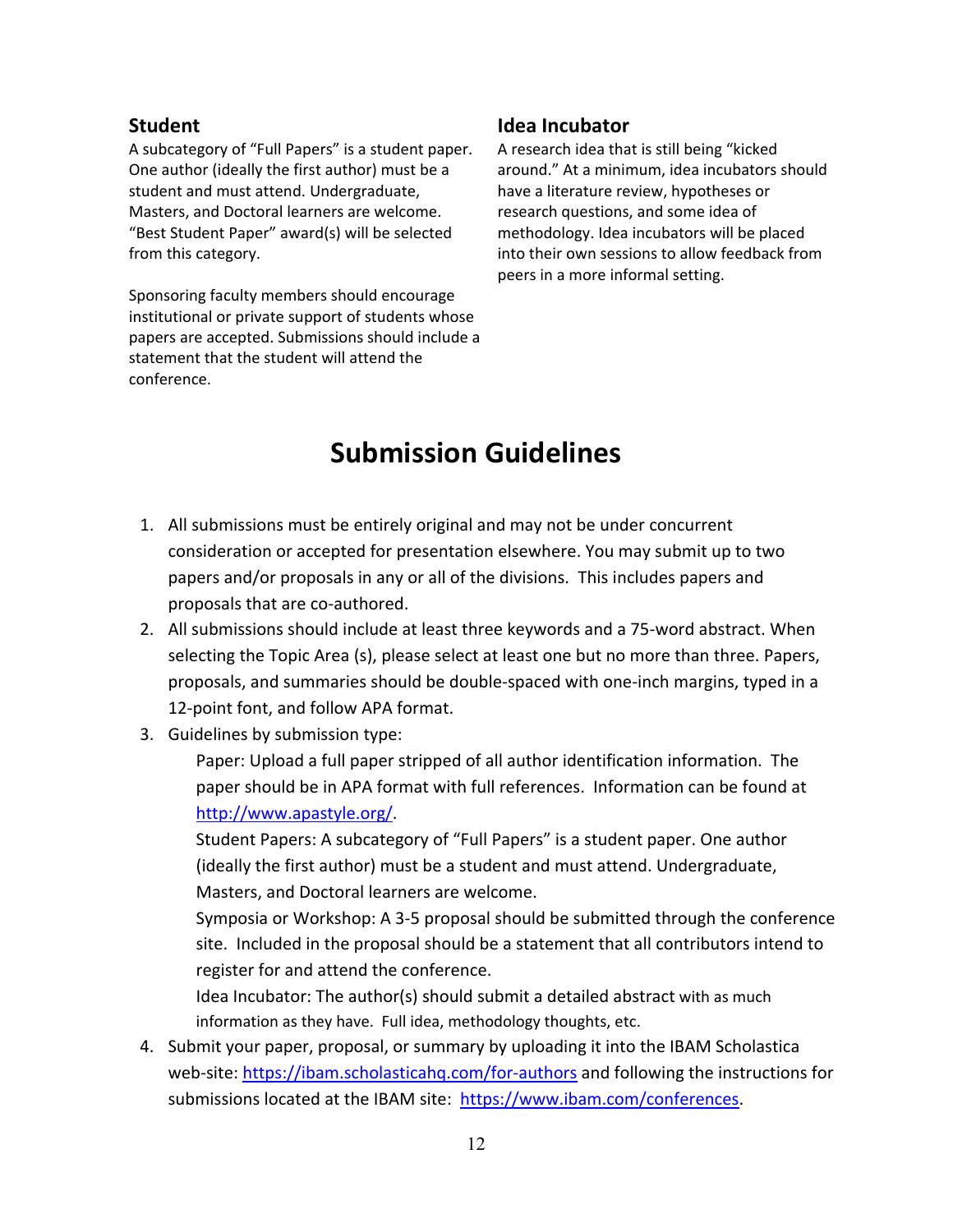### Student

A subcategory of "Full Papers" is a student paper. One author (ideally the first author) must be a student and must attend. Undergraduate, Masters, and Doctoral learners are welcome. "Best Student Paper" award(s) will be selected from this category.

Sponsoring faculty members should encourage institutional or private support of students whose papers are accepted. Submissions should include a statement that the student will attend the conference.

### Idea Incubator

A research idea that is still being "kicked around." At a minimum, idea incubators should have a literature review, hypotheses or research questions, and some idea of methodology. Idea incubators will be placed into their own sessions to allow feedback from peers in a more informal setting.

# Submission Guidelines

1. All submissions must be entirely original and may not be under concurrent consideration or accepted for presentation elsewhere. You may submit up to two papers and/or proposals in any or all of the divisions. This includes papers and proposals that are co-authored.
2. All submissions should include at least three keywords and a 75-word abstract. When selecting the Topic Area (s), please select at least one but no more than three. Papers, proposals, and summaries should be double-spaced with one-inch margins, typed in a 12-point font, and follow APA format.
3. Guidelines by submission type:

   Paper: Upload a full paper stripped of all author identification information. The paper should be in APA format with full references. Information can be found at http://www.apastyle.org/.

   Student Papers: A subcategory of "Full Papers" is a student paper. One author (ideally the first author) must be a student and must attend. Undergraduate, Masters, and Doctoral learners are welcome.

   Symposia or Workshop: A 3-5 proposal should be submitted through the conference site. Included in the proposal should be a statement that all contributors intend to register for and attend the conference.

   Idea Incubator: The author(s) should submit a detailed abstract with as much information as they have. Full idea, methodology thoughts, etc.
4. Submit your paper, proposal, or summary by uploading it into the IBAM Scholastica web-site: https://ibam.scholasticahq.com/for-authors and following the instructions for submissions located at the IBAM site: https://www.ibam.com/conferences.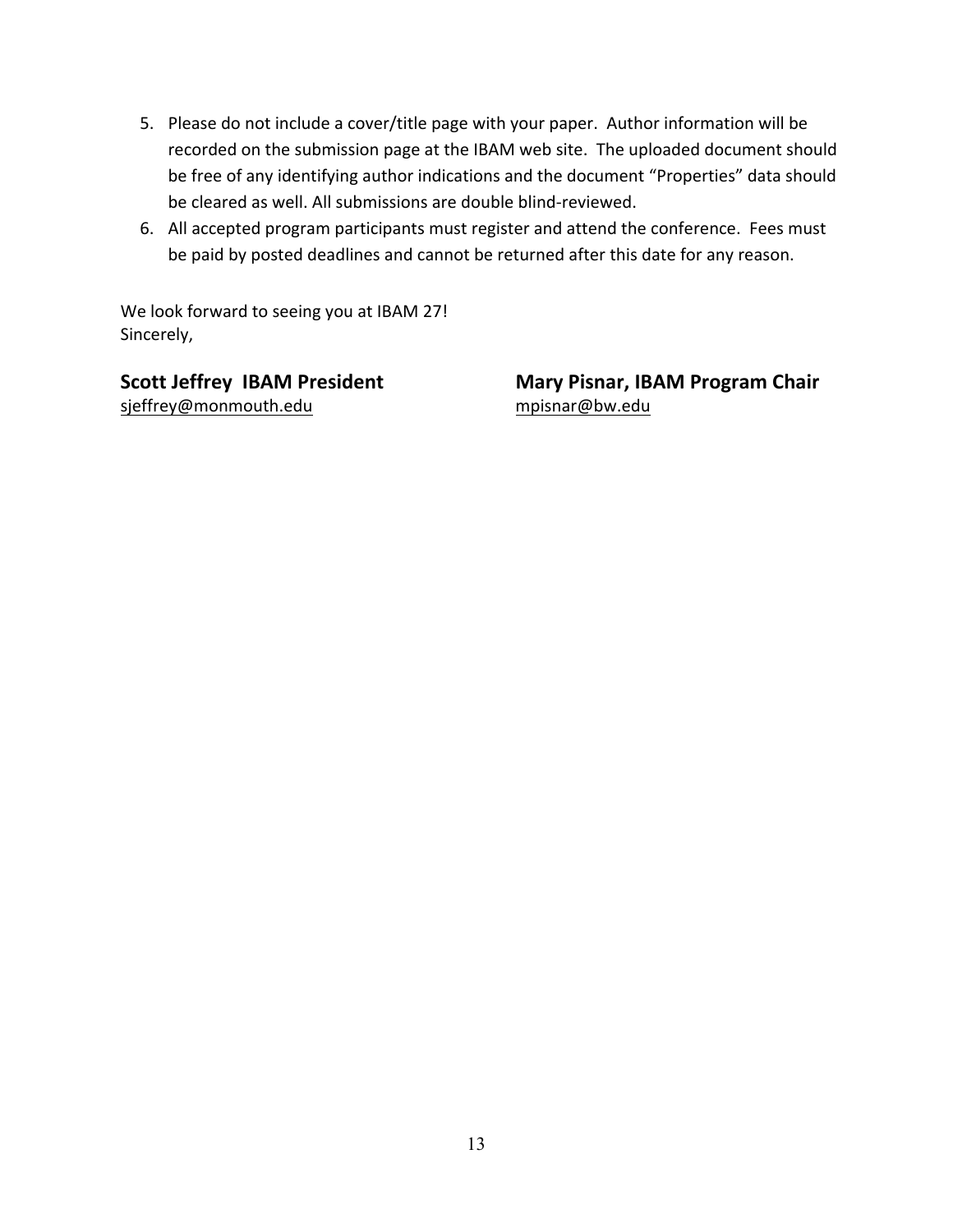5. Please do not include a cover/title page with your paper. Author information will be recorded on the submission page at the IBAM web site. The uploaded document should be free of any identifying author indications and the document “Properties” data should be cleared as well. All submissions are double blind-reviewed.
6. All accepted program participants must register and attend the conference. Fees must be paid by posted deadlines and cannot be returned after this date for any reason.

We look forward to seeing you at IBAM 27!
Sincerely,

**Scott Jeffrey IBAM President**
sjeffrey@monmouth.edu

**Mary Pisnar, IBAM Program Chair**
mpisnar@bw.edu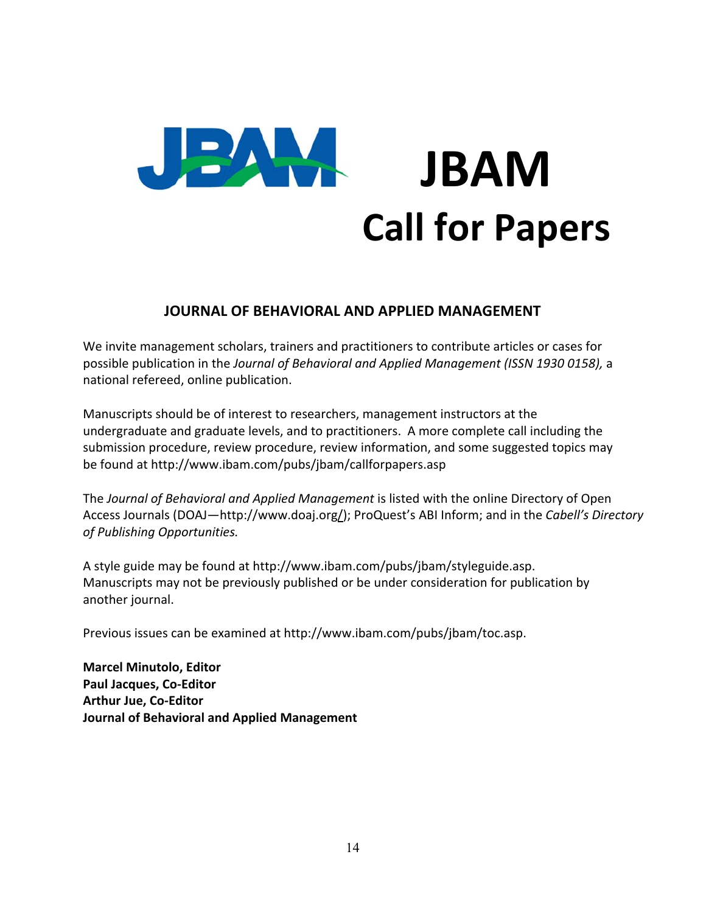# JBAM

## Call for Papers

### JOURNAL OF BEHAVIORAL AND APPLIED MANAGEMENT

We invite management scholars, trainers and practitioners to contribute articles or cases for possible publication in the *Journal of Behavioral and Applied Management (ISSN 1930 0158),* a national refereed, online publication.

Manuscripts should be of interest to researchers, management instructors at the undergraduate and graduate levels, and to practitioners. A more complete call including the submission procedure, review procedure, review information, and some suggested topics may be found at http://www.ibam.com/pubs/jbam/callforpapers.asp

The *Journal of Behavioral and Applied Management* is listed with the online Directory of Open Access Journals (DOAJ—http://www.doaj.org/); ProQuest's ABI Inform; and in the *Cabell's Directory of Publishing Opportunities.*

A style guide may be found at http://www.ibam.com/pubs/jbam/styleguide.asp. Manuscripts may not be previously published or be under consideration for publication by another journal.

Previous issues can be examined at http://www.ibam.com/pubs/jbam/toc.asp.

**Marcel Minutolo, Editor**
**Paul Jacques, Co-Editor**
**Arthur Jue, Co-Editor**
**Journal of Behavioral and Applied Management**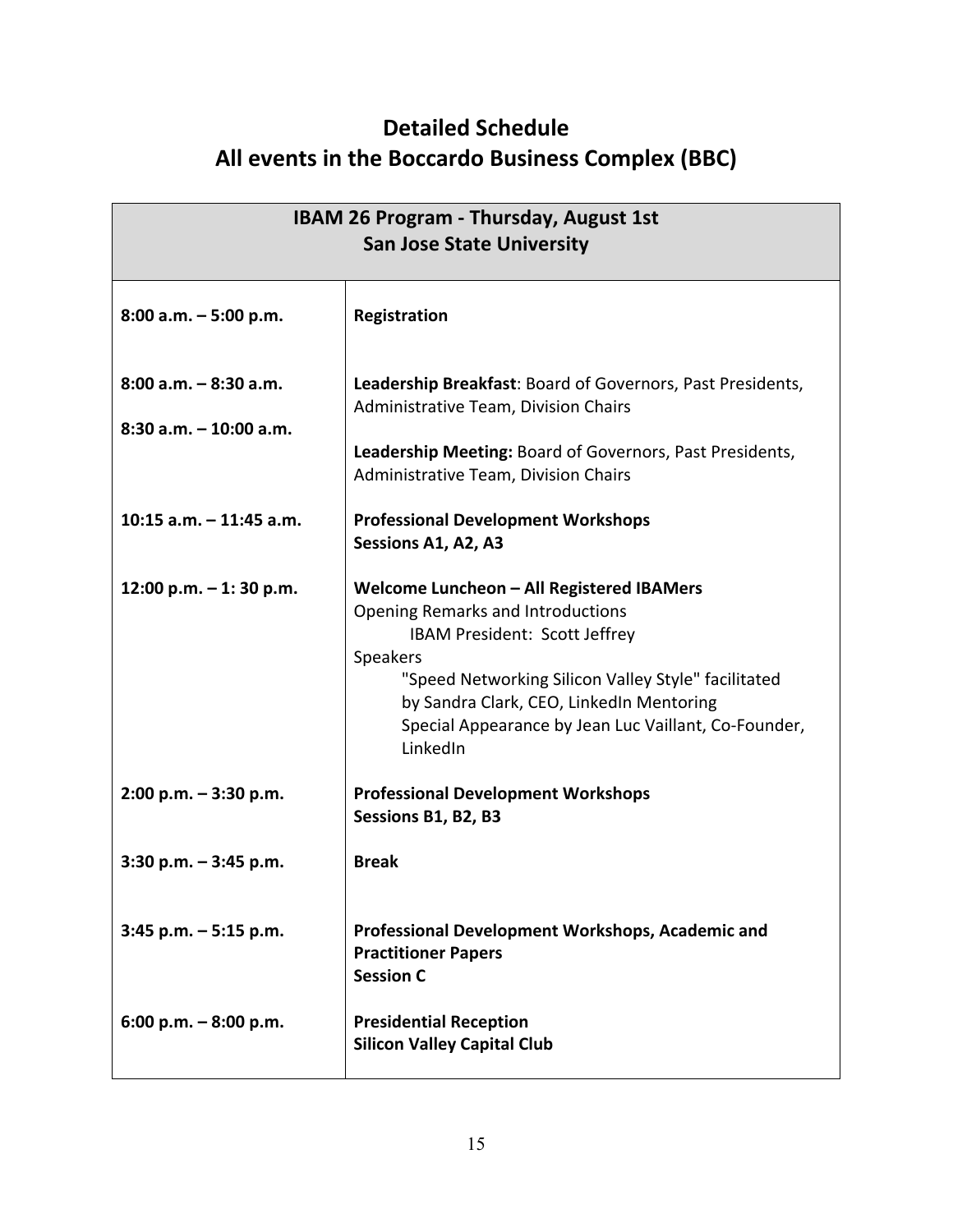# Detailed Schedule
# All events in the Boccardo Business Complex (BBC)

| IBAM 26 Program - Thursday, August 1st<br>San Jose State University | |
|---|---|
| **8:00 a.m. – 5:00 p.m.** | **Registration** |
| **8:00 a.m. – 8:30 a.m.** | **Leadership Breakfast**: Board of Governors, Past Presidents, Administrative Team, Division Chairs |
| **8:30 a.m. – 10:00 a.m.** | **Leadership Meeting:** Board of Governors, Past Presidents, Administrative Team, Division Chairs |
| **10:15 a.m. – 11:45 a.m.** | **Professional Development Workshops**<br>**Sessions A1, A2, A3** |
| **12:00 p.m. – 1: 30 p.m.** | **Welcome Luncheon – All Registered IBAMers**<br>Opening Remarks and Introductions<br>IBAM President: Scott Jeffrey<br>Speakers<br>"Speed Networking Silicon Valley Style" facilitated by Sandra Clark, CEO, LinkedIn Mentoring<br>Special Appearance by Jean Luc Vaillant, Co-Founder, LinkedIn |
| **2:00 p.m. – 3:30 p.m.** | **Professional Development Workshops**<br>**Sessions B1, B2, B3** |
| **3:30 p.m. – 3:45 p.m.** | **Break** |
| **3:45 p.m. – 5:15 p.m.** | **Professional Development Workshops, Academic and Practitioner Papers**<br>**Session C** |
| **6:00 p.m. – 8:00 p.m.** | **Presidential Reception**<br>**Silicon Valley Capital Club** |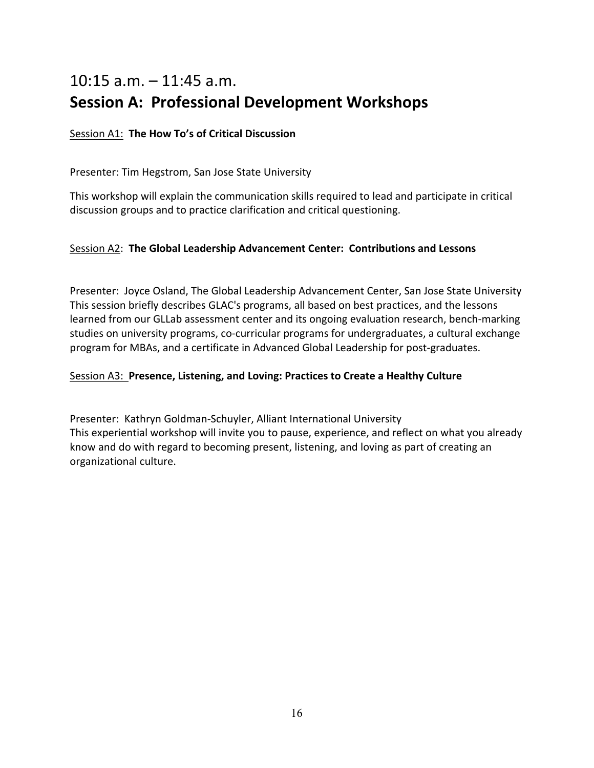## 10:15 a.m. – 11:45 a.m.
## **Session A: Professional Development Workshops**

Session A1: **The How To's of Critical Discussion**

Presenter: Tim Hegstrom, San Jose State University

This workshop will explain the communication skills required to lead and participate in critical discussion groups and to practice clarification and critical questioning.

Session A2: **The Global Leadership Advancement Center: Contributions and Lessons**

Presenter: Joyce Osland, The Global Leadership Advancement Center, San Jose State University
This session briefly describes GLAC's programs, all based on best practices, and the lessons learned from our GLLab assessment center and its ongoing evaluation research, bench-marking studies on university programs, co-curricular programs for undergraduates, a cultural exchange program for MBAs, and a certificate in Advanced Global Leadership for post-graduates.

Session A3: **Presence, Listening, and Loving: Practices to Create a Healthy Culture**

Presenter: Kathryn Goldman-Schuyler, Alliant International University
This experiential workshop will invite you to pause, experience, and reflect on what you already know and do with regard to becoming present, listening, and loving as part of creating an organizational culture.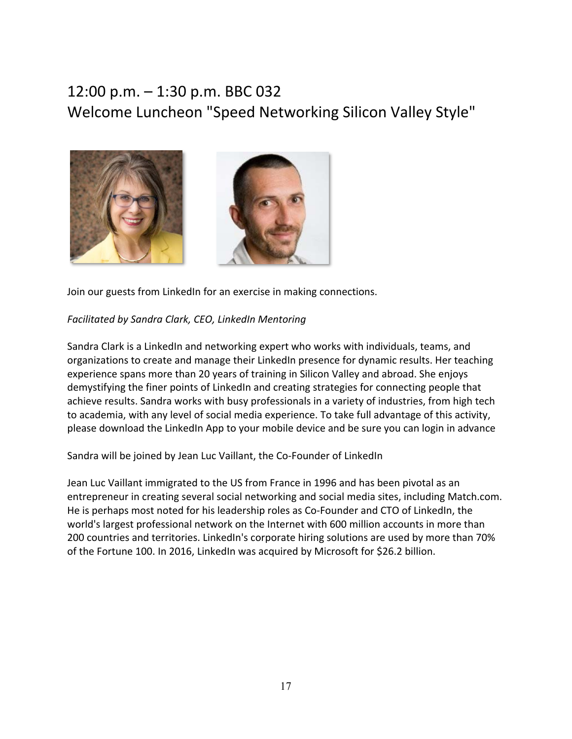## 12:00 p.m. – 1:30 p.m. BBC 032
## Welcome Luncheon "Speed Networking Silicon Valley Style"

Join our guests from LinkedIn for an exercise in making connections.

*Facilitated by Sandra Clark, CEO, LinkedIn Mentoring*

Sandra Clark is a LinkedIn and networking expert who works with individuals, teams, and organizations to create and manage their LinkedIn presence for dynamic results. Her teaching experience spans more than 20 years of training in Silicon Valley and abroad. She enjoys demystifying the finer points of LinkedIn and creating strategies for connecting people that achieve results. Sandra works with busy professionals in a variety of industries, from high tech to academia, with any level of social media experience. To take full advantage of this activity, please download the LinkedIn App to your mobile device and be sure you can login in advance

Sandra will be joined by Jean Luc Vaillant, the Co-Founder of LinkedIn

Jean Luc Vaillant immigrated to the US from France in 1996 and has been pivotal as an entrepreneur in creating several social networking and social media sites, including Match.com. He is perhaps most noted for his leadership roles as Co-Founder and CTO of LinkedIn, the world's largest professional network on the Internet with 600 million accounts in more than 200 countries and territories. LinkedIn's corporate hiring solutions are used by more than 70% of the Fortune 100. In 2016, LinkedIn was acquired by Microsoft for $26.2 billion.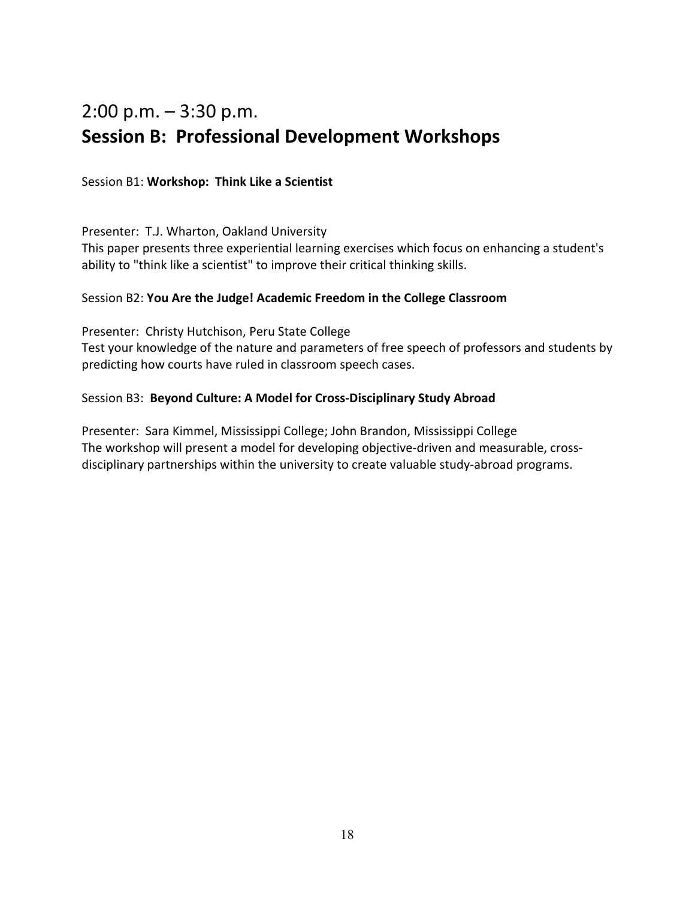## 2:00 p.m. – 3:30 p.m.
## **Session B: Professional Development Workshops**

Session B1: **Workshop: Think Like a Scientist**

Presenter: T.J. Wharton, Oakland University
This paper presents three experiential learning exercises which focus on enhancing a student's ability to "think like a scientist" to improve their critical thinking skills.

Session B2: **You Are the Judge! Academic Freedom in the College Classroom**

Presenter: Christy Hutchison, Peru State College
Test your knowledge of the nature and parameters of free speech of professors and students by predicting how courts have ruled in classroom speech cases.

Session B3: **Beyond Culture: A Model for Cross-Disciplinary Study Abroad**

Presenter: Sara Kimmel, Mississippi College; John Brandon, Mississippi College
The workshop will present a model for developing objective-driven and measurable, cross-disciplinary partnerships within the university to create valuable study-abroad programs.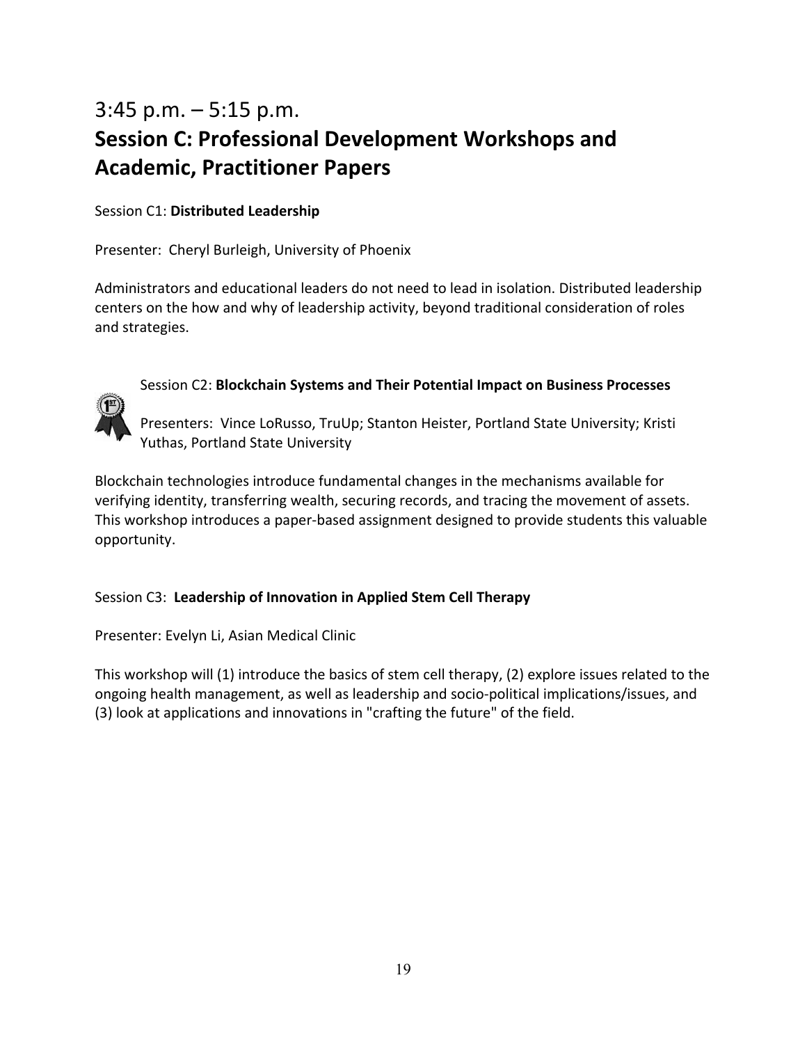## 3:45 p.m. – 5:15 p.m.
## Session C: Professional Development Workshops and Academic, Practitioner Papers

Session C1: **Distributed Leadership**

Presenter: Cheryl Burleigh, University of Phoenix

Administrators and educational leaders do not need to lead in isolation. Distributed leadership centers on the how and why of leadership activity, beyond traditional consideration of roles and strategies.

Session C2: **Blockchain Systems and Their Potential Impact on Business Processes**

Presenters: Vince LoRusso, TruUp; Stanton Heister, Portland State University; Kristi Yuthas, Portland State University

Blockchain technologies introduce fundamental changes in the mechanisms available for verifying identity, transferring wealth, securing records, and tracing the movement of assets. This workshop introduces a paper-based assignment designed to provide students this valuable opportunity.

Session C3: **Leadership of Innovation in Applied Stem Cell Therapy**

Presenter: Evelyn Li, Asian Medical Clinic

This workshop will (1) introduce the basics of stem cell therapy, (2) explore issues related to the ongoing health management, as well as leadership and socio-political implications/issues, and (3) look at applications and innovations in "crafting the future" of the field.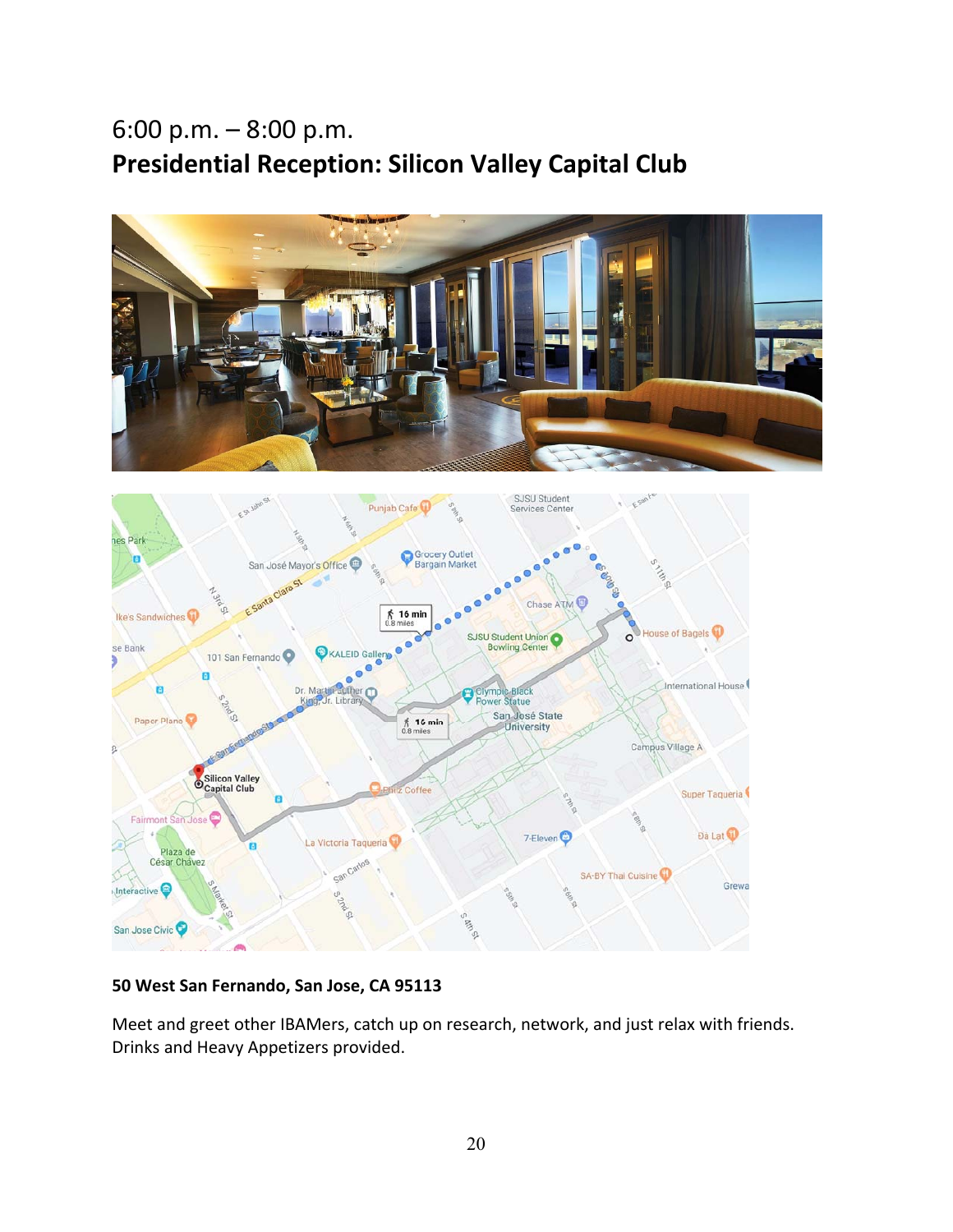6:00 p.m. – 8:00 p.m.

## Presidential Reception: Silicon Valley Capital Club

**50 West San Fernando, San Jose, CA 95113**

Meet and greet other IBAMers, catch up on research, network, and just relax with friends. Drinks and Heavy Appetizers provided.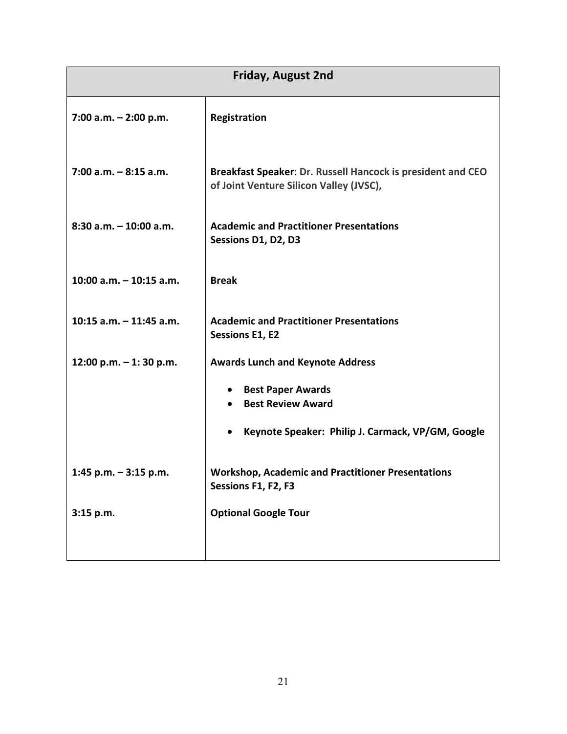| Friday, August 2nd | |
|---|---|
| **7:00 a.m. – 2:00 p.m.** | **Registration** |
| **7:00 a.m. – 8:15 a.m.** | **Breakfast Speaker**: **Dr. Russell Hancock is president and CEO of Joint Venture Silicon Valley (JVSC),** |
| **8:30 a.m. – 10:00 a.m.** | **Academic and Practitioner Presentations**<br>**Sessions D1, D2, D3** |
| **10:00 a.m. – 10:15 a.m.** | **Break** |
| **10:15 a.m. – 11:45 a.m.** | **Academic and Practitioner Presentations**<br>**Sessions E1, E2** |
| **12:00 p.m. – 1: 30 p.m.** | **Awards Lunch and Keynote Address**<br>• **Best Paper Awards**<br>• **Best Review Award**<br>• **Keynote Speaker: Philip J. Carmack, VP/GM, Google** |
| **1:45 p.m. – 3:15 p.m.** | **Workshop, Academic and Practitioner Presentations**<br>**Sessions F1, F2, F3** |
| **3:15 p.m.** | **Optional Google Tour** |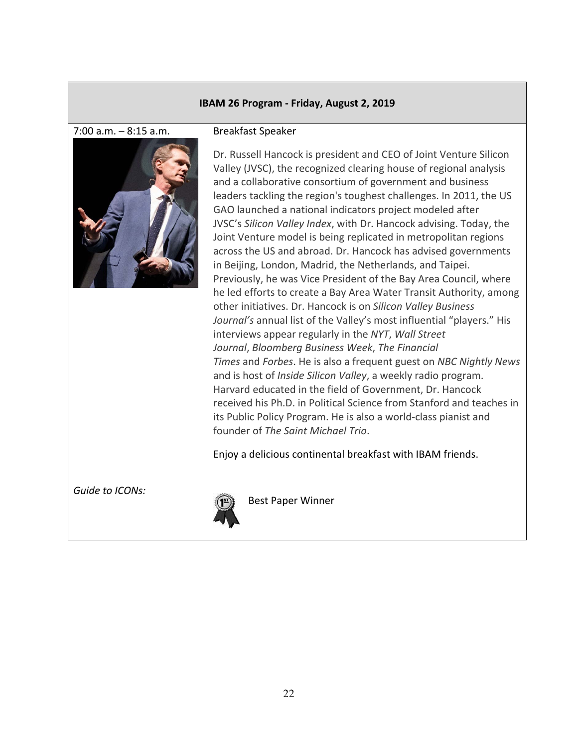**IBAM 26 Program - Friday, August 2, 2019**

7:00 a.m. – 8:15 a.m.

Breakfast Speaker

Dr. Russell Hancock is president and CEO of Joint Venture Silicon Valley (JVSC), the recognized clearing house of regional analysis and a collaborative consortium of government and business leaders tackling the region's toughest challenges. In 2011, the US GAO launched a national indicators project modeled after JVSC's *Silicon Valley Index*, with Dr. Hancock advising. Today, the Joint Venture model is being replicated in metropolitan regions across the US and abroad. Dr. Hancock has advised governments in Beijing, London, Madrid, the Netherlands, and Taipei. Previously, he was Vice President of the Bay Area Council, where he led efforts to create a Bay Area Water Transit Authority, among other initiatives. Dr. Hancock is on *Silicon Valley Business Journal's* annual list of the Valley's most influential "players." His interviews appear regularly in the *NYT*, *Wall Street Journal*, *Bloomberg Business Week*, *The Financial Times* and *Forbes*. He is also a frequent guest on *NBC Nightly News* and is host of *Inside Silicon Valley*, a weekly radio program. Harvard educated in the field of Government, Dr. Hancock received his Ph.D. in Political Science from Stanford and teaches in its Public Policy Program. He is also a world-class pianist and founder of *The Saint Michael Trio*.

Enjoy a delicious continental breakfast with IBAM friends.

*Guide to ICONs:*

Best Paper Winner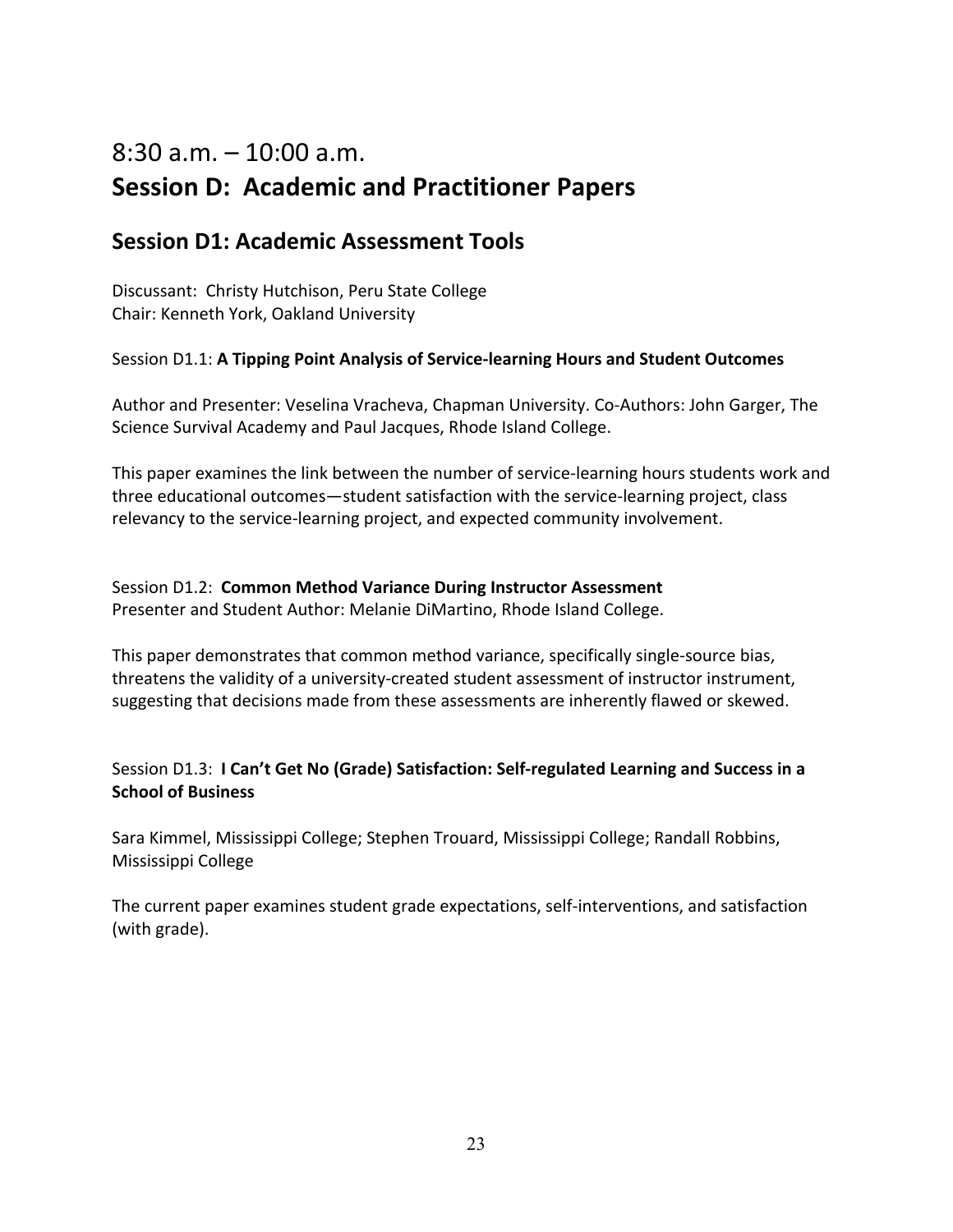# 8:30 a.m. – 10:00 a.m.

# Session D: Academic and Practitioner Papers

## Session D1: Academic Assessment Tools

Discussant: Christy Hutchison, Peru State College
Chair: Kenneth York, Oakland University

Session D1.1: **A Tipping Point Analysis of Service-learning Hours and Student Outcomes**

Author and Presenter: Veselina Vracheva, Chapman University. Co-Authors: John Garger, The Science Survival Academy and Paul Jacques, Rhode Island College.

This paper examines the link between the number of service-learning hours students work and three educational outcomes—student satisfaction with the service-learning project, class relevancy to the service-learning project, and expected community involvement.

Session D1.2: **Common Method Variance During Instructor Assessment**
Presenter and Student Author: Melanie DiMartino, Rhode Island College.

This paper demonstrates that common method variance, specifically single-source bias, threatens the validity of a university-created student assessment of instructor instrument, suggesting that decisions made from these assessments are inherently flawed or skewed.

Session D1.3: **I Can't Get No (Grade) Satisfaction: Self-regulated Learning and Success in a School of Business**

Sara Kimmel, Mississippi College; Stephen Trouard, Mississippi College; Randall Robbins, Mississippi College

The current paper examines student grade expectations, self-interventions, and satisfaction (with grade).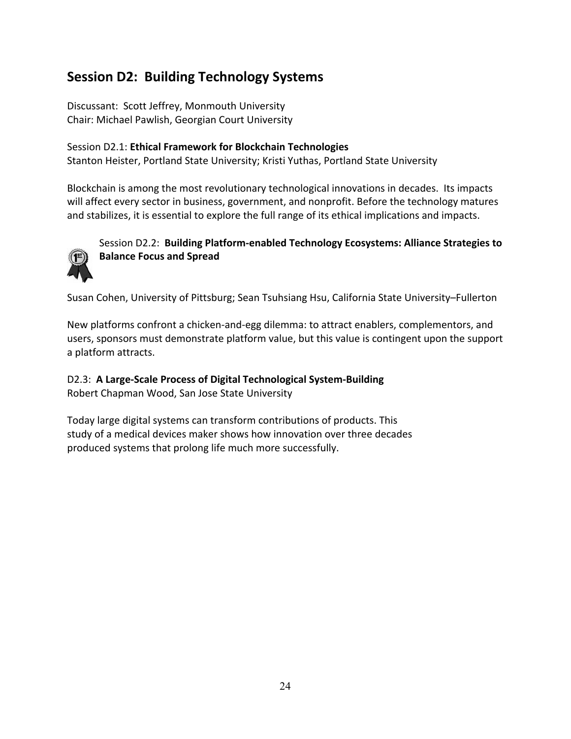## Session D2: Building Technology Systems

Discussant: Scott Jeffrey, Monmouth University
Chair: Michael Pawlish, Georgian Court University

Session D2.1: **Ethical Framework for Blockchain Technologies**
Stanton Heister, Portland State University; Kristi Yuthas, Portland State University

Blockchain is among the most revolutionary technological innovations in decades. Its impacts will affect every sector in business, government, and nonprofit. Before the technology matures and stabilizes, it is essential to explore the full range of its ethical implications and impacts.

Session D2.2: **Building Platform-enabled Technology Ecosystems: Alliance Strategies to Balance Focus and Spread**

Susan Cohen, University of Pittsburg; Sean Tsuhsiang Hsu, California State University–Fullerton

New platforms confront a chicken-and-egg dilemma: to attract enablers, complementors, and users, sponsors must demonstrate platform value, but this value is contingent upon the support a platform attracts.

D2.3: **A Large-Scale Process of Digital Technological System-Building**
Robert Chapman Wood, San Jose State University

Today large digital systems can transform contributions of products. This study of a medical devices maker shows how innovation over three decades produced systems that prolong life much more successfully.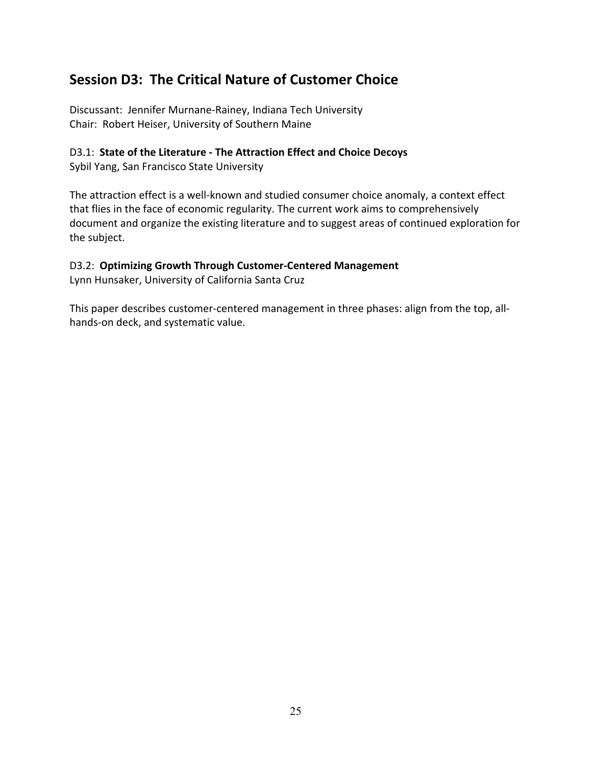## Session D3: The Critical Nature of Customer Choice

Discussant: Jennifer Murnane-Rainey, Indiana Tech University
Chair: Robert Heiser, University of Southern Maine

D3.1: **State of the Literature - The Attraction Effect and Choice Decoys**
Sybil Yang, San Francisco State University

The attraction effect is a well-known and studied consumer choice anomaly, a context effect that flies in the face of economic regularity. The current work aims to comprehensively document and organize the existing literature and to suggest areas of continued exploration for the subject.

D3.2: **Optimizing Growth Through Customer-Centered Management**
Lynn Hunsaker, University of California Santa Cruz

This paper describes customer-centered management in three phases: align from the top, all-hands-on deck, and systematic value.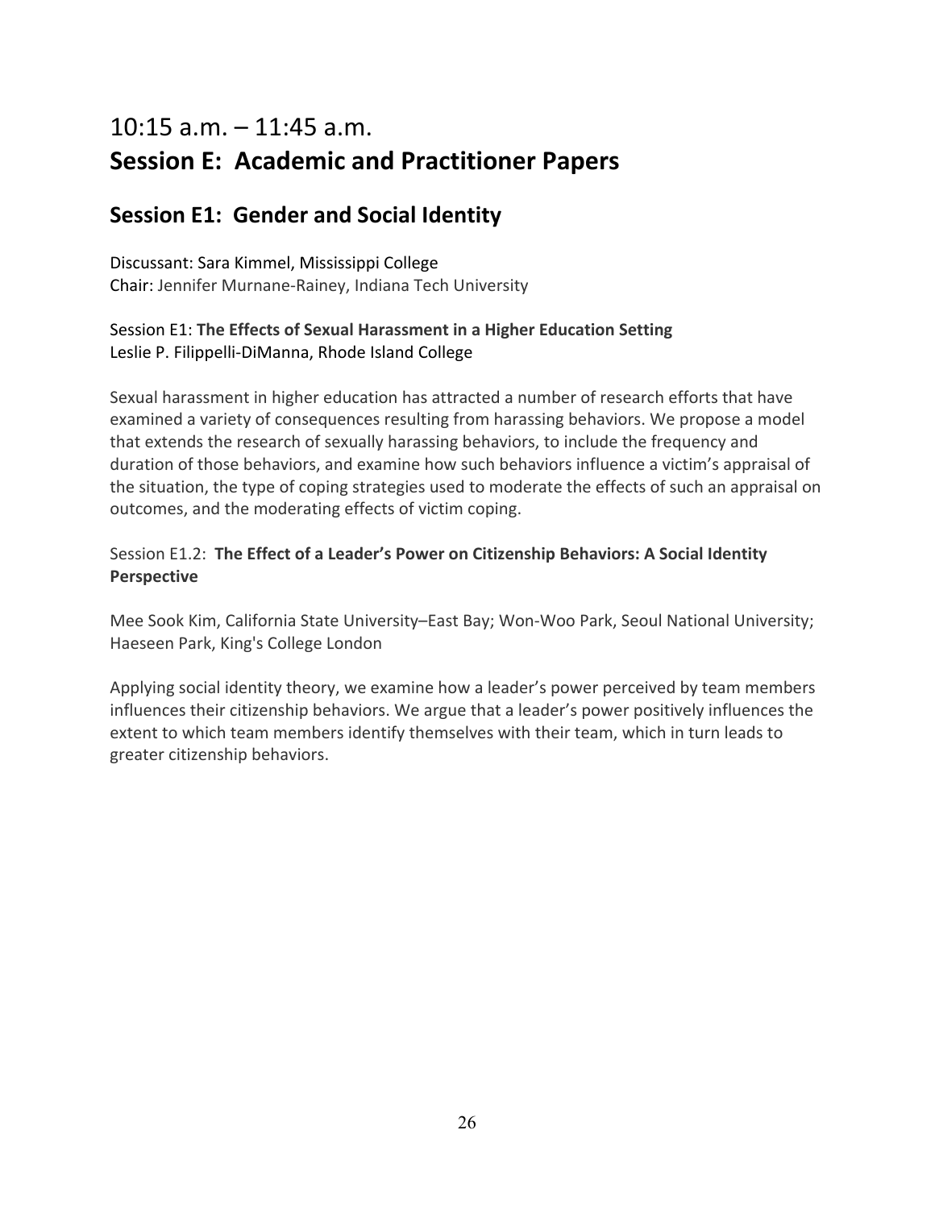# 10:15 a.m. – 11:45 a.m.
# Session E: Academic and Practitioner Papers

## Session E1: Gender and Social Identity

Discussant: Sara Kimmel, Mississippi College
Chair: Jennifer Murnane-Rainey, Indiana Tech University

Session E1: **The Effects of Sexual Harassment in a Higher Education Setting**
Leslie P. Filippelli-DiManna, Rhode Island College

Sexual harassment in higher education has attracted a number of research efforts that have examined a variety of consequences resulting from harassing behaviors. We propose a model that extends the research of sexually harassing behaviors, to include the frequency and duration of those behaviors, and examine how such behaviors influence a victim's appraisal of the situation, the type of coping strategies used to moderate the effects of such an appraisal on outcomes, and the moderating effects of victim coping.

Session E1.2: **The Effect of a Leader's Power on Citizenship Behaviors: A Social Identity Perspective**

Mee Sook Kim, California State University–East Bay; Won-Woo Park, Seoul National University; Haeseen Park, King's College London

Applying social identity theory, we examine how a leader's power perceived by team members influences their citizenship behaviors. We argue that a leader's power positively influences the extent to which team members identify themselves with their team, which in turn leads to greater citizenship behaviors.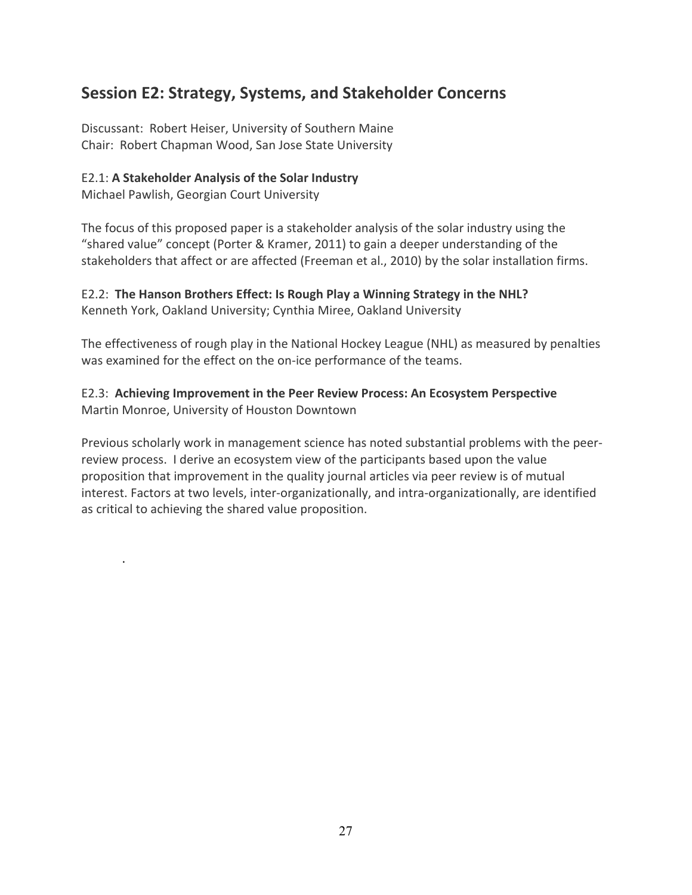## Session E2: Strategy, Systems, and Stakeholder Concerns

Discussant: Robert Heiser, University of Southern Maine
Chair: Robert Chapman Wood, San Jose State University

E2.1: **A Stakeholder Analysis of the Solar Industry**
Michael Pawlish, Georgian Court University

The focus of this proposed paper is a stakeholder analysis of the solar industry using the "shared value" concept (Porter & Kramer, 2011) to gain a deeper understanding of the stakeholders that affect or are affected (Freeman et al., 2010) by the solar installation firms.

E2.2: **The Hanson Brothers Effect: Is Rough Play a Winning Strategy in the NHL?**
Kenneth York, Oakland University; Cynthia Miree, Oakland University

The effectiveness of rough play in the National Hockey League (NHL) as measured by penalties was examined for the effect on the on-ice performance of the teams.

E2.3: **Achieving Improvement in the Peer Review Process: An Ecosystem Perspective**
Martin Monroe, University of Houston Downtown

Previous scholarly work in management science has noted substantial problems with the peer-review process. I derive an ecosystem view of the participants based upon the value proposition that improvement in the quality journal articles via peer review is of mutual interest. Factors at two levels, inter-organizationally, and intra-organizationally, are identified as critical to achieving the shared value proposition.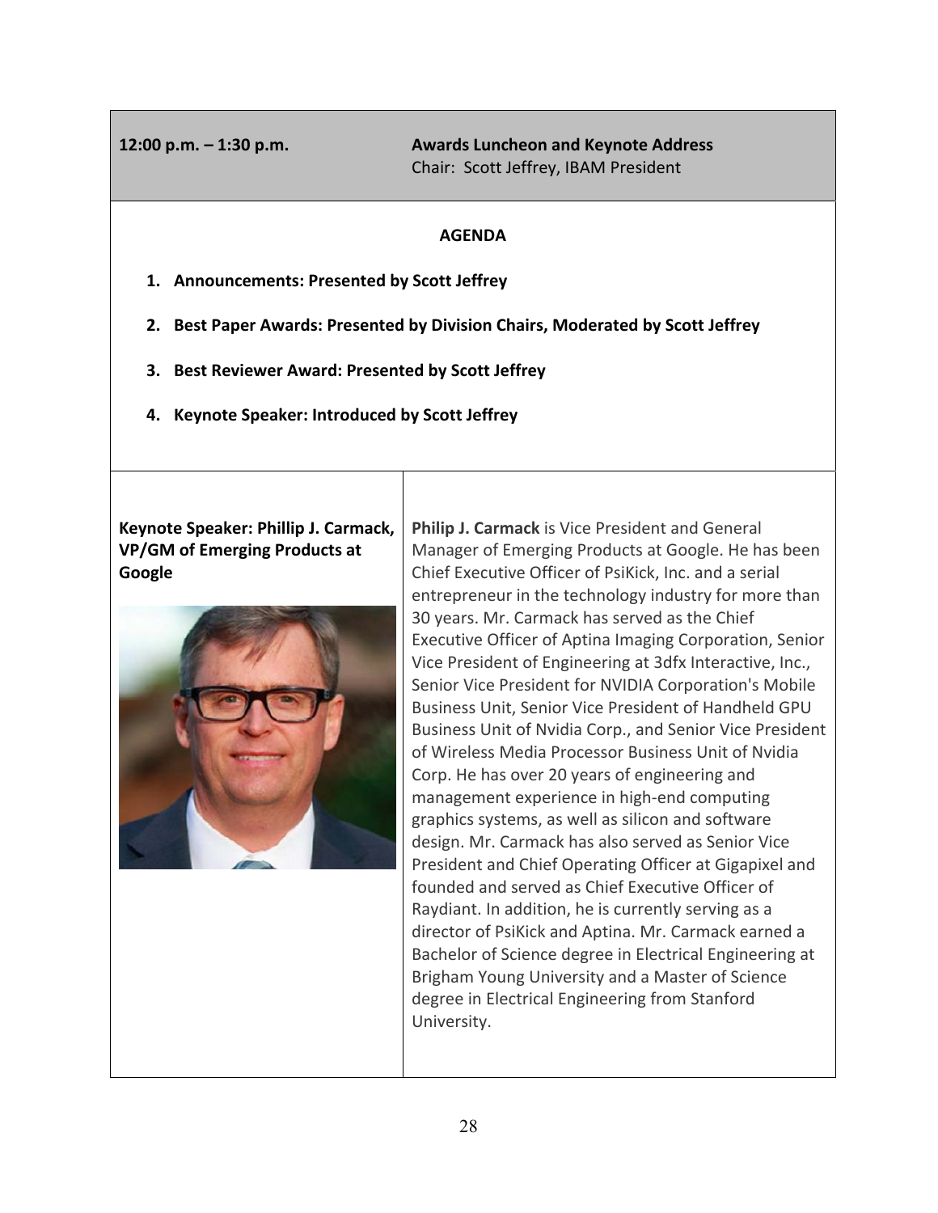**12:00 p.m. – 1:30 p.m.** **Awards Luncheon and Keynote Address**
Chair: Scott Jeffrey, IBAM President

**AGENDA**

1. **Announcements: Presented by Scott Jeffrey**
2. **Best Paper Awards: Presented by Division Chairs, Moderated by Scott Jeffrey**
3. **Best Reviewer Award: Presented by Scott Jeffrey**
4. **Keynote Speaker: Introduced by Scott Jeffrey**

**Keynote Speaker: Phillip J. Carmack, VP/GM of Emerging Products at Google**

**Philip J. Carmack** is Vice President and General Manager of Emerging Products at Google. He has been Chief Executive Officer of PsiKick, Inc. and a serial entrepreneur in the technology industry for more than 30 years. Mr. Carmack has served as the Chief Executive Officer of Aptina Imaging Corporation, Senior Vice President of Engineering at 3dfx Interactive, Inc., Senior Vice President for NVIDIA Corporation's Mobile Business Unit, Senior Vice President of Handheld GPU Business Unit of Nvidia Corp., and Senior Vice President of Wireless Media Processor Business Unit of Nvidia Corp. He has over 20 years of engineering and management experience in high-end computing graphics systems, as well as silicon and software design. Mr. Carmack has also served as Senior Vice President and Chief Operating Officer at Gigapixel and founded and served as Chief Executive Officer of Raydiant. In addition, he is currently serving as a director of PsiKick and Aptina. Mr. Carmack earned a Bachelor of Science degree in Electrical Engineering at Brigham Young University and a Master of Science degree in Electrical Engineering from Stanford University.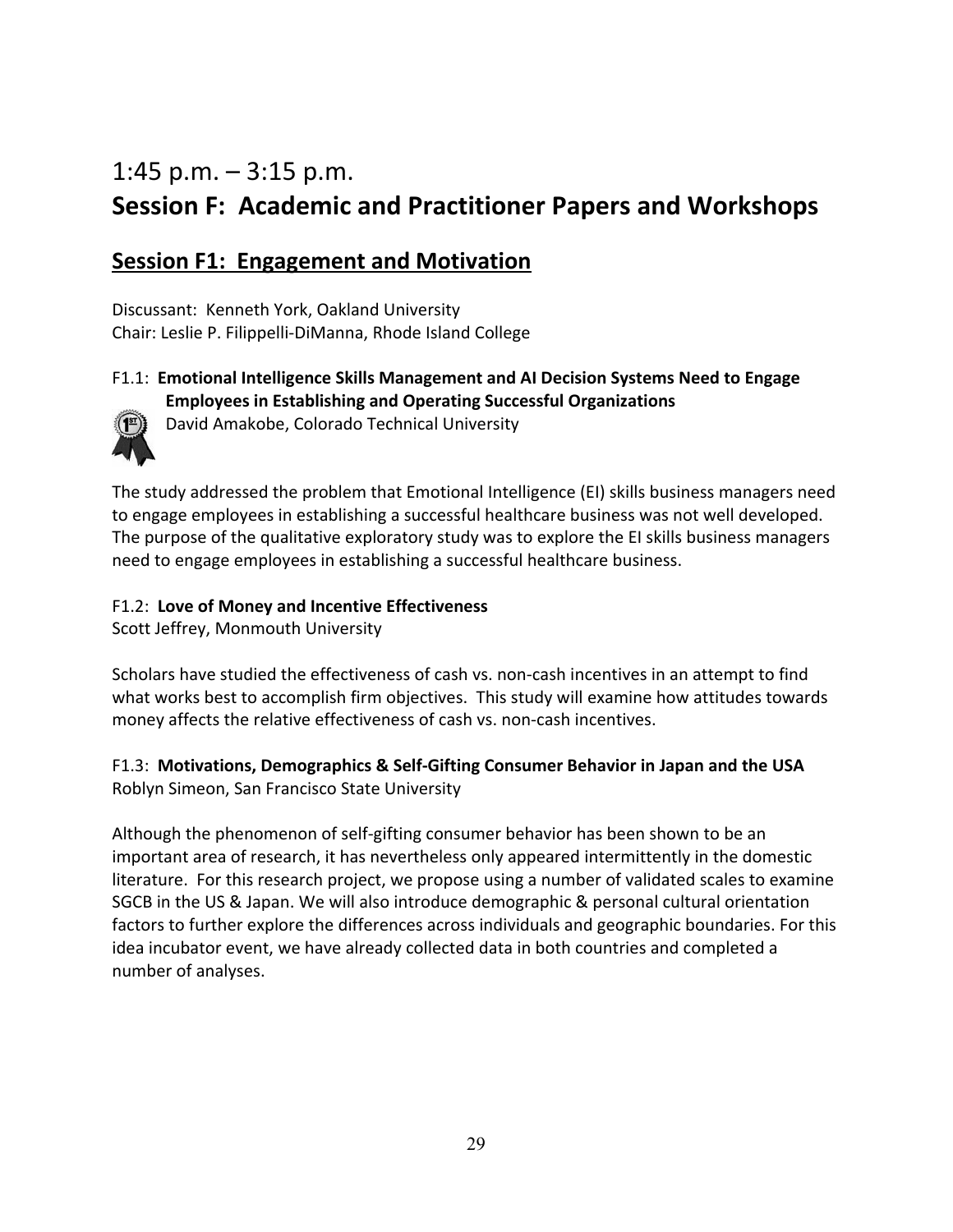## 1:45 p.m. – 3:15 p.m.
## Session F: Academic and Practitioner Papers and Workshops

### Session F1: Engagement and Motivation

Discussant: Kenneth York, Oakland University
Chair: Leslie P. Filippelli-DiManna, Rhode Island College

F1.1: **Emotional Intelligence Skills Management and AI Decision Systems Need to Engage Employees in Establishing and Operating Successful Organizations**
David Amakobe, Colorado Technical University

The study addressed the problem that Emotional Intelligence (EI) skills business managers need to engage employees in establishing a successful healthcare business was not well developed. The purpose of the qualitative exploratory study was to explore the EI skills business managers need to engage employees in establishing a successful healthcare business.

F1.2: **Love of Money and Incentive Effectiveness**
Scott Jeffrey, Monmouth University

Scholars have studied the effectiveness of cash vs. non-cash incentives in an attempt to find what works best to accomplish firm objectives. This study will examine how attitudes towards money affects the relative effectiveness of cash vs. non-cash incentives.

F1.3: **Motivations, Demographics & Self-Gifting Consumer Behavior in Japan and the USA**
Roblyn Simeon, San Francisco State University

Although the phenomenon of self-gifting consumer behavior has been shown to be an important area of research, it has nevertheless only appeared intermittently in the domestic literature. For this research project, we propose using a number of validated scales to examine SGCB in the US & Japan. We will also introduce demographic & personal cultural orientation factors to further explore the differences across individuals and geographic boundaries. For this idea incubator event, we have already collected data in both countries and completed a number of analyses.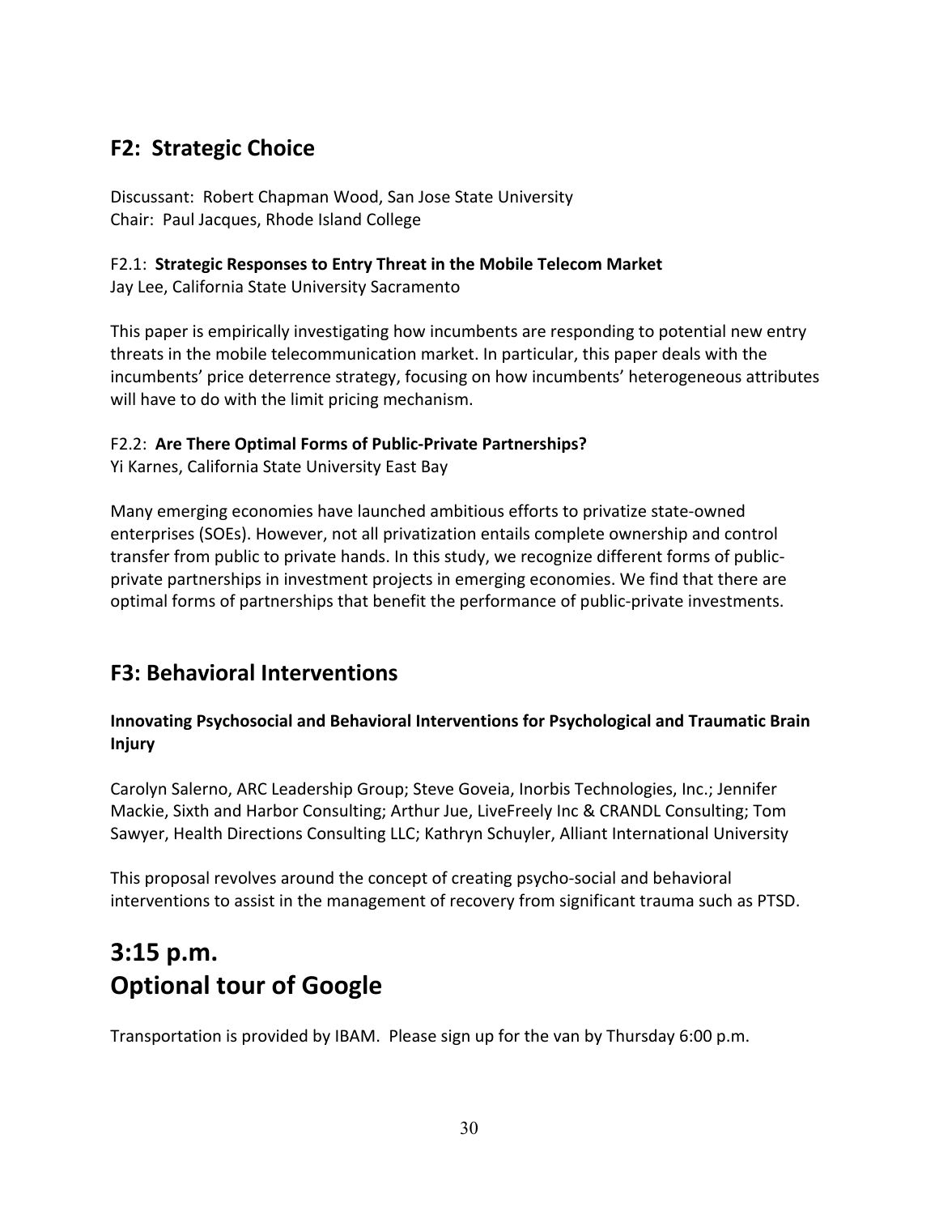## F2: Strategic Choice

Discussant: Robert Chapman Wood, San Jose State University
Chair: Paul Jacques, Rhode Island College

F2.1: **Strategic Responses to Entry Threat in the Mobile Telecom Market**
Jay Lee, California State University Sacramento

This paper is empirically investigating how incumbents are responding to potential new entry threats in the mobile telecommunication market. In particular, this paper deals with the incumbents' price deterrence strategy, focusing on how incumbents' heterogeneous attributes will have to do with the limit pricing mechanism.

F2.2: **Are There Optimal Forms of Public-Private Partnerships?**
Yi Karnes, California State University East Bay

Many emerging economies have launched ambitious efforts to privatize state-owned enterprises (SOEs). However, not all privatization entails complete ownership and control transfer from public to private hands. In this study, we recognize different forms of public-private partnerships in investment projects in emerging economies. We find that there are optimal forms of partnerships that benefit the performance of public-private investments.

## F3: Behavioral Interventions

**Innovating Psychosocial and Behavioral Interventions for Psychological and Traumatic Brain Injury**

Carolyn Salerno, ARC Leadership Group; Steve Goveia, Inorbis Technologies, Inc.; Jennifer Mackie, Sixth and Harbor Consulting; Arthur Jue, LiveFreely Inc & CRANDL Consulting; Tom Sawyer, Health Directions Consulting LLC; Kathryn Schuyler, Alliant International University

This proposal revolves around the concept of creating psycho-social and behavioral interventions to assist in the management of recovery from significant trauma such as PTSD.

# 3:15 p.m.
# Optional tour of Google

Transportation is provided by IBAM. Please sign up for the van by Thursday 6:00 p.m.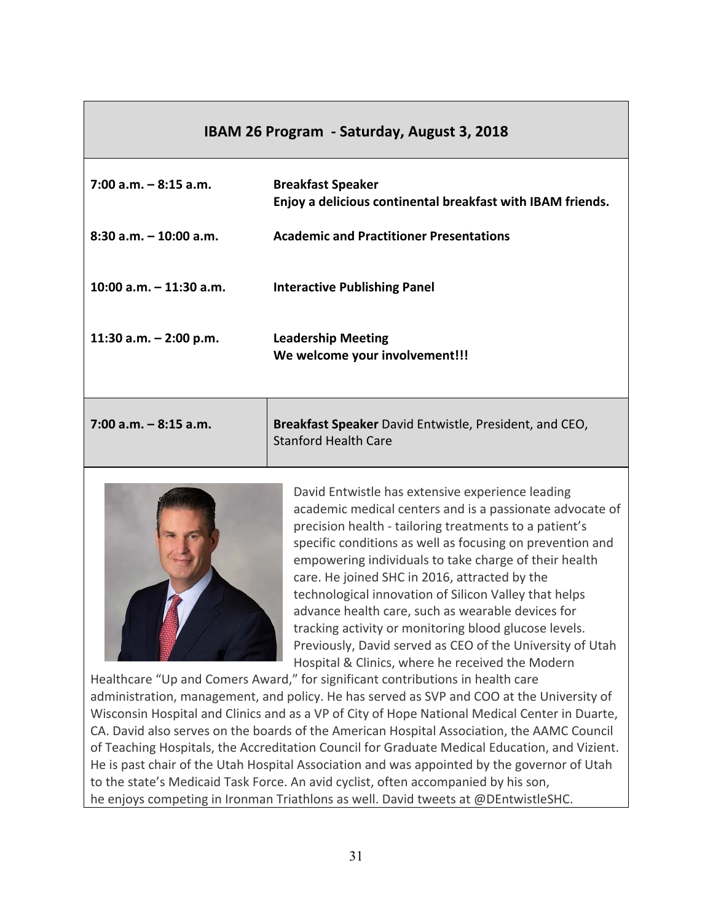| IBAM 26 Program - Saturday, August 3, 2018 | |
|---|---|
| **7:00 a.m. – 8:15 a.m.** | **Breakfast Speaker**<br>**Enjoy a delicious continental breakfast with IBAM friends.** |
| **8:30 a.m. – 10:00 a.m.** | **Academic and Practitioner Presentations** |
| **10:00 a.m. – 11:30 a.m.** | **Interactive Publishing Panel** |
| **11:30 a.m. – 2:00 p.m.** | **Leadership Meeting**<br>**We welcome your involvement!!!** |
| **7:00 a.m. – 8:15 a.m.** | **Breakfast Speaker** David Entwistle, President, and CEO, Stanford Health Care |

David Entwistle has extensive experience leading academic medical centers and is a passionate advocate of precision health - tailoring treatments to a patient's specific conditions as well as focusing on prevention and empowering individuals to take charge of their health care. He joined SHC in 2016, attracted by the technological innovation of Silicon Valley that helps advance health care, such as wearable devices for tracking activity or monitoring blood glucose levels. Previously, David served as CEO of the University of Utah Hospital & Clinics, where he received the Modern Healthcare "Up and Comers Award," for significant contributions in health care administration, management, and policy. He has served as SVP and COO at the University of Wisconsin Hospital and Clinics and as a VP of City of Hope National Medical Center in Duarte, CA. David also serves on the boards of the American Hospital Association, the AAMC Council of Teaching Hospitals, the Accreditation Council for Graduate Medical Education, and Vizient. He is past chair of the Utah Hospital Association and was appointed by the governor of Utah to the state's Medicaid Task Force. An avid cyclist, often accompanied by his son, he enjoys competing in Ironman Triathlons as well. David tweets at @DEntwistleSHC.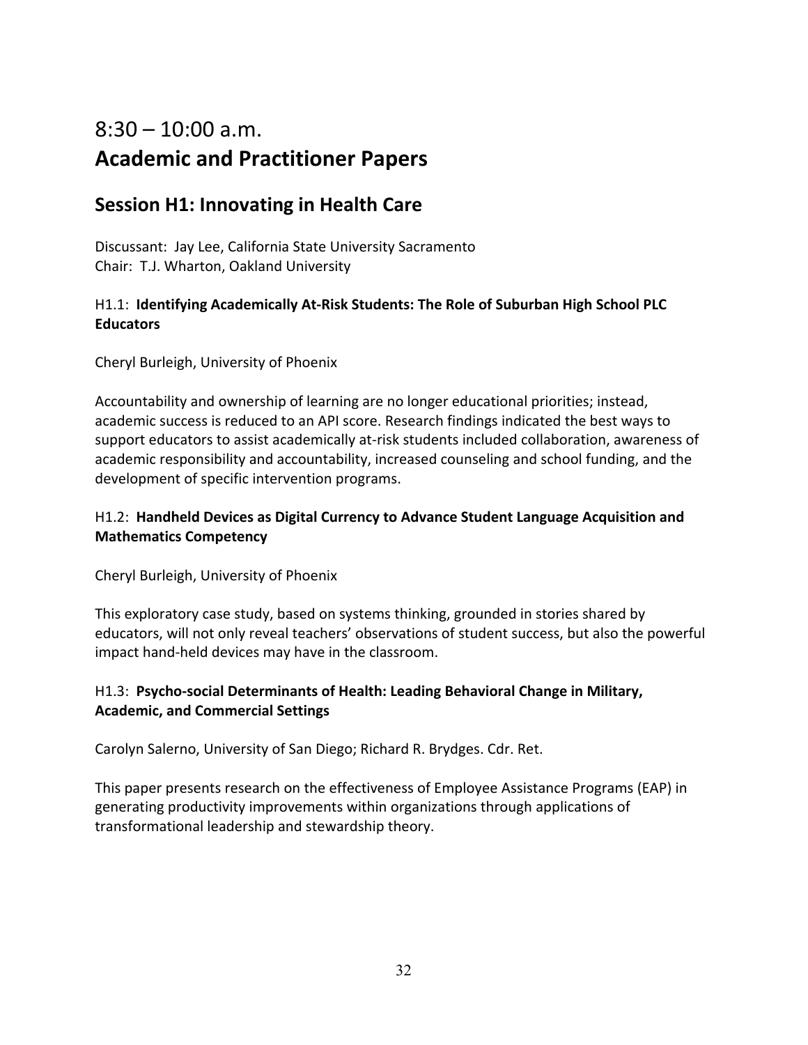# 8:30 – 10:00 a.m.
# **Academic and Practitioner Papers**

## Session H1: Innovating in Health Care

Discussant: Jay Lee, California State University Sacramento
Chair: T.J. Wharton, Oakland University

### H1.1: **Identifying Academically At-Risk Students: The Role of Suburban High School PLC Educators**

Cheryl Burleigh, University of Phoenix

Accountability and ownership of learning are no longer educational priorities; instead, academic success is reduced to an API score. Research findings indicated the best ways to support educators to assist academically at-risk students included collaboration, awareness of academic responsibility and accountability, increased counseling and school funding, and the development of specific intervention programs.

### H1.2: **Handheld Devices as Digital Currency to Advance Student Language Acquisition and Mathematics Competency**

Cheryl Burleigh, University of Phoenix

This exploratory case study, based on systems thinking, grounded in stories shared by educators, will not only reveal teachers' observations of student success, but also the powerful impact hand-held devices may have in the classroom.

### H1.3: **Psycho-social Determinants of Health: Leading Behavioral Change in Military, Academic, and Commercial Settings**

Carolyn Salerno, University of San Diego; Richard R. Brydges. Cdr. Ret.

This paper presents research on the effectiveness of Employee Assistance Programs (EAP) in generating productivity improvements within organizations through applications of transformational leadership and stewardship theory.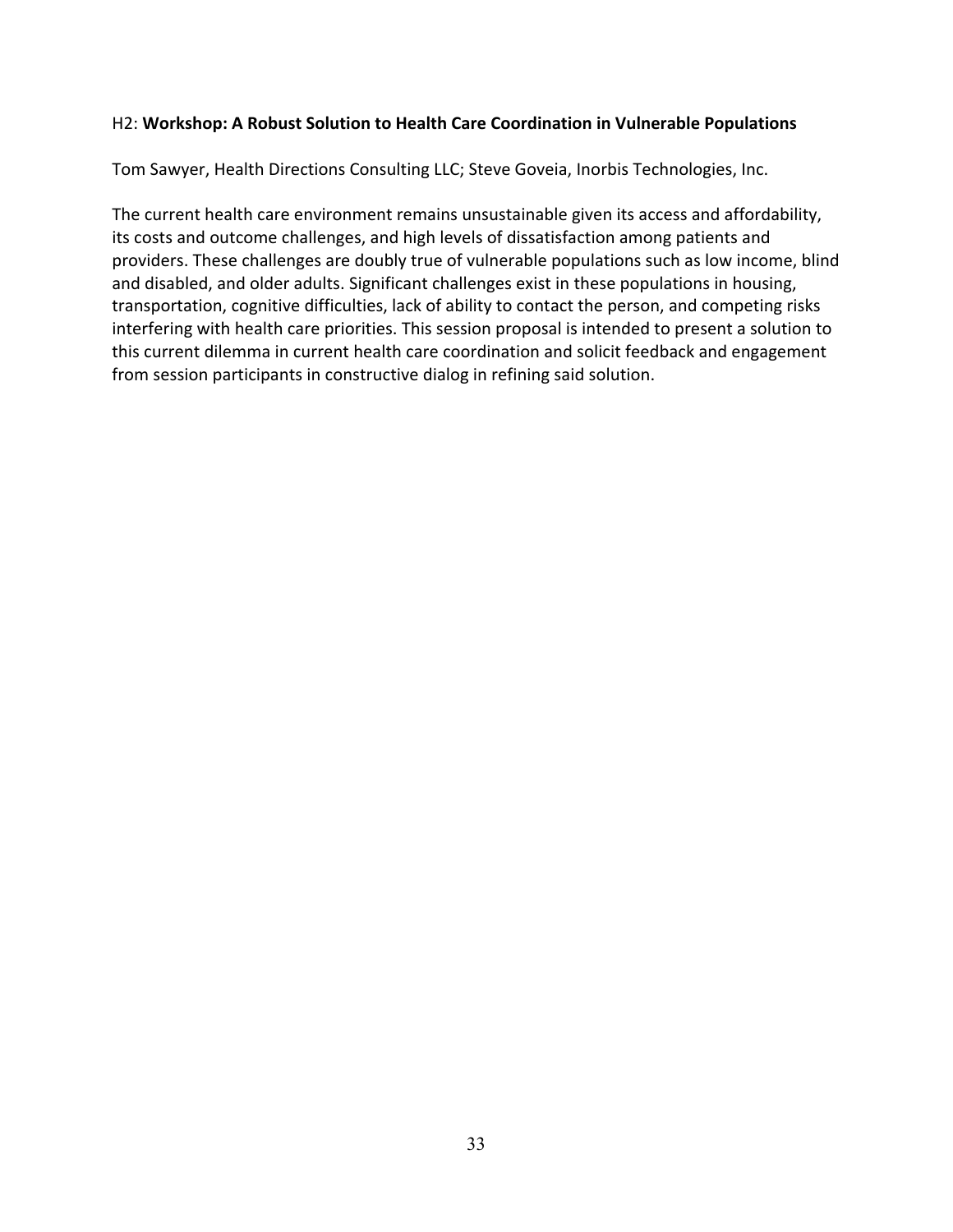H2: **Workshop: A Robust Solution to Health Care Coordination in Vulnerable Populations**

Tom Sawyer, Health Directions Consulting LLC; Steve Goveia, Inorbis Technologies, Inc.

The current health care environment remains unsustainable given its access and affordability, its costs and outcome challenges, and high levels of dissatisfaction among patients and providers. These challenges are doubly true of vulnerable populations such as low income, blind and disabled, and older adults. Significant challenges exist in these populations in housing, transportation, cognitive difficulties, lack of ability to contact the person, and competing risks interfering with health care priorities. This session proposal is intended to present a solution to this current dilemma in current health care coordination and solicit feedback and engagement from session participants in constructive dialog in refining said solution.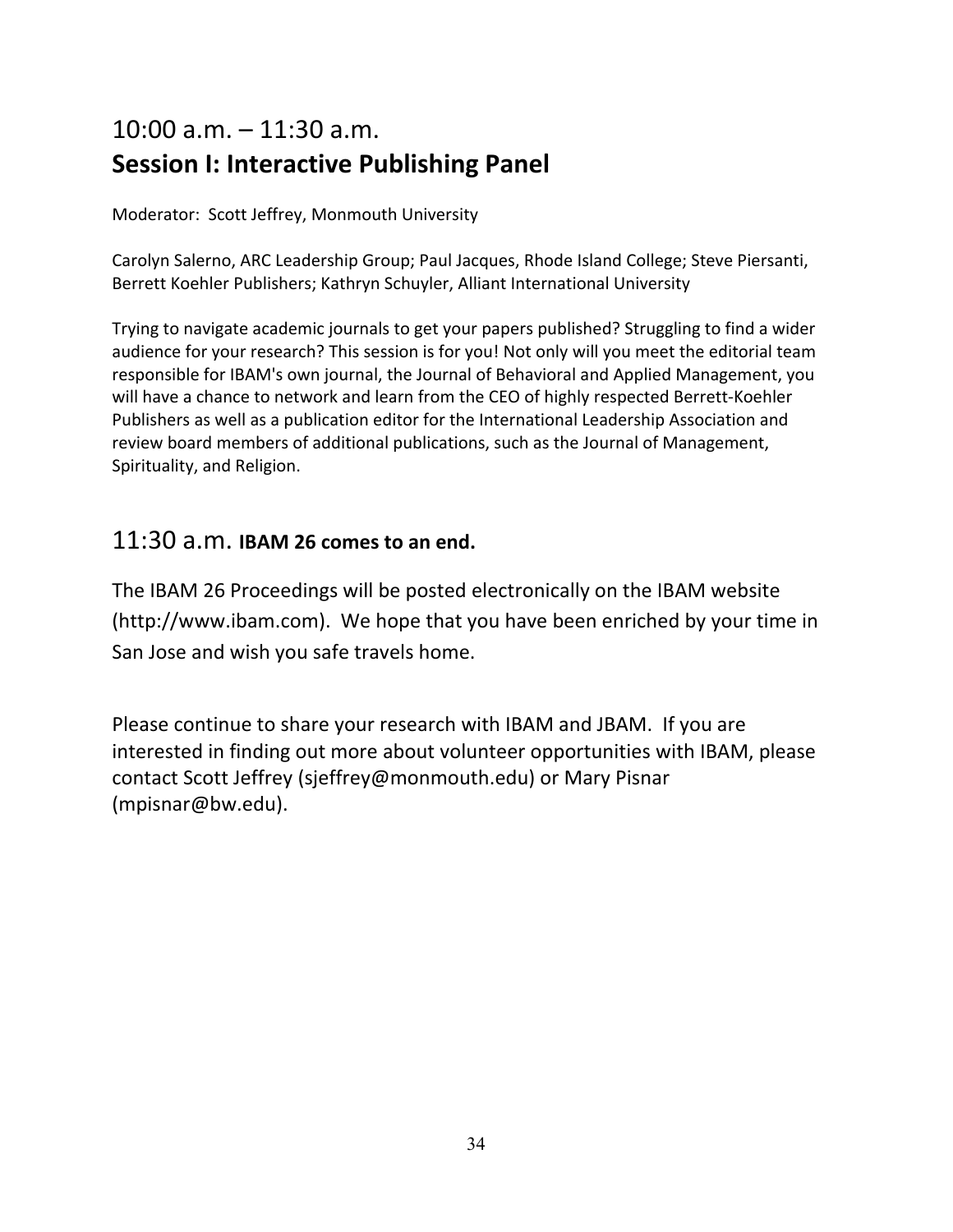## 10:00 a.m. – 11:30 a.m.
## **Session I: Interactive Publishing Panel**

Moderator: Scott Jeffrey, Monmouth University

Carolyn Salerno, ARC Leadership Group; Paul Jacques, Rhode Island College; Steve Piersanti, Berrett Koehler Publishers; Kathryn Schuyler, Alliant International University

Trying to navigate academic journals to get your papers published? Struggling to find a wider audience for your research? This session is for you! Not only will you meet the editorial team responsible for IBAM's own journal, the Journal of Behavioral and Applied Management, you will have a chance to network and learn from the CEO of highly respected Berrett-Koehler Publishers as well as a publication editor for the International Leadership Association and review board members of additional publications, such as the Journal of Management, Spirituality, and Religion.

## 11:30 a.m. **IBAM 26 comes to an end.**

The IBAM 26 Proceedings will be posted electronically on the IBAM website (http://www.ibam.com). We hope that you have been enriched by your time in San Jose and wish you safe travels home.

Please continue to share your research with IBAM and JBAM. If you are interested in finding out more about volunteer opportunities with IBAM, please contact Scott Jeffrey (sjeffrey@monmouth.edu) or Mary Pisnar (mpisnar@bw.edu).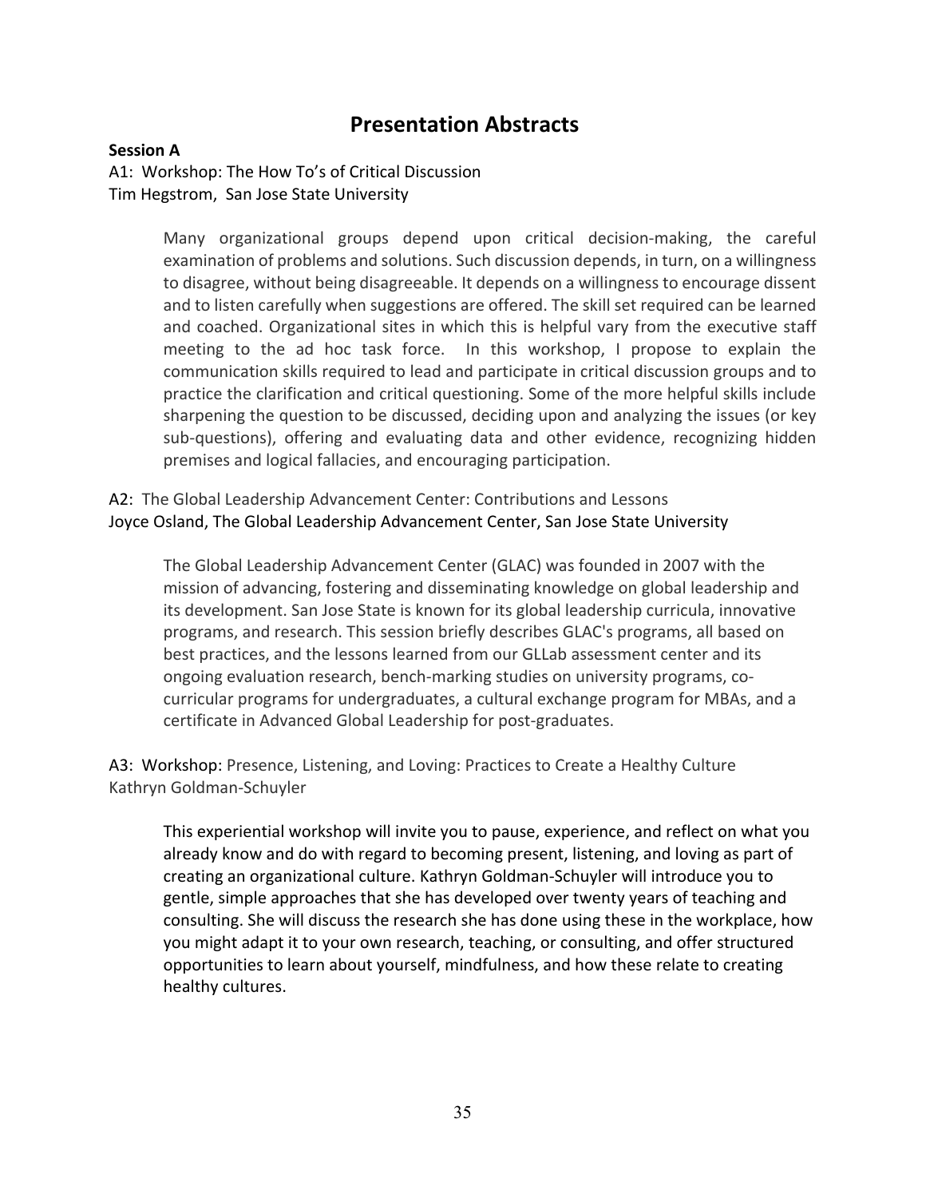# Presentation Abstracts

**Session A**

A1: Workshop: The How To's of Critical Discussion
Tim Hegstrom, San Jose State University

> Many organizational groups depend upon critical decision-making, the careful examination of problems and solutions. Such discussion depends, in turn, on a willingness to disagree, without being disagreeable. It depends on a willingness to encourage dissent and to listen carefully when suggestions are offered. The skill set required can be learned and coached. Organizational sites in which this is helpful vary from the executive staff meeting to the ad hoc task force. In this workshop, I propose to explain the communication skills required to lead and participate in critical discussion groups and to practice the clarification and critical questioning. Some of the more helpful skills include sharpening the question to be discussed, deciding upon and analyzing the issues (or key sub-questions), offering and evaluating data and other evidence, recognizing hidden premises and logical fallacies, and encouraging participation.

A2: The Global Leadership Advancement Center: Contributions and Lessons
Joyce Osland, The Global Leadership Advancement Center, San Jose State University

> The Global Leadership Advancement Center (GLAC) was founded in 2007 with the mission of advancing, fostering and disseminating knowledge on global leadership and its development. San Jose State is known for its global leadership curricula, innovative programs, and research. This session briefly describes GLAC's programs, all based on best practices, and the lessons learned from our GLLab assessment center and its ongoing evaluation research, bench-marking studies on university programs, co-curricular programs for undergraduates, a cultural exchange program for MBAs, and a certificate in Advanced Global Leadership for post-graduates.

A3: Workshop: Presence, Listening, and Loving: Practices to Create a Healthy Culture
Kathryn Goldman-Schuyler

> This experiential workshop will invite you to pause, experience, and reflect on what you already know and do with regard to becoming present, listening, and loving as part of creating an organizational culture. Kathryn Goldman-Schuyler will introduce you to gentle, simple approaches that she has developed over twenty years of teaching and consulting. She will discuss the research she has done using these in the workplace, how you might adapt it to your own research, teaching, or consulting, and offer structured opportunities to learn about yourself, mindfulness, and how these relate to creating healthy cultures.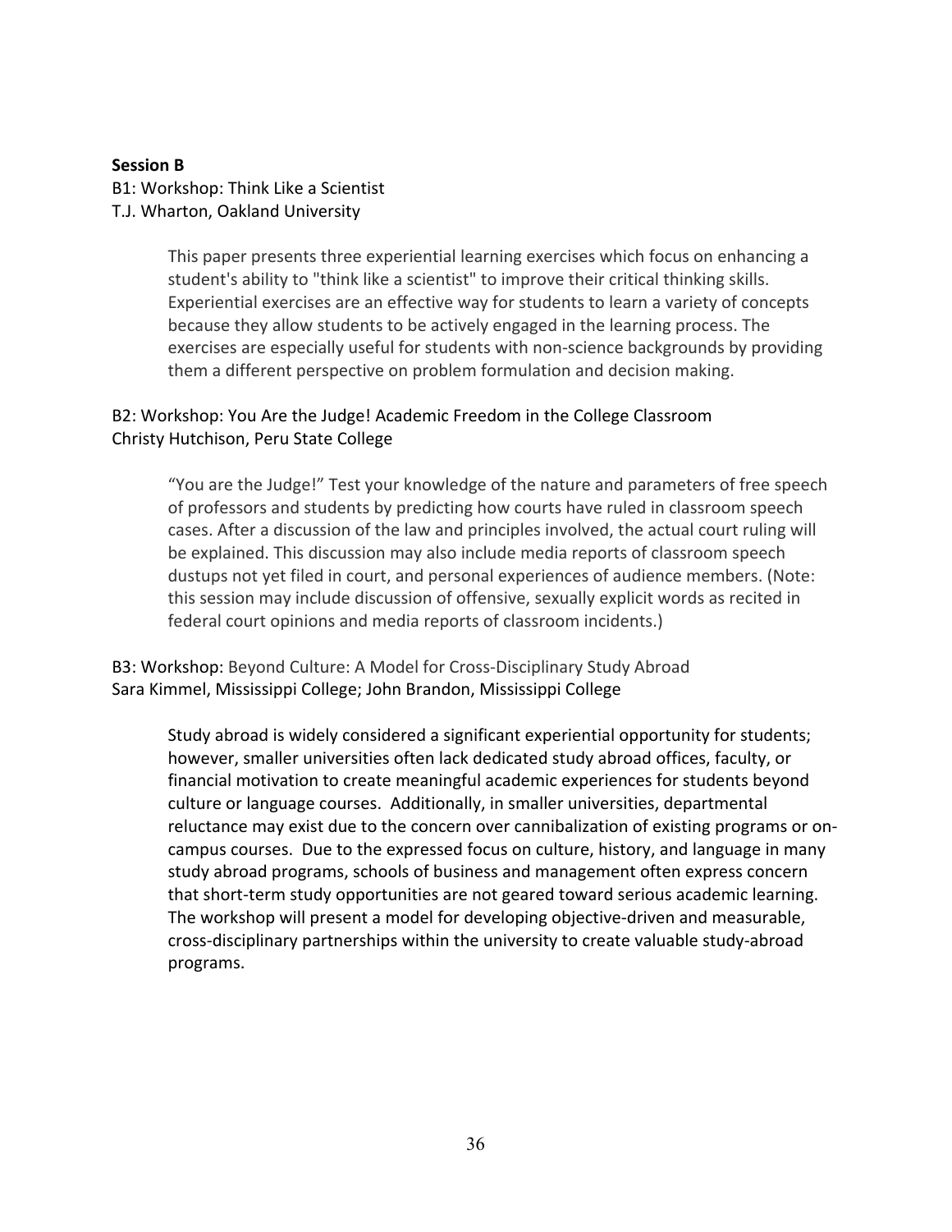**Session B**

B1: Workshop: Think Like a Scientist
T.J. Wharton, Oakland University

> This paper presents three experiential learning exercises which focus on enhancing a student's ability to "think like a scientist" to improve their critical thinking skills. Experiential exercises are an effective way for students to learn a variety of concepts because they allow students to be actively engaged in the learning process. The exercises are especially useful for students with non-science backgrounds by providing them a different perspective on problem formulation and decision making.

B2: Workshop: You Are the Judge! Academic Freedom in the College Classroom
Christy Hutchison, Peru State College

> "You are the Judge!" Test your knowledge of the nature and parameters of free speech of professors and students by predicting how courts have ruled in classroom speech cases. After a discussion of the law and principles involved, the actual court ruling will be explained. This discussion may also include media reports of classroom speech dustups not yet filed in court, and personal experiences of audience members. (Note: this session may include discussion of offensive, sexually explicit words as recited in federal court opinions and media reports of classroom incidents.)

B3: Workshop: Beyond Culture: A Model for Cross-Disciplinary Study Abroad
Sara Kimmel, Mississippi College; John Brandon, Mississippi College

> Study abroad is widely considered a significant experiential opportunity for students; however, smaller universities often lack dedicated study abroad offices, faculty, or financial motivation to create meaningful academic experiences for students beyond culture or language courses. Additionally, in smaller universities, departmental reluctance may exist due to the concern over cannibalization of existing programs or on-campus courses. Due to the expressed focus on culture, history, and language in many study abroad programs, schools of business and management often express concern that short-term study opportunities are not geared toward serious academic learning. The workshop will present a model for developing objective-driven and measurable, cross-disciplinary partnerships within the university to create valuable study-abroad programs.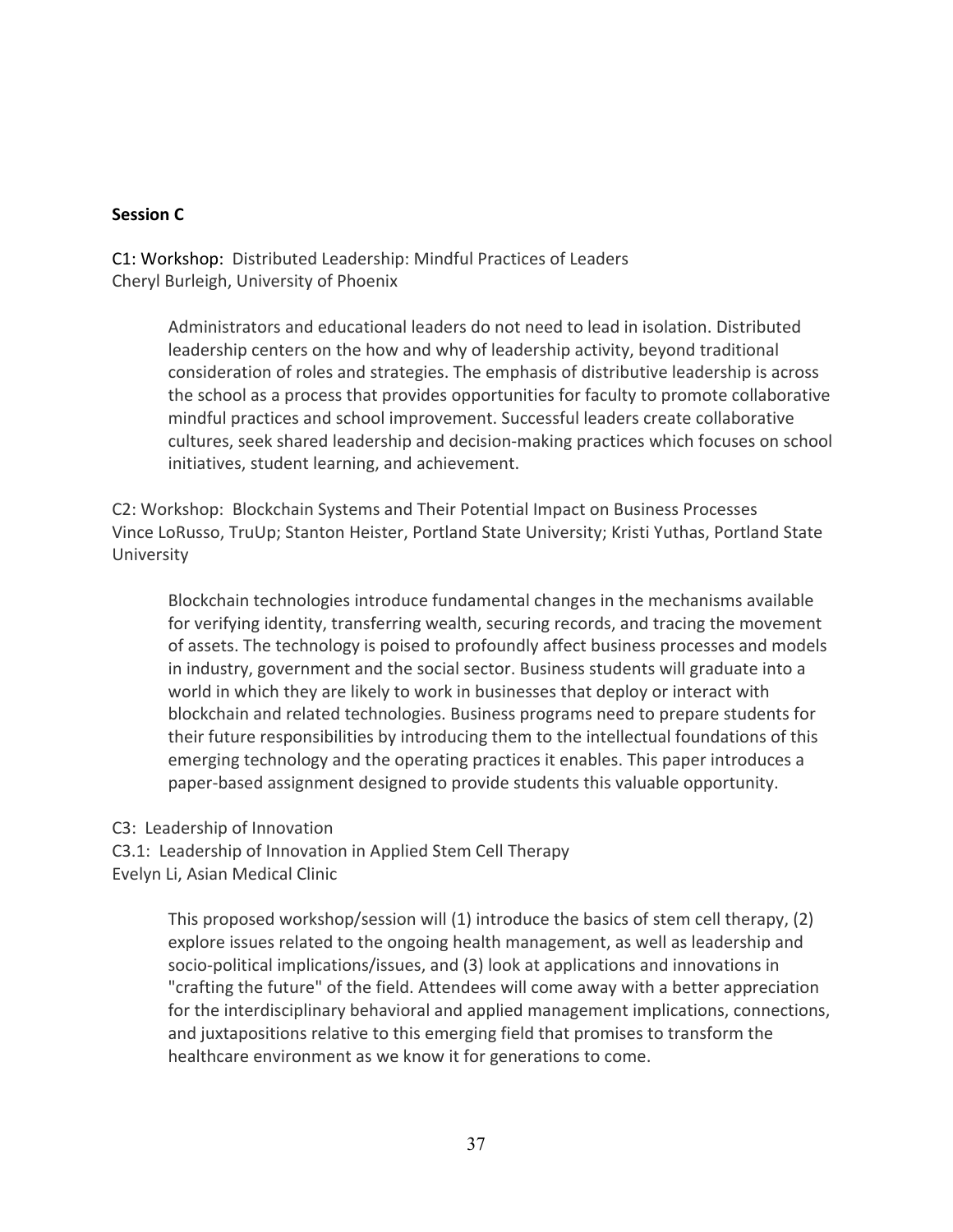**Session C**

C1: Workshop: Distributed Leadership: Mindful Practices of Leaders
Cheryl Burleigh, University of Phoenix

> Administrators and educational leaders do not need to lead in isolation. Distributed leadership centers on the how and why of leadership activity, beyond traditional consideration of roles and strategies. The emphasis of distributive leadership is across the school as a process that provides opportunities for faculty to promote collaborative mindful practices and school improvement. Successful leaders create collaborative cultures, seek shared leadership and decision-making practices which focuses on school initiatives, student learning, and achievement.

C2: Workshop: Blockchain Systems and Their Potential Impact on Business Processes
Vince LoRusso, TruUp; Stanton Heister, Portland State University; Kristi Yuthas, Portland State University

> Blockchain technologies introduce fundamental changes in the mechanisms available for verifying identity, transferring wealth, securing records, and tracing the movement of assets. The technology is poised to profoundly affect business processes and models in industry, government and the social sector. Business students will graduate into a world in which they are likely to work in businesses that deploy or interact with blockchain and related technologies. Business programs need to prepare students for their future responsibilities by introducing them to the intellectual foundations of this emerging technology and the operating practices it enables. This paper introduces a paper-based assignment designed to provide students this valuable opportunity.

C3: Leadership of Innovation
C3.1: Leadership of Innovation in Applied Stem Cell Therapy
Evelyn Li, Asian Medical Clinic

> This proposed workshop/session will (1) introduce the basics of stem cell therapy, (2) explore issues related to the ongoing health management, as well as leadership and socio-political implications/issues, and (3) look at applications and innovations in "crafting the future" of the field. Attendees will come away with a better appreciation for the interdisciplinary behavioral and applied management implications, connections, and juxtapositions relative to this emerging field that promises to transform the healthcare environment as we know it for generations to come.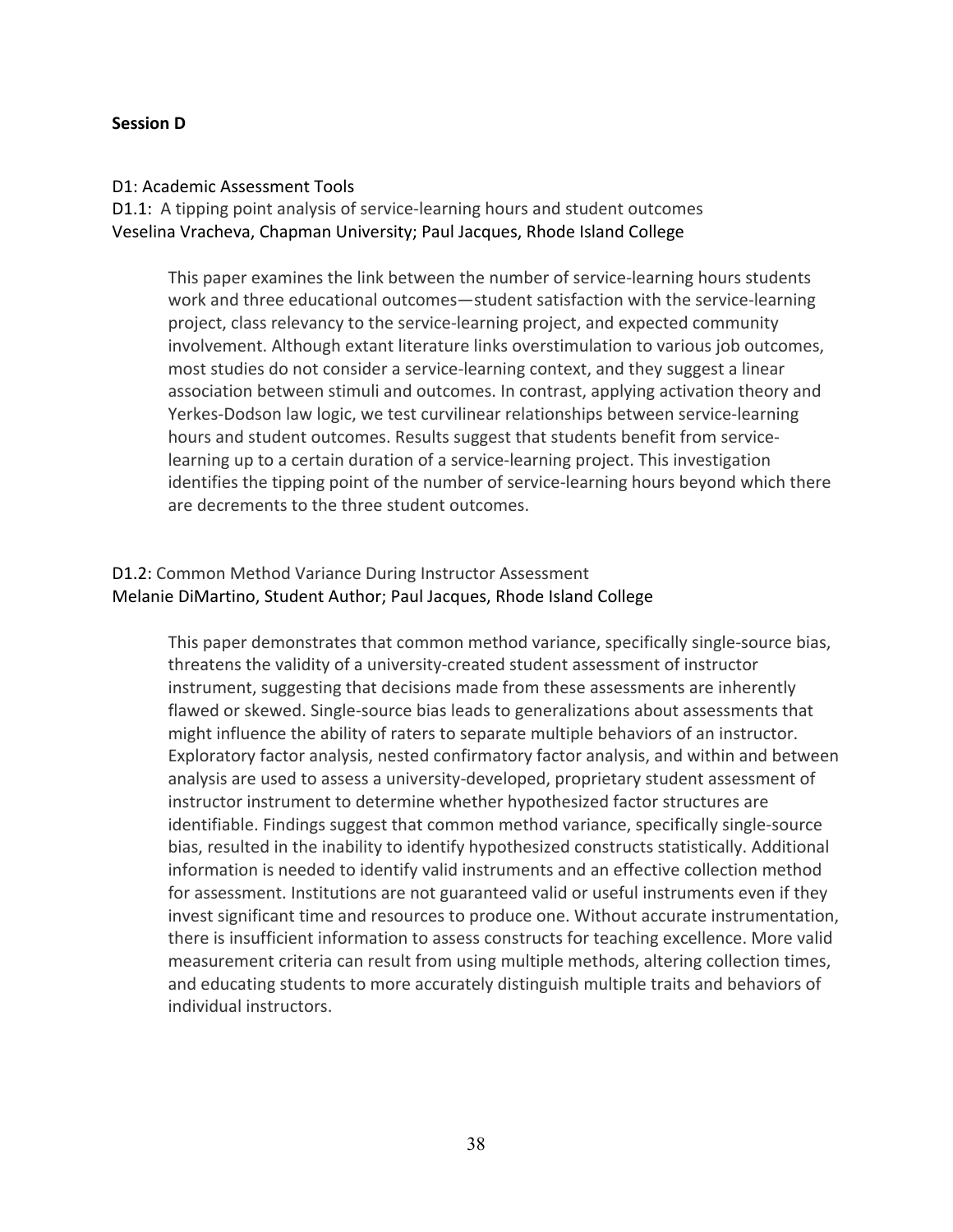**Session D**

D1: Academic Assessment Tools

D1.1: A tipping point analysis of service-learning hours and student outcomes
Veselina Vracheva, Chapman University; Paul Jacques, Rhode Island College

> This paper examines the link between the number of service-learning hours students work and three educational outcomes—student satisfaction with the service-learning project, class relevancy to the service-learning project, and expected community involvement. Although extant literature links overstimulation to various job outcomes, most studies do not consider a service-learning context, and they suggest a linear association between stimuli and outcomes. In contrast, applying activation theory and Yerkes-Dodson law logic, we test curvilinear relationships between service-learning hours and student outcomes. Results suggest that students benefit from service-learning up to a certain duration of a service-learning project. This investigation identifies the tipping point of the number of service-learning hours beyond which there are decrements to the three student outcomes.

D1.2: Common Method Variance During Instructor Assessment
Melanie DiMartino, Student Author; Paul Jacques, Rhode Island College

> This paper demonstrates that common method variance, specifically single-source bias, threatens the validity of a university-created student assessment of instructor instrument, suggesting that decisions made from these assessments are inherently flawed or skewed. Single-source bias leads to generalizations about assessments that might influence the ability of raters to separate multiple behaviors of an instructor. Exploratory factor analysis, nested confirmatory factor analysis, and within and between analysis are used to assess a university-developed, proprietary student assessment of instructor instrument to determine whether hypothesized factor structures are identifiable. Findings suggest that common method variance, specifically single-source bias, resulted in the inability to identify hypothesized constructs statistically. Additional information is needed to identify valid instruments and an effective collection method for assessment. Institutions are not guaranteed valid or useful instruments even if they invest significant time and resources to produce one. Without accurate instrumentation, there is insufficient information to assess constructs for teaching excellence. More valid measurement criteria can result from using multiple methods, altering collection times, and educating students to more accurately distinguish multiple traits and behaviors of individual instructors.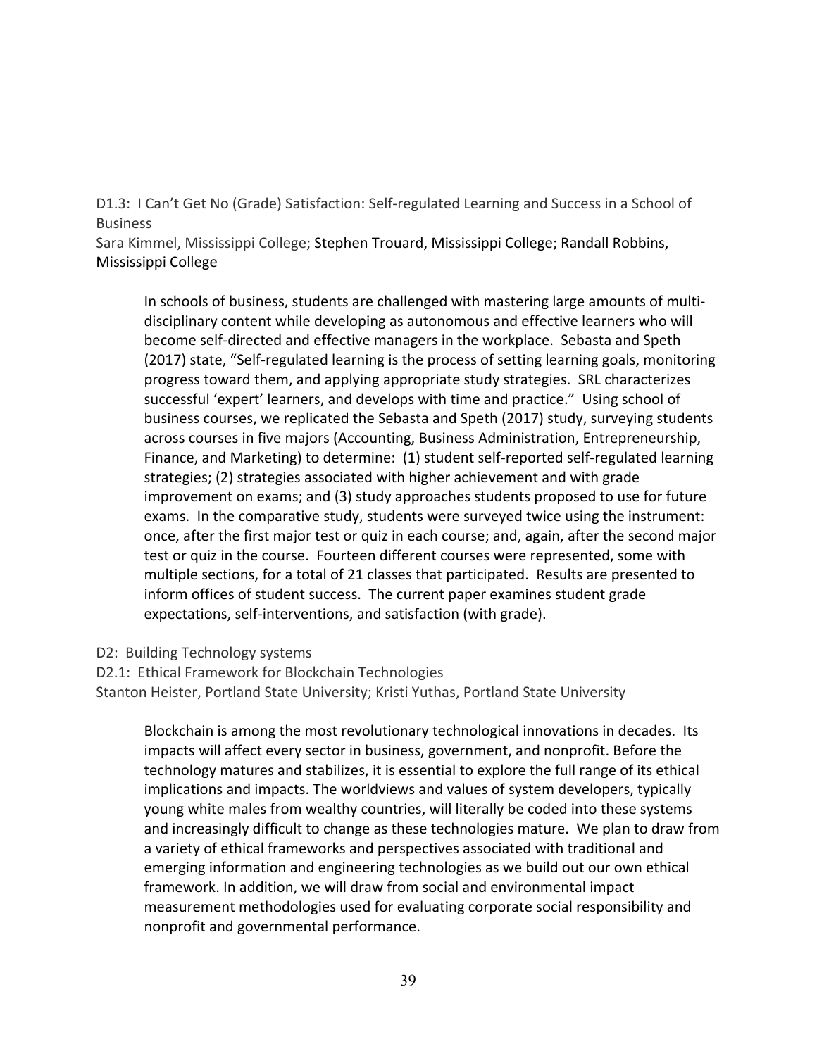D1.3: I Can't Get No (Grade) Satisfaction: Self-regulated Learning and Success in a School of Business

Sara Kimmel, Mississippi College; Stephen Trouard, Mississippi College; Randall Robbins, Mississippi College

> In schools of business, students are challenged with mastering large amounts of multi-disciplinary content while developing as autonomous and effective learners who will become self-directed and effective managers in the workplace. Sebasta and Speth (2017) state, "Self-regulated learning is the process of setting learning goals, monitoring progress toward them, and applying appropriate study strategies. SRL characterizes successful 'expert' learners, and develops with time and practice." Using school of business courses, we replicated the Sebasta and Speth (2017) study, surveying students across courses in five majors (Accounting, Business Administration, Entrepreneurship, Finance, and Marketing) to determine: (1) student self-reported self-regulated learning strategies; (2) strategies associated with higher achievement and with grade improvement on exams; and (3) study approaches students proposed to use for future exams. In the comparative study, students were surveyed twice using the instrument: once, after the first major test or quiz in each course; and, again, after the second major test or quiz in the course. Fourteen different courses were represented, some with multiple sections, for a total of 21 classes that participated. Results are presented to inform offices of student success. The current paper examines student grade expectations, self-interventions, and satisfaction (with grade).

D2: Building Technology systems

D2.1: Ethical Framework for Blockchain Technologies

Stanton Heister, Portland State University; Kristi Yuthas, Portland State University

> Blockchain is among the most revolutionary technological innovations in decades. Its impacts will affect every sector in business, government, and nonprofit. Before the technology matures and stabilizes, it is essential to explore the full range of its ethical implications and impacts. The worldviews and values of system developers, typically young white males from wealthy countries, will literally be coded into these systems and increasingly difficult to change as these technologies mature. We plan to draw from a variety of ethical frameworks and perspectives associated with traditional and emerging information and engineering technologies as we build out our own ethical framework. In addition, we will draw from social and environmental impact measurement methodologies used for evaluating corporate social responsibility and nonprofit and governmental performance.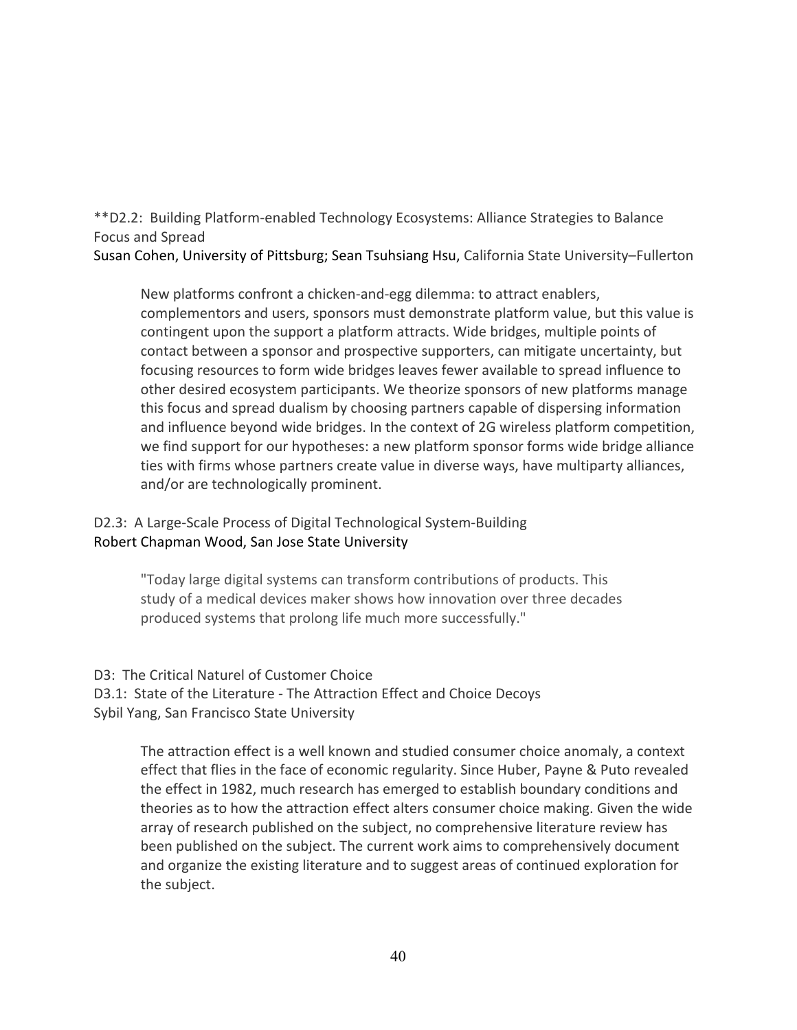**D2.2: Building Platform-enabled Technology Ecosystems: Alliance Strategies to Balance Focus and Spread

Susan Cohen, University of Pittsburg; Sean Tsuhsiang Hsu, California State University–Fullerton

> New platforms confront a chicken-and-egg dilemma: to attract enablers, complementors and users, sponsors must demonstrate platform value, but this value is contingent upon the support a platform attracts. Wide bridges, multiple points of contact between a sponsor and prospective supporters, can mitigate uncertainty, but focusing resources to form wide bridges leaves fewer available to spread influence to other desired ecosystem participants. We theorize sponsors of new platforms manage this focus and spread dualism by choosing partners capable of dispersing information and influence beyond wide bridges. In the context of 2G wireless platform competition, we find support for our hypotheses: a new platform sponsor forms wide bridge alliance ties with firms whose partners create value in diverse ways, have multiparty alliances, and/or are technologically prominent.

D2.3: A Large-Scale Process of Digital Technological System-Building

Robert Chapman Wood, San Jose State University

> "Today large digital systems can transform contributions of products. This study of a medical devices maker shows how innovation over three decades produced systems that prolong life much more successfully."

D3: The Critical Naturel of Customer Choice

D3.1: State of the Literature - The Attraction Effect and Choice Decoys

Sybil Yang, San Francisco State University

> The attraction effect is a well known and studied consumer choice anomaly, a context effect that flies in the face of economic regularity. Since Huber, Payne & Puto revealed the effect in 1982, much research has emerged to establish boundary conditions and theories as to how the attraction effect alters consumer choice making. Given the wide array of research published on the subject, no comprehensive literature review has been published on the subject. The current work aims to comprehensively document and organize the existing literature and to suggest areas of continued exploration for the subject.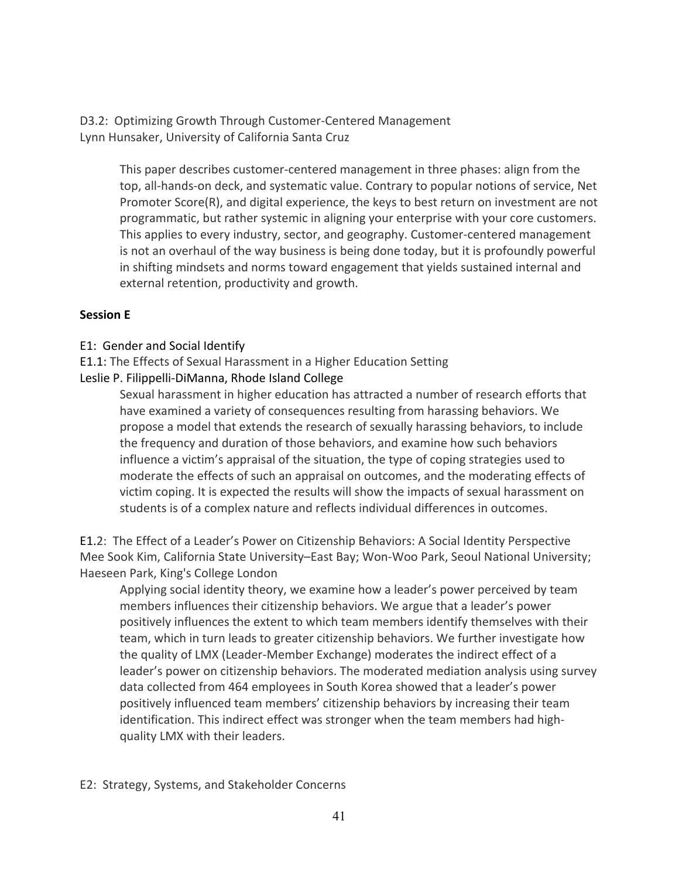D3.2: Optimizing Growth Through Customer-Centered Management
Lynn Hunsaker, University of California Santa Cruz

This paper describes customer-centered management in three phases: align from the top, all-hands-on deck, and systematic value. Contrary to popular notions of service, Net Promoter Score(R), and digital experience, the keys to best return on investment are not programmatic, but rather systemic in aligning your enterprise with your core customers. This applies to every industry, sector, and geography. Customer-centered management is not an overhaul of the way business is being done today, but it is profoundly powerful in shifting mindsets and norms toward engagement that yields sustained internal and external retention, productivity and growth.

**Session E**

E1: Gender and Social Identify

E1.1: The Effects of Sexual Harassment in a Higher Education Setting
Leslie P. Filippelli-DiManna, Rhode Island College

Sexual harassment in higher education has attracted a number of research efforts that have examined a variety of consequences resulting from harassing behaviors. We propose a model that extends the research of sexually harassing behaviors, to include the frequency and duration of those behaviors, and examine how such behaviors influence a victim's appraisal of the situation, the type of coping strategies used to moderate the effects of such an appraisal on outcomes, and the moderating effects of victim coping. It is expected the results will show the impacts of sexual harassment on students is of a complex nature and reflects individual differences in outcomes.

E1.2: The Effect of a Leader's Power on Citizenship Behaviors: A Social Identity Perspective
Mee Sook Kim, California State University–East Bay; Won-Woo Park, Seoul National University; Haeseen Park, King's College London

Applying social identity theory, we examine how a leader's power perceived by team members influences their citizenship behaviors. We argue that a leader's power positively influences the extent to which team members identify themselves with their team, which in turn leads to greater citizenship behaviors. We further investigate how the quality of LMX (Leader-Member Exchange) moderates the indirect effect of a leader's power on citizenship behaviors. The moderated mediation analysis using survey data collected from 464 employees in South Korea showed that a leader's power positively influenced team members' citizenship behaviors by increasing their team identification. This indirect effect was stronger when the team members had high-quality LMX with their leaders.

E2: Strategy, Systems, and Stakeholder Concerns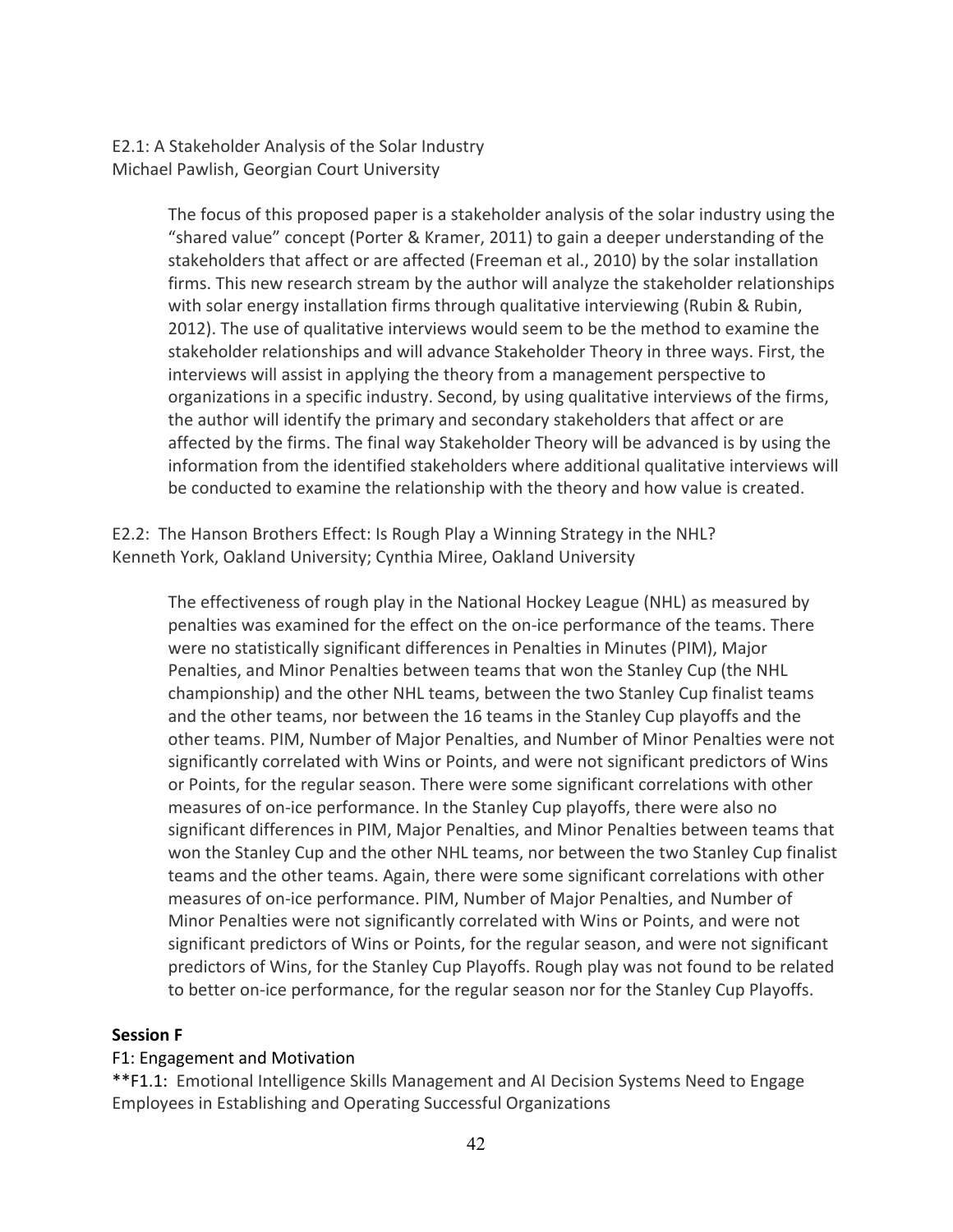E2.1: A Stakeholder Analysis of the Solar Industry
Michael Pawlish, Georgian Court University

> The focus of this proposed paper is a stakeholder analysis of the solar industry using the "shared value" concept (Porter & Kramer, 2011) to gain a deeper understanding of the stakeholders that affect or are affected (Freeman et al., 2010) by the solar installation firms. This new research stream by the author will analyze the stakeholder relationships with solar energy installation firms through qualitative interviewing (Rubin & Rubin, 2012). The use of qualitative interviews would seem to be the method to examine the stakeholder relationships and will advance Stakeholder Theory in three ways. First, the interviews will assist in applying the theory from a management perspective to organizations in a specific industry. Second, by using qualitative interviews of the firms, the author will identify the primary and secondary stakeholders that affect or are affected by the firms. The final way Stakeholder Theory will be advanced is by using the information from the identified stakeholders where additional qualitative interviews will be conducted to examine the relationship with the theory and how value is created.

E2.2: The Hanson Brothers Effect: Is Rough Play a Winning Strategy in the NHL?
Kenneth York, Oakland University; Cynthia Miree, Oakland University

> The effectiveness of rough play in the National Hockey League (NHL) as measured by penalties was examined for the effect on the on-ice performance of the teams. There were no statistically significant differences in Penalties in Minutes (PIM), Major Penalties, and Minor Penalties between teams that won the Stanley Cup (the NHL championship) and the other NHL teams, between the two Stanley Cup finalist teams and the other teams, nor between the 16 teams in the Stanley Cup playoffs and the other teams. PIM, Number of Major Penalties, and Number of Minor Penalties were not significantly correlated with Wins or Points, and were not significant predictors of Wins or Points, for the regular season. There were some significant correlations with other measures of on-ice performance. In the Stanley Cup playoffs, there were also no significant differences in PIM, Major Penalties, and Minor Penalties between teams that won the Stanley Cup and the other NHL teams, nor between the two Stanley Cup finalist teams and the other teams. Again, there were some significant correlations with other measures of on-ice performance. PIM, Number of Major Penalties, and Number of Minor Penalties were not significantly correlated with Wins or Points, and were not significant predictors of Wins or Points, for the regular season, and were not significant predictors of Wins, for the Stanley Cup Playoffs. Rough play was not found to be related to better on-ice performance, for the regular season nor for the Stanley Cup Playoffs.

**Session F**

F1: Engagement and Motivation

**F1.1: Emotional Intelligence Skills Management and AI Decision Systems Need to Engage Employees in Establishing and Operating Successful Organizations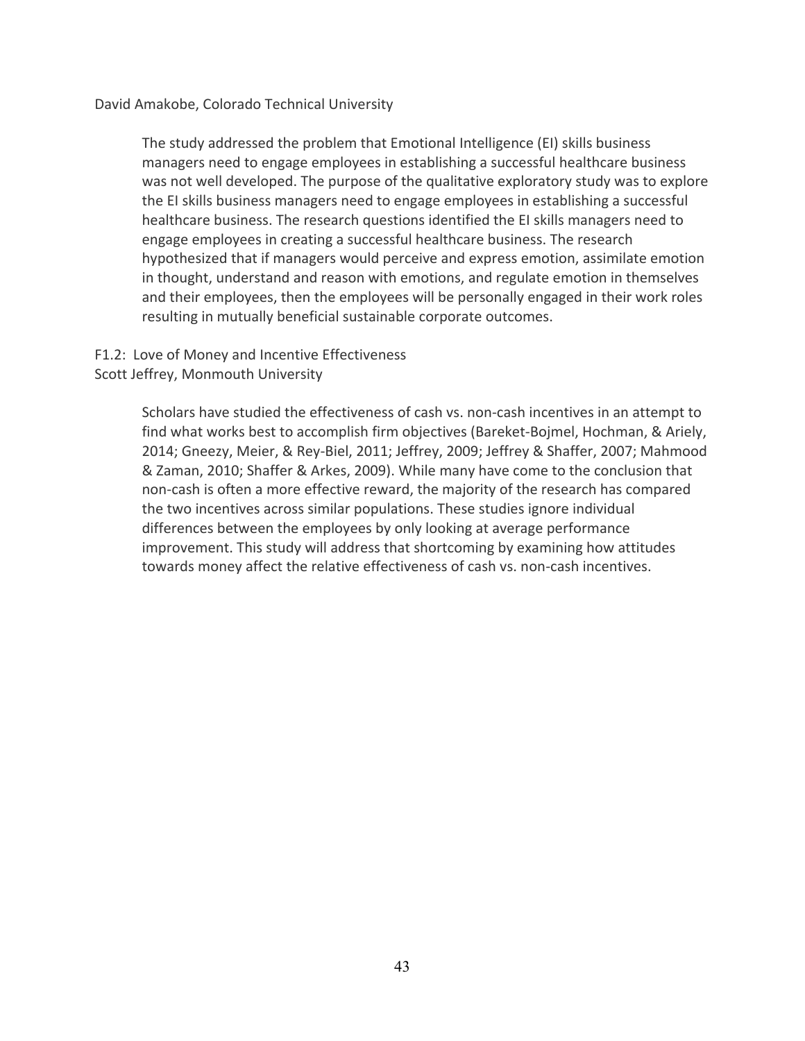David Amakobe, Colorado Technical University

> The study addressed the problem that Emotional Intelligence (EI) skills business managers need to engage employees in establishing a successful healthcare business was not well developed. The purpose of the qualitative exploratory study was to explore the EI skills business managers need to engage employees in establishing a successful healthcare business. The research questions identified the EI skills managers need to engage employees in creating a successful healthcare business. The research hypothesized that if managers would perceive and express emotion, assimilate emotion in thought, understand and reason with emotions, and regulate emotion in themselves and their employees, then the employees will be personally engaged in their work roles resulting in mutually beneficial sustainable corporate outcomes.

F1.2: Love of Money and Incentive Effectiveness
Scott Jeffrey, Monmouth University

> Scholars have studied the effectiveness of cash vs. non-cash incentives in an attempt to find what works best to accomplish firm objectives (Bareket-Bojmel, Hochman, & Ariely, 2014; Gneezy, Meier, & Rey-Biel, 2011; Jeffrey, 2009; Jeffrey & Shaffer, 2007; Mahmood & Zaman, 2010; Shaffer & Arkes, 2009). While many have come to the conclusion that non-cash is often a more effective reward, the majority of the research has compared the two incentives across similar populations. These studies ignore individual differences between the employees by only looking at average performance improvement. This study will address that shortcoming by examining how attitudes towards money affect the relative effectiveness of cash vs. non-cash incentives.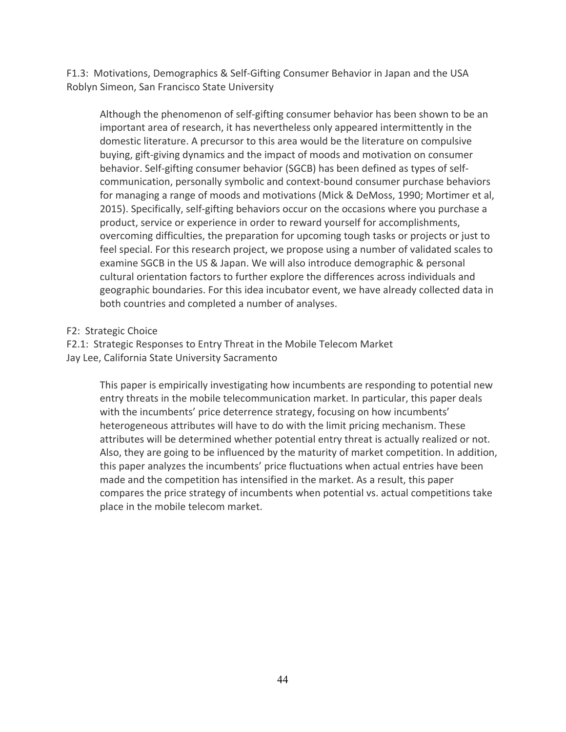F1.3: Motivations, Demographics & Self-Gifting Consumer Behavior in Japan and the USA
Roblyn Simeon, San Francisco State University

> Although the phenomenon of self-gifting consumer behavior has been shown to be an important area of research, it has nevertheless only appeared intermittently in the domestic literature. A precursor to this area would be the literature on compulsive buying, gift-giving dynamics and the impact of moods and motivation on consumer behavior. Self-gifting consumer behavior (SGCB) has been defined as types of self-communication, personally symbolic and context-bound consumer purchase behaviors for managing a range of moods and motivations (Mick & DeMoss, 1990; Mortimer et al, 2015). Specifically, self-gifting behaviors occur on the occasions where you purchase a product, service or experience in order to reward yourself for accomplishments, overcoming difficulties, the preparation for upcoming tough tasks or projects or just to feel special. For this research project, we propose using a number of validated scales to examine SGCB in the US & Japan. We will also introduce demographic & personal cultural orientation factors to further explore the differences across individuals and geographic boundaries. For this idea incubator event, we have already collected data in both countries and completed a number of analyses.

F2: Strategic Choice

F2.1: Strategic Responses to Entry Threat in the Mobile Telecom Market
Jay Lee, California State University Sacramento

> This paper is empirically investigating how incumbents are responding to potential new entry threats in the mobile telecommunication market. In particular, this paper deals with the incumbents' price deterrence strategy, focusing on how incumbents' heterogeneous attributes will have to do with the limit pricing mechanism. These attributes will be determined whether potential entry threat is actually realized or not. Also, they are going to be influenced by the maturity of market competition. In addition, this paper analyzes the incumbents' price fluctuations when actual entries have been made and the competition has intensified in the market. As a result, this paper compares the price strategy of incumbents when potential vs. actual competitions take place in the mobile telecom market.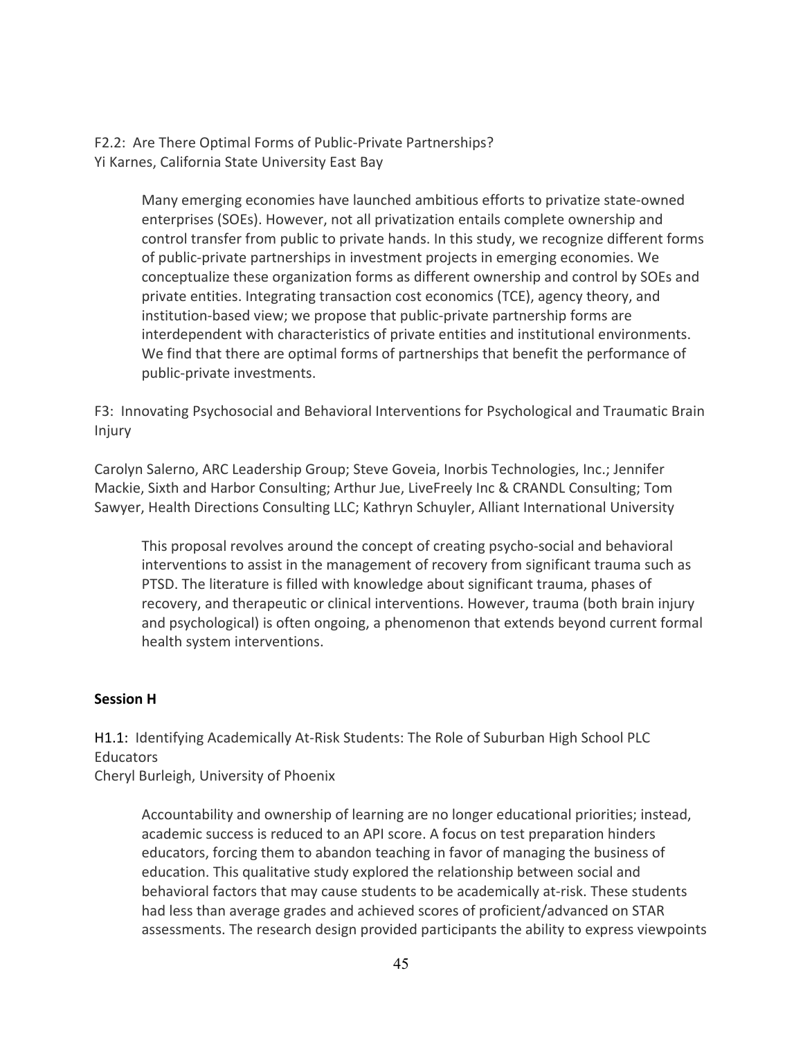F2.2: Are There Optimal Forms of Public-Private Partnerships?
Yi Karnes, California State University East Bay

> Many emerging economies have launched ambitious efforts to privatize state-owned enterprises (SOEs). However, not all privatization entails complete ownership and control transfer from public to private hands. In this study, we recognize different forms of public-private partnerships in investment projects in emerging economies. We conceptualize these organization forms as different ownership and control by SOEs and private entities. Integrating transaction cost economics (TCE), agency theory, and institution-based view; we propose that public-private partnership forms are interdependent with characteristics of private entities and institutional environments. We find that there are optimal forms of partnerships that benefit the performance of public-private investments.

F3: Innovating Psychosocial and Behavioral Interventions for Psychological and Traumatic Brain Injury

Carolyn Salerno, ARC Leadership Group; Steve Goveia, Inorbis Technologies, Inc.; Jennifer Mackie, Sixth and Harbor Consulting; Arthur Jue, LiveFreely Inc & CRANDL Consulting; Tom Sawyer, Health Directions Consulting LLC; Kathryn Schuyler, Alliant International University

> This proposal revolves around the concept of creating psycho-social and behavioral interventions to assist in the management of recovery from significant trauma such as PTSD. The literature is filled with knowledge about significant trauma, phases of recovery, and therapeutic or clinical interventions. However, trauma (both brain injury and psychological) is often ongoing, a phenomenon that extends beyond current formal health system interventions.

## Session H

H1.1: Identifying Academically At-Risk Students: The Role of Suburban High School PLC Educators
Cheryl Burleigh, University of Phoenix

> Accountability and ownership of learning are no longer educational priorities; instead, academic success is reduced to an API score. A focus on test preparation hinders educators, forcing them to abandon teaching in favor of managing the business of education. This qualitative study explored the relationship between social and behavioral factors that may cause students to be academically at-risk. These students had less than average grades and achieved scores of proficient/advanced on STAR assessments. The research design provided participants the ability to express viewpoints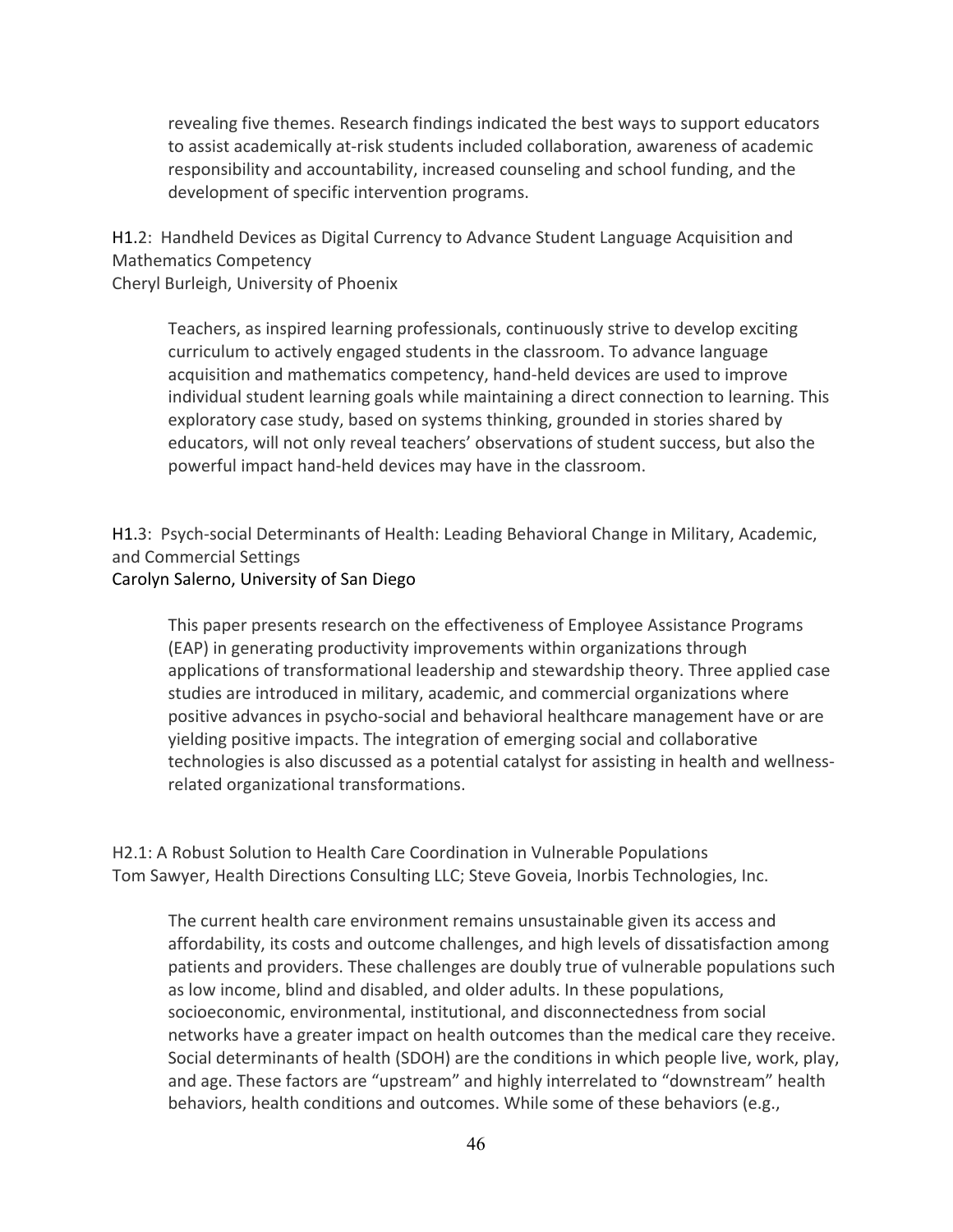revealing five themes. Research findings indicated the best ways to support educators to assist academically at-risk students included collaboration, awareness of academic responsibility and accountability, increased counseling and school funding, and the development of specific intervention programs.

H1.2: Handheld Devices as Digital Currency to Advance Student Language Acquisition and Mathematics Competency
Cheryl Burleigh, University of Phoenix

> Teachers, as inspired learning professionals, continuously strive to develop exciting curriculum to actively engaged students in the classroom. To advance language acquisition and mathematics competency, hand-held devices are used to improve individual student learning goals while maintaining a direct connection to learning. This exploratory case study, based on systems thinking, grounded in stories shared by educators, will not only reveal teachers' observations of student success, but also the powerful impact hand-held devices may have in the classroom.

H1.3: Psych-social Determinants of Health: Leading Behavioral Change in Military, Academic, and Commercial Settings
Carolyn Salerno, University of San Diego

> This paper presents research on the effectiveness of Employee Assistance Programs (EAP) in generating productivity improvements within organizations through applications of transformational leadership and stewardship theory. Three applied case studies are introduced in military, academic, and commercial organizations where positive advances in psycho-social and behavioral healthcare management have or are yielding positive impacts. The integration of emerging social and collaborative technologies is also discussed as a potential catalyst for assisting in health and wellness-related organizational transformations.

H2.1: A Robust Solution to Health Care Coordination in Vulnerable Populations
Tom Sawyer, Health Directions Consulting LLC; Steve Goveia, Inorbis Technologies, Inc.

> The current health care environment remains unsustainable given its access and affordability, its costs and outcome challenges, and high levels of dissatisfaction among patients and providers. These challenges are doubly true of vulnerable populations such as low income, blind and disabled, and older adults. In these populations, socioeconomic, environmental, institutional, and disconnectedness from social networks have a greater impact on health outcomes than the medical care they receive. Social determinants of health (SDOH) are the conditions in which people live, work, play, and age. These factors are "upstream" and highly interrelated to "downstream" health behaviors, health conditions and outcomes. While some of these behaviors (e.g.,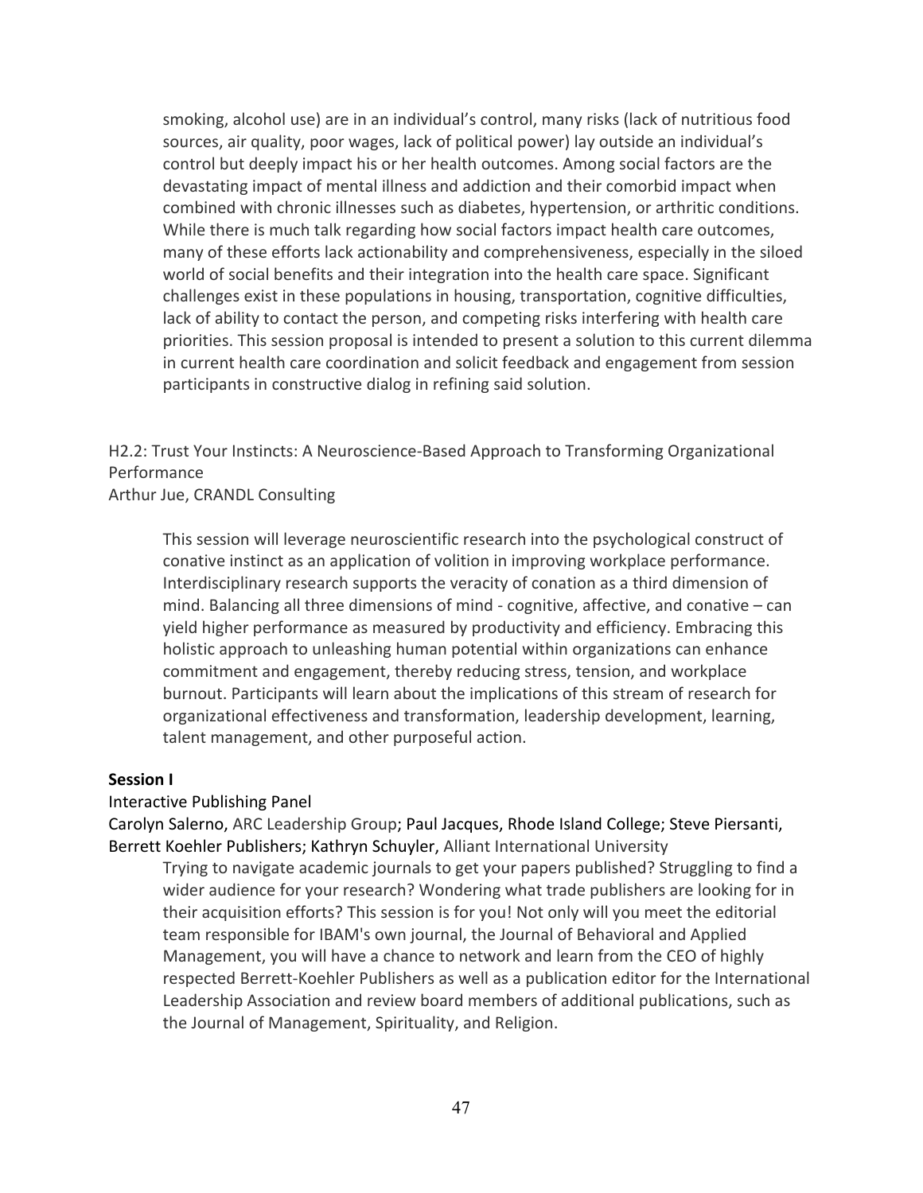smoking, alcohol use) are in an individual's control, many risks (lack of nutritious food sources, air quality, poor wages, lack of political power) lay outside an individual's control but deeply impact his or her health outcomes. Among social factors are the devastating impact of mental illness and addiction and their comorbid impact when combined with chronic illnesses such as diabetes, hypertension, or arthritic conditions. While there is much talk regarding how social factors impact health care outcomes, many of these efforts lack actionability and comprehensiveness, especially in the siloed world of social benefits and their integration into the health care space. Significant challenges exist in these populations in housing, transportation, cognitive difficulties, lack of ability to contact the person, and competing risks interfering with health care priorities. This session proposal is intended to present a solution to this current dilemma in current health care coordination and solicit feedback and engagement from session participants in constructive dialog in refining said solution.

H2.2: Trust Your Instincts: A Neuroscience-Based Approach to Transforming Organizational Performance
Arthur Jue, CRANDL Consulting

This session will leverage neuroscientific research into the psychological construct of conative instinct as an application of volition in improving workplace performance. Interdisciplinary research supports the veracity of conation as a third dimension of mind. Balancing all three dimensions of mind - cognitive, affective, and conative – can yield higher performance as measured by productivity and efficiency. Embracing this holistic approach to unleashing human potential within organizations can enhance commitment and engagement, thereby reducing stress, tension, and workplace burnout. Participants will learn about the implications of this stream of research for organizational effectiveness and transformation, leadership development, learning, talent management, and other purposeful action.

**Session I**

Interactive Publishing Panel
Carolyn Salerno, ARC Leadership Group; Paul Jacques, Rhode Island College; Steve Piersanti, Berrett Koehler Publishers; Kathryn Schuyler, Alliant International University

Trying to navigate academic journals to get your papers published? Struggling to find a wider audience for your research? Wondering what trade publishers are looking for in their acquisition efforts? This session is for you! Not only will you meet the editorial team responsible for IBAM's own journal, the Journal of Behavioral and Applied Management, you will have a chance to network and learn from the CEO of highly respected Berrett-Koehler Publishers as well as a publication editor for the International Leadership Association and review board members of additional publications, such as the Journal of Management, Spirituality, and Religion.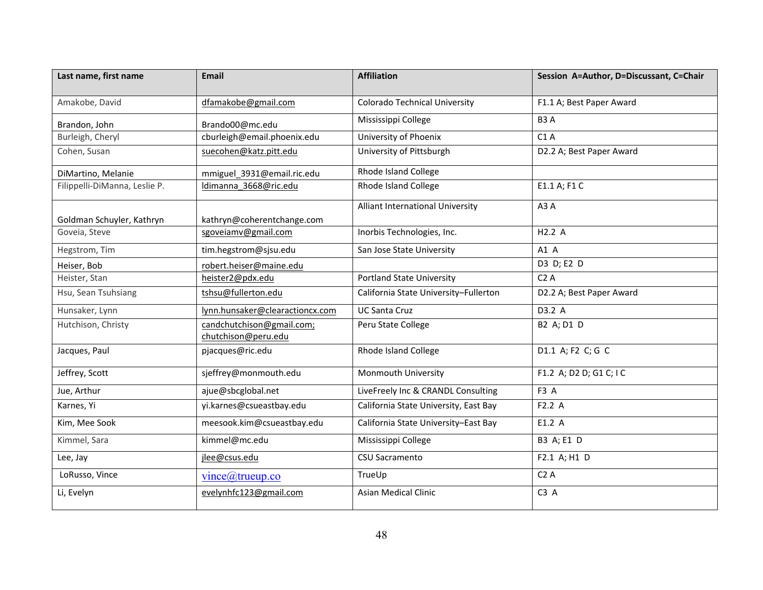| Last name, first name | Email | Affiliation | Session A=Author, D=Discussant, C=Chair |
|---|---|---|---|
| Amakobe, David | dfamakobe@gmail.com | Colorado Technical University | F1.1 A; Best Paper Award |
| Brandon, John | Brando00@mc.edu | Mississippi College | B3 A |
| Burleigh, Cheryl | cburleigh@email.phoenix.edu | University of Phoenix | C1 A |
| Cohen, Susan | suecohen@katz.pitt.edu | University of Pittsburgh | D2.2 A; Best Paper Award |
| DiMartino, Melanie | mmiguel_3931@email.ric.edu | Rhode Island College | |
| Filippelli-DiManna, Leslie P. | ldimanna_3668@ric.edu | Rhode Island College | E1.1 A; F1 C |
| Goldman Schuyler, Kathryn | kathryn@coherentchange.com | Alliant International University | A3 A |
| Goveia, Steve | sgoveiamv@gmail.com | Inorbis Technologies, Inc. | H2.2 A |
| Hegstrom, Tim | tim.hegstrom@sjsu.edu | San Jose State University | A1 A |
| Heiser, Bob | robert.heiser@maine.edu | | D3 D; E2 D |
| Heister, Stan | heister2@pdx.edu | Portland State University | C2 A |
| Hsu, Sean Tsuhsiang | tshsu@fullerton.edu | California State University–Fullerton | D2.2 A; Best Paper Award |
| Hunsaker, Lynn | lynn.hunsaker@clearactioncx.com | UC Santa Cruz | D3.2 A |
| Hutchison, Christy | candchutchison@gmail.com; chutchison@peru.edu | Peru State College | B2 A; D1 D |
| Jacques, Paul | pjacques@ric.edu | Rhode Island College | D1.1 A; F2 C; G C |
| Jeffrey, Scott | sjeffrey@monmouth.edu | Monmouth University | F1.2 A; D2 D; G1 C; I C |
| Jue, Arthur | ajue@sbcglobal.net | LiveFreely Inc & CRANDL Consulting | F3 A |
| Karnes, Yi | yi.karnes@csueastbay.edu | California State University, East Bay | F2.2 A |
| Kim, Mee Sook | meesook.kim@csueastbay.edu | California State University–East Bay | E1.2 A |
| Kimmel, Sara | kimmel@mc.edu | Mississippi College | B3 A; E1 D |
| Lee, Jay | jlee@csus.edu | CSU Sacramento | F2.1 A; H1 D |
| LoRusso, Vince | vince@trueup.co | TrueUp | C2 A |
| Li, Evelyn | evelynhfc123@gmail.com | Asian Medical Clinic | C3 A |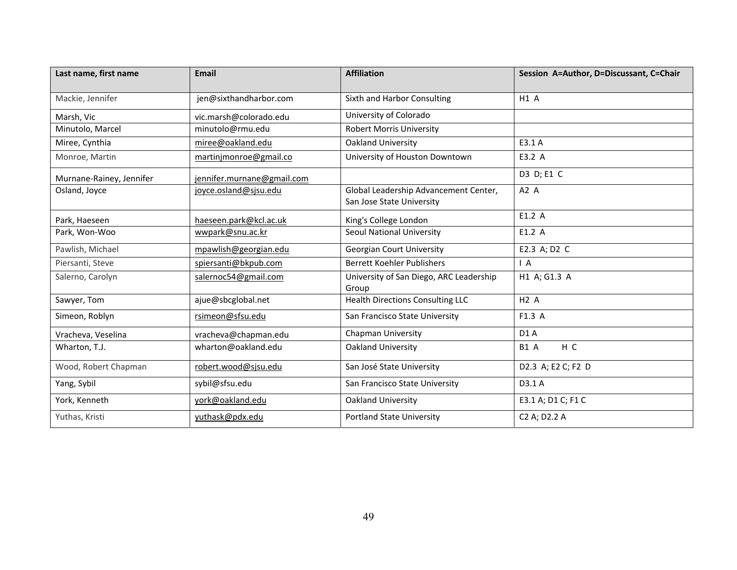| Last name, first name | Email | Affiliation | Session A=Author, D=Discussant, C=Chair |
|---|---|---|---|
| Mackie, Jennifer | jen@sixthandharbor.com | Sixth and Harbor Consulting | H1 A |
| Marsh, Vic | vic.marsh@colorado.edu | University of Colorado | |
| Minutolo, Marcel | minutolo@rmu.edu | Robert Morris University | |
| Miree, Cynthia | miree@oakland.edu | Oakland University | E3.1 A |
| Monroe, Martin | martinjmonroe@gmail.co | University of Houston Downtown | E3.2 A |
| Murnane-Rainey, Jennifer | jennifer.murnane@gmail.com | | D3 D; E1 C |
| Osland, Joyce | joyce.osland@sjsu.edu | Global Leadership Advancement Center, San Jose State University | A2 A |
| Park, Haeseen | haeseen.park@kcl.ac.uk | King's College London | E1.2 A |
| Park, Won-Woo | wwpark@snu.ac.kr | Seoul National University | E1.2 A |
| Pawlish, Michael | mpawlish@georgian.edu | Georgian Court University | E2.3 A; D2 C |
| Piersanti, Steve | spiersanti@bkpub.com | Berrett Koehler Publishers | I A |
| Salerno, Carolyn | salernoc54@gmail.com | University of San Diego, ARC Leadership Group | H1 A; G1.3 A |
| Sawyer, Tom | ajue@sbcglobal.net | Health Directions Consulting LLC | H2 A |
| Simeon, Roblyn | rsimeon@sfsu.edu | San Francisco State University | F1.3 A |
| Vracheva, Veselina | vracheva@chapman.edu | Chapman University | D1 A |
| Wharton, T.J. | wharton@oakland.edu | Oakland University | B1 A H C |
| Wood, Robert Chapman | robert.wood@sjsu.edu | San José State University | D2.3 A; E2 C; F2 D |
| Yang, Sybil | sybil@sfsu.edu | San Francisco State University | D3.1 A |
| York, Kenneth | york@oakland.edu | Oakland University | E3.1 A; D1 C; F1 C |
| Yuthas, Kristi | yuthask@pdx.edu | Portland State University | C2 A; D2.2 A |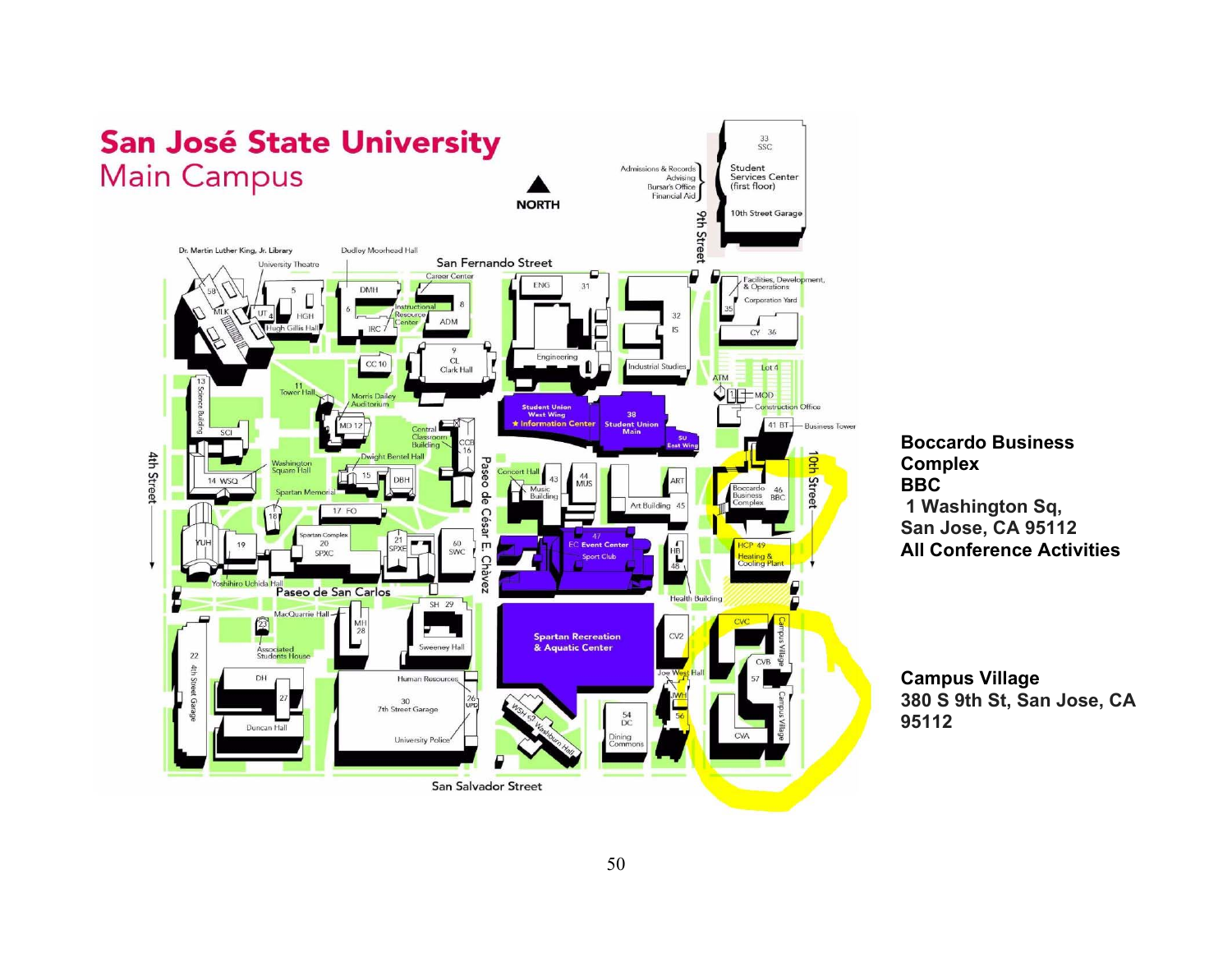# San José State University
## Main Campus

NORTH

Admissions & Records
Advising
Bursar's Office
Financial Aid

33
SSC
Student Services Center (first floor)

10th Street Garage

9th Street

Dr. Martin Luther King, Jr. Library

Dudley Moorhead Hall

University Theatre

San Fernando Street

Career Center

58 MLK 5 UT 4 HGH Hugh Gillis Hall

DMH 6 8 Instructional Resource Center IRC 7 ADM

ENG 31 Engineering

32 IS Industrial Studies

Facilities, Development, & Operations
Corporation Yard
35 CY 36

Lot 4

ATM

1 MOD Construction Office

41 BT Business Tower

CC 10

9 CL Clark Hall

13 Science Building

11 Tower Hall

Morris Dailey Auditorium

MD 12

SCI

Central Classroom Building CCB 16

Student Union West Wing ★ Information Center

38 Student Union Main

SU East Wing

Dwight Bentel Hall

Washington Square Hall

14 WSQ

15 DBH

Spartan Memorial

18

17 FO

Concert Hall

Music Building 43

44 MUS

ART

Art Building 45

Boccardo Business Complex 46 BBC

10th Street

4th Street

Paseo de César E. Chávez

YUH 19

Spartan Complex 20 SPXC

21 SPXE

60 SWC

47 EC Event Center Sport Club

HB 48

HCP 49 Heating & Cooling Plant

Yoshihiro Uchida Hall

Paseo de San Carlos

Health Building

MacQuarrie Hall

23 MH 28

SH 29 Sweeney Hall

Spartan Recreation & Aquatic Center

CVC

CV2

Campus Village

Associated Students House

22 4th Street Garage

DH 27 Duncan Hall

Human Resources

30 7th Street Garage

26 UPD

University Police

WSH 53 Washburn Hall

Joe West Hall

JWH

56

54 DC Dining Commons

CVB 57

CVA

San Salvador Street

**Boccardo Business Complex**
**BBC**
**1 Washington Sq, San Jose, CA 95112**
**All Conference Activities**

**Campus Village**
**380 S 9th St, San Jose, CA 95112**